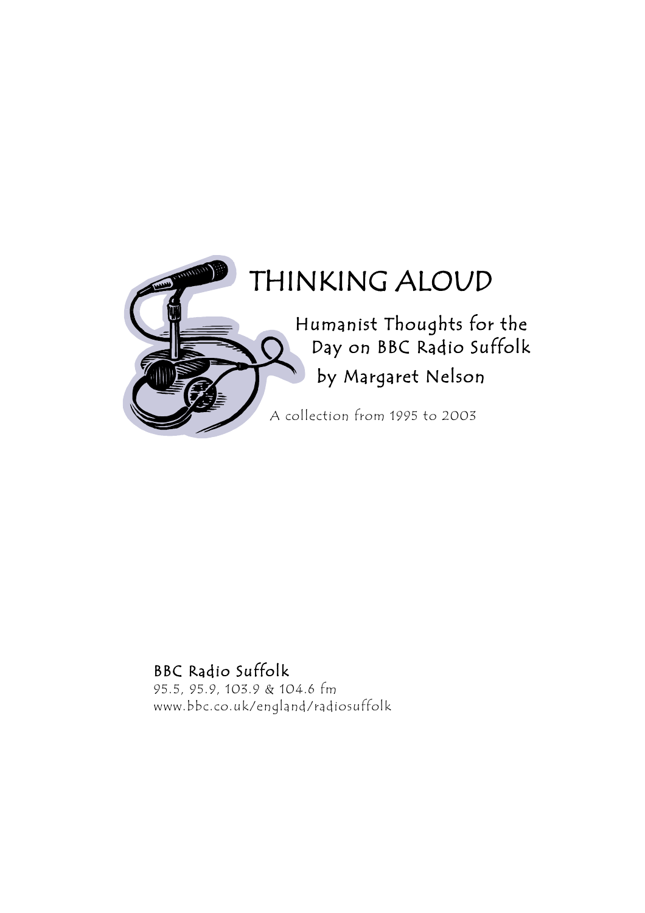# THINKING ALOUD

## Humanist Thoughts for the Day on BBC Radio Suffolk

## by Margaret Nelson

*A collection from 1995 to 2003*

**BBC Radio Suffolk**

*95.5, 95.9, 103.9 & 104.6 fm*

*www.bbc.co.uk/england/radiosuffolk*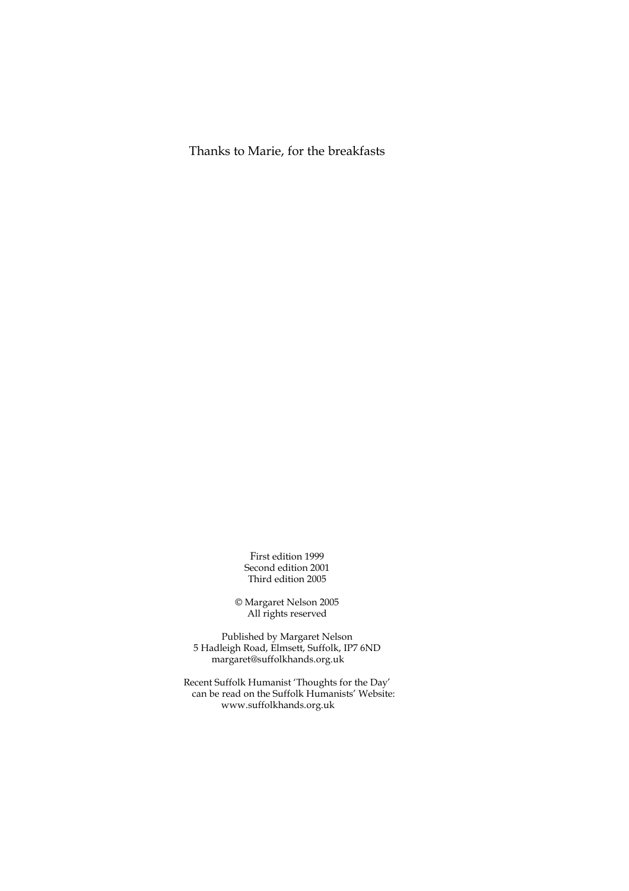Thanks to Marie, for the breakfasts

First edition 1999
Second edition 2001
Third edition 2005

© Margaret Nelson 2005
All rights reserved

Published by Margaret Nelson
5 Hadleigh Road, Elmsett, Suffolk, IP7 6ND
margaret@suffolkhands.org.uk

Recent Suffolk Humanist 'Thoughts for the Day'
can be read on the Suffolk Humanists' Website:
www.suffolkhands.org.uk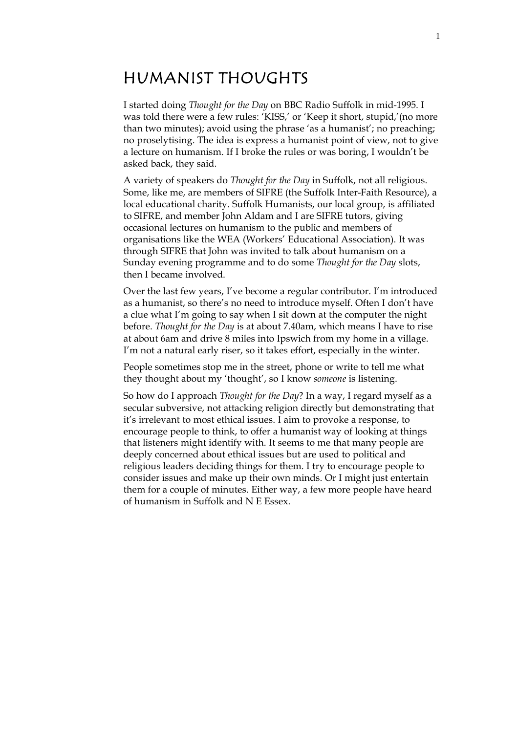# HUMANIST THOUGHTS

I started doing *Thought for the Day* on BBC Radio Suffolk in mid-1995. I was told there were a few rules: 'KISS,' or 'Keep it short, stupid,'(no more than two minutes); avoid using the phrase 'as a humanist'; no preaching; no proselytising. The idea is express a humanist point of view, not to give a lecture on humanism. If I broke the rules or was boring, I wouldn't be asked back, they said.

A variety of speakers do *Thought for the Day* in Suffolk, not all religious. Some, like me, are members of SIFRE (the Suffolk Inter-Faith Resource), a local educational charity. Suffolk Humanists, our local group, is affiliated to SIFRE, and member John Aldam and I are SIFRE tutors, giving occasional lectures on humanism to the public and members of organisations like the WEA (Workers' Educational Association). It was through SIFRE that John was invited to talk about humanism on a Sunday evening programme and to do some *Thought for the Day* slots, then I became involved.

Over the last few years, I've become a regular contributor. I'm introduced as a humanist, so there's no need to introduce myself. Often I don't have a clue what I'm going to say when I sit down at the computer the night before. *Thought for the Day* is at about 7.40am, which means I have to rise at about 6am and drive 8 miles into Ipswich from my home in a village. I'm not a natural early riser, so it takes effort, especially in the winter.

People sometimes stop me in the street, phone or write to tell me what they thought about my 'thought', so I know *someone* is listening.

So how do I approach *Thought for the Day*? In a way, I regard myself as a secular subversive, not attacking religion directly but demonstrating that it's irrelevant to most ethical issues. I aim to provoke a response, to encourage people to think, to offer a humanist way of looking at things that listeners might identify with. It seems to me that many people are deeply concerned about ethical issues but are used to political and religious leaders deciding things for them. I try to encourage people to consider issues and make up their own minds. Or I might just entertain them for a couple of minutes. Either way, a few more people have heard of humanism in Suffolk and N E Essex.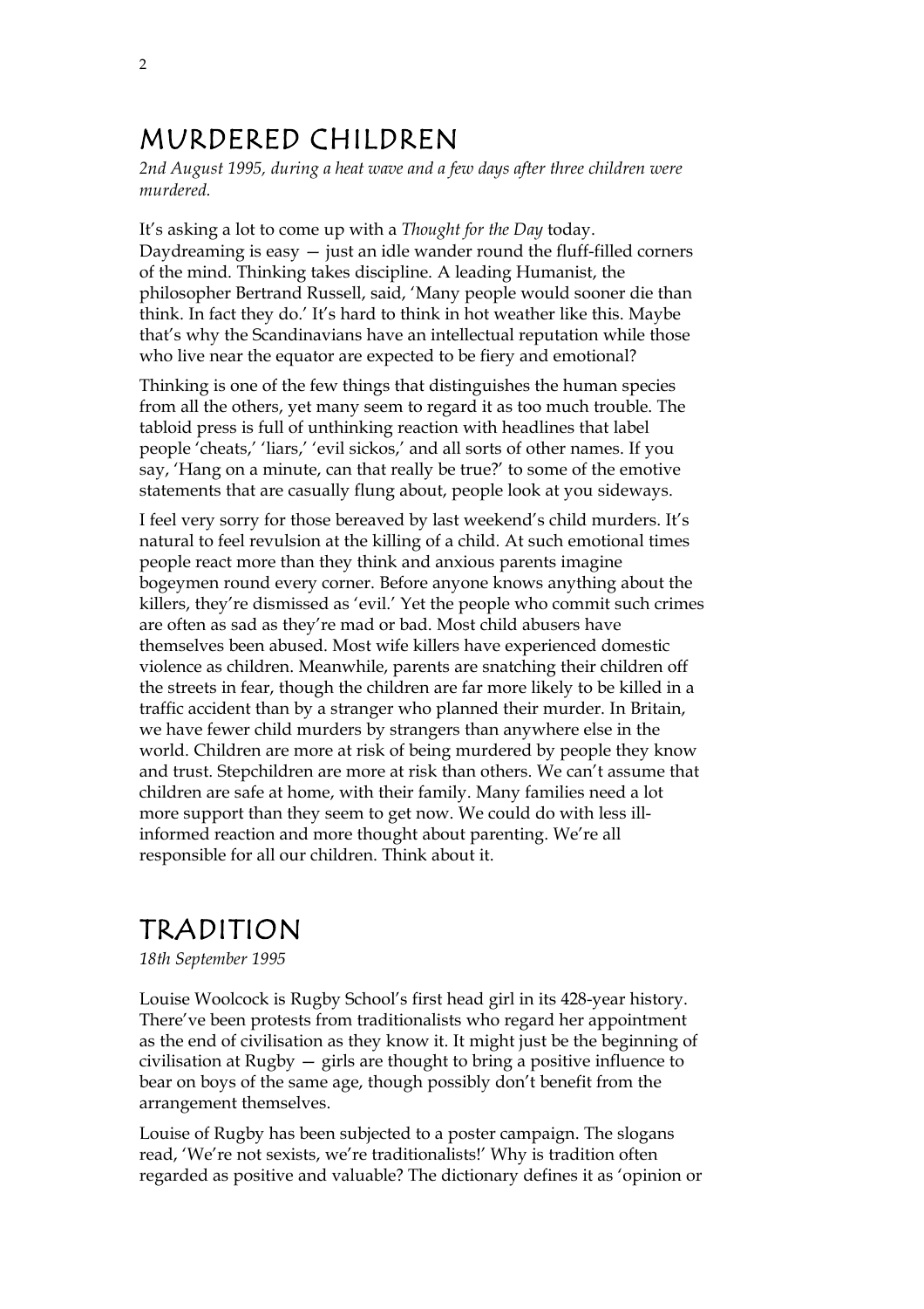# MURDERED CHILDREN

*2nd August 1995, during a heat wave and a few days after three children were murdered.*

It's asking a lot to come up with a *Thought for the Day* today. Daydreaming is easy — just an idle wander round the fluff-filled corners of the mind. Thinking takes discipline. A leading Humanist, the philosopher Bertrand Russell, said, 'Many people would sooner die than think. In fact they do.' It's hard to think in hot weather like this. Maybe that's why the Scandinavians have an intellectual reputation while those who live near the equator are expected to be fiery and emotional?

Thinking is one of the few things that distinguishes the human species from all the others, yet many seem to regard it as too much trouble. The tabloid press is full of unthinking reaction with headlines that label people 'cheats,' 'liars,' 'evil sickos,' and all sorts of other names. If you say, 'Hang on a minute, can that really be true?' to some of the emotive statements that are casually flung about, people look at you sideways.

I feel very sorry for those bereaved by last weekend's child murders. It's natural to feel revulsion at the killing of a child. At such emotional times people react more than they think and anxious parents imagine bogeymen round every corner. Before anyone knows anything about the killers, they're dismissed as 'evil.' Yet the people who commit such crimes are often as sad as they're mad or bad. Most child abusers have themselves been abused. Most wife killers have experienced domestic violence as children. Meanwhile, parents are snatching their children off the streets in fear, though the children are far more likely to be killed in a traffic accident than by a stranger who planned their murder. In Britain, we have fewer child murders by strangers than anywhere else in the world. Children are more at risk of being murdered by people they know and trust. Stepchildren are more at risk than others. We can't assume that children are safe at home, with their family. Many families need a lot more support than they seem to get now. We could do with less ill-informed reaction and more thought about parenting. We're all responsible for all our children. Think about it.

# TRADITION

*18th September 1995*

Louise Woolcock is Rugby School's first head girl in its 428-year history. There've been protests from traditionalists who regard her appointment as the end of civilisation as they know it. It might just be the beginning of civilisation at Rugby — girls are thought to bring a positive influence to bear on boys of the same age, though possibly don't benefit from the arrangement themselves.

Louise of Rugby has been subjected to a poster campaign. The slogans read, 'We're not sexists, we're traditionalists!' Why is tradition often regarded as positive and valuable? The dictionary defines it as 'opinion or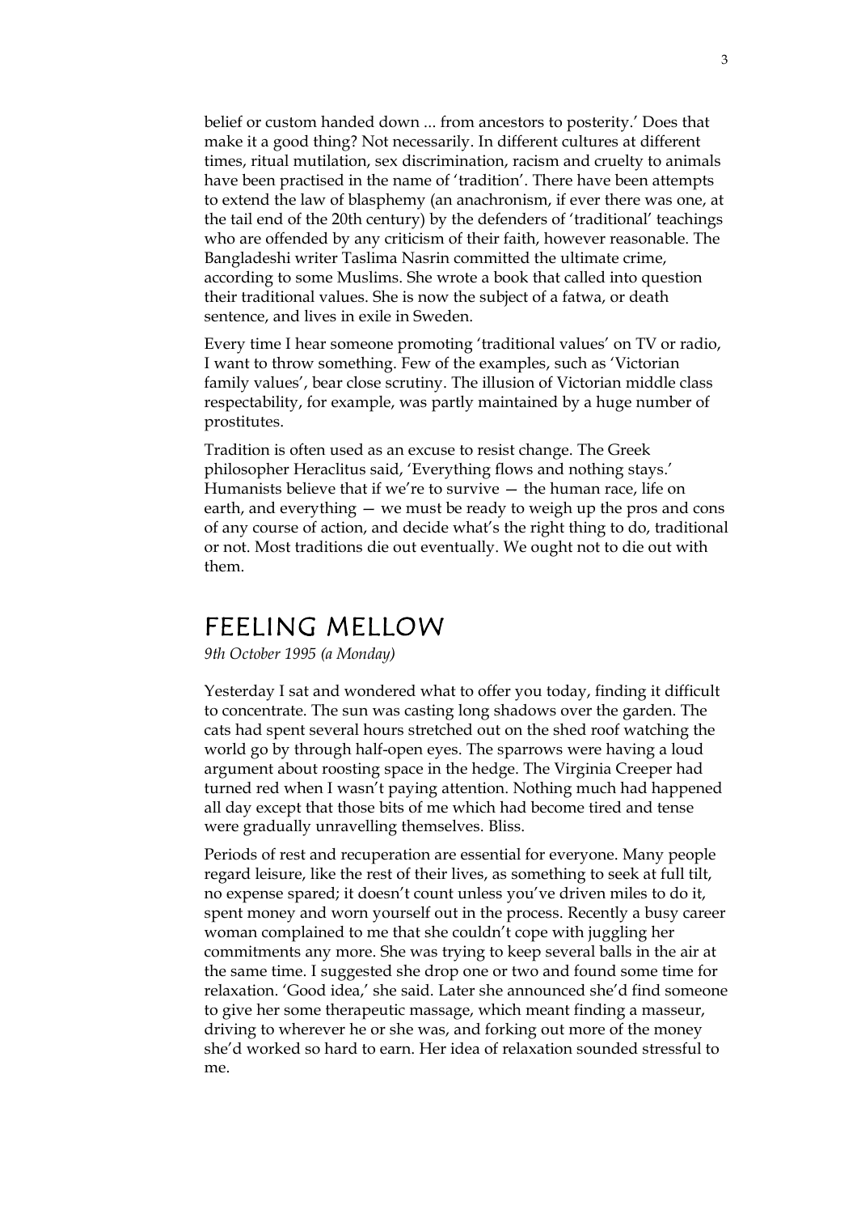belief or custom handed down ... from ancestors to posterity.' Does that make it a good thing? Not necessarily. In different cultures at different times, ritual mutilation, sex discrimination, racism and cruelty to animals have been practised in the name of 'tradition'. There have been attempts to extend the law of blasphemy (an anachronism, if ever there was one, at the tail end of the 20th century) by the defenders of 'traditional' teachings who are offended by any criticism of their faith, however reasonable. The Bangladeshi writer Taslima Nasrin committed the ultimate crime, according to some Muslims. She wrote a book that called into question their traditional values. She is now the subject of a fatwa, or death sentence, and lives in exile in Sweden.

Every time I hear someone promoting 'traditional values' on TV or radio, I want to throw something. Few of the examples, such as 'Victorian family values', bear close scrutiny. The illusion of Victorian middle class respectability, for example, was partly maintained by a huge number of prostitutes.

Tradition is often used as an excuse to resist change. The Greek philosopher Heraclitus said, 'Everything flows and nothing stays.' Humanists believe that if we're to survive — the human race, life on earth, and everything — we must be ready to weigh up the pros and cons of any course of action, and decide what's the right thing to do, traditional or not. Most traditions die out eventually. We ought not to die out with them.

## FEELING MELLOW

*9th October 1995 (a Monday)*

Yesterday I sat and wondered what to offer you today, finding it difficult to concentrate. The sun was casting long shadows over the garden. The cats had spent several hours stretched out on the shed roof watching the world go by through half-open eyes. The sparrows were having a loud argument about roosting space in the hedge. The Virginia Creeper had turned red when I wasn't paying attention. Nothing much had happened all day except that those bits of me which had become tired and tense were gradually unravelling themselves. Bliss.

Periods of rest and recuperation are essential for everyone. Many people regard leisure, like the rest of their lives, as something to seek at full tilt, no expense spared; it doesn't count unless you've driven miles to do it, spent money and worn yourself out in the process. Recently a busy career woman complained to me that she couldn't cope with juggling her commitments any more. She was trying to keep several balls in the air at the same time. I suggested she drop one or two and found some time for relaxation. 'Good idea,' she said. Later she announced she'd find someone to give her some therapeutic massage, which meant finding a masseur, driving to wherever he or she was, and forking out more of the money she'd worked so hard to earn. Her idea of relaxation sounded stressful to me.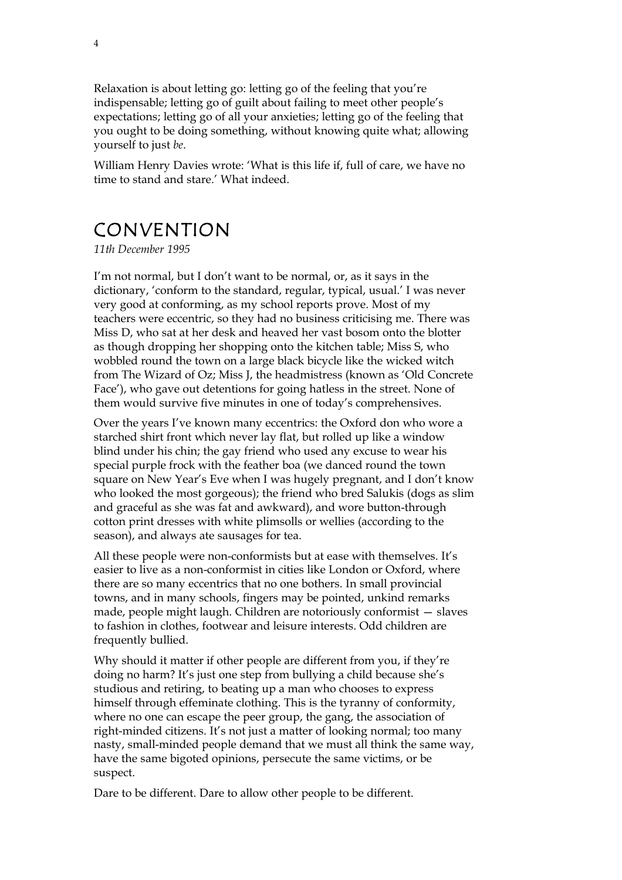Relaxation is about letting go: letting go of the feeling that you're indispensable; letting go of guilt about failing to meet other people's expectations; letting go of all your anxieties; letting go of the feeling that you ought to be doing something, without knowing quite what; allowing yourself to just *be*.

William Henry Davies wrote: 'What is this life if, full of care, we have no time to stand and stare.' What indeed.

## CONVENTION

*11th December 1995*

I'm not normal, but I don't want to be normal, or, as it says in the dictionary, 'conform to the standard, regular, typical, usual.' I was never very good at conforming, as my school reports prove. Most of my teachers were eccentric, so they had no business criticising me. There was Miss D, who sat at her desk and heaved her vast bosom onto the blotter as though dropping her shopping onto the kitchen table; Miss S, who wobbled round the town on a large black bicycle like the wicked witch from The Wizard of Oz; Miss J, the headmistress (known as 'Old Concrete Face'), who gave out detentions for going hatless in the street. None of them would survive five minutes in one of today's comprehensives.

Over the years I've known many eccentrics: the Oxford don who wore a starched shirt front which never lay flat, but rolled up like a window blind under his chin; the gay friend who used any excuse to wear his special purple frock with the feather boa (we danced round the town square on New Year's Eve when I was hugely pregnant, and I don't know who looked the most gorgeous); the friend who bred Salukis (dogs as slim and graceful as she was fat and awkward), and wore button-through cotton print dresses with white plimsolls or wellies (according to the season), and always ate sausages for tea.

All these people were non-conformists but at ease with themselves. It's easier to live as a non-conformist in cities like London or Oxford, where there are so many eccentrics that no one bothers. In small provincial towns, and in many schools, fingers may be pointed, unkind remarks made, people might laugh. Children are notoriously conformist — slaves to fashion in clothes, footwear and leisure interests. Odd children are frequently bullied.

Why should it matter if other people are different from you, if they're doing no harm? It's just one step from bullying a child because she's studious and retiring, to beating up a man who chooses to express himself through effeminate clothing. This is the tyranny of conformity, where no one can escape the peer group, the gang, the association of right-minded citizens. It's not just a matter of looking normal; too many nasty, small-minded people demand that we must all think the same way, have the same bigoted opinions, persecute the same victims, or be suspect.

Dare to be different. Dare to allow other people to be different.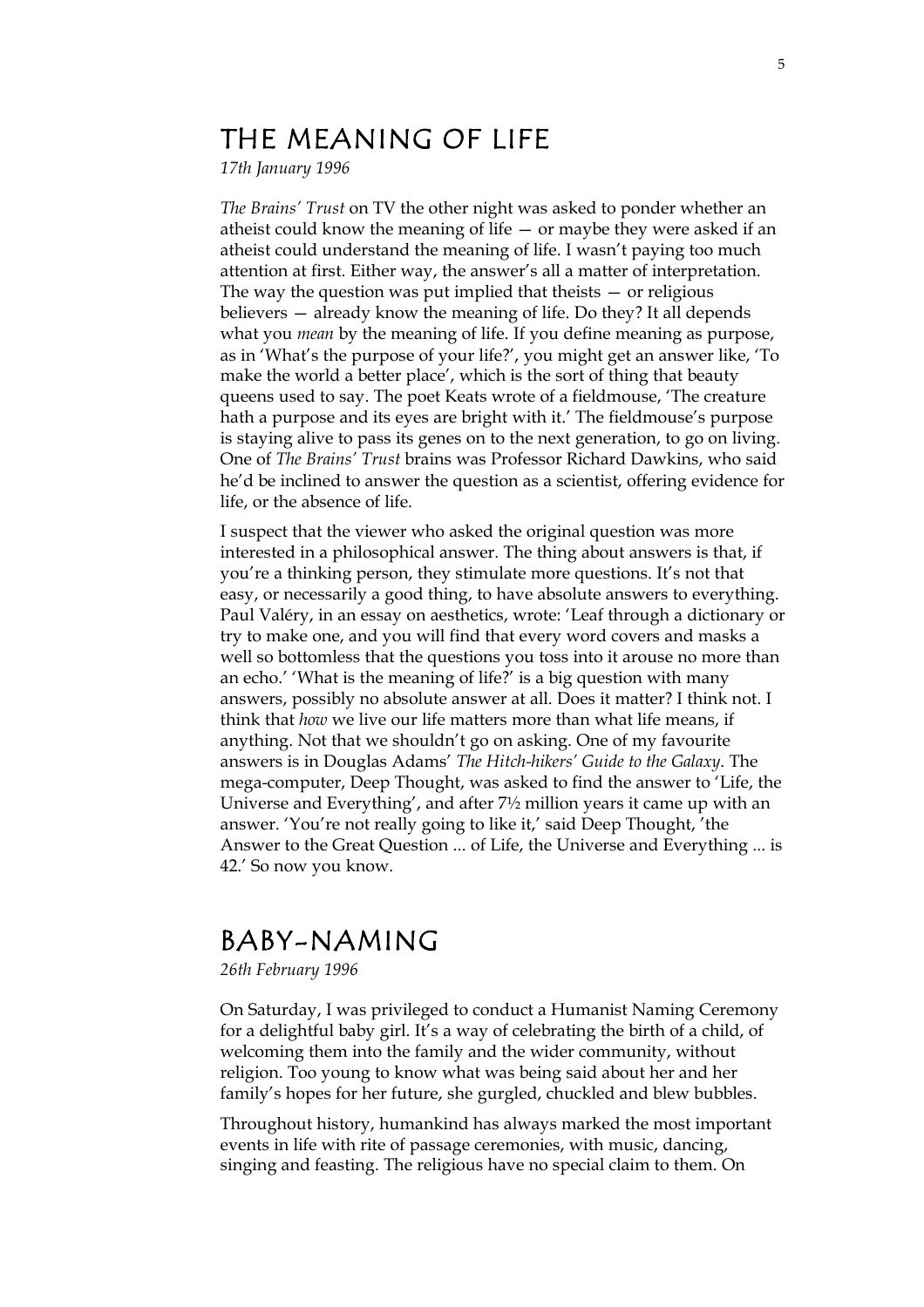# THE MEANING OF LIFE

*17th January 1996*

*The Brains' Trust* on TV the other night was asked to ponder whether an atheist could know the meaning of life — or maybe they were asked if an atheist could understand the meaning of life. I wasn't paying too much attention at first. Either way, the answer's all a matter of interpretation. The way the question was put implied that theists — or religious believers — already know the meaning of life. Do they? It all depends what you *mean* by the meaning of life. If you define meaning as purpose, as in 'What's the purpose of your life?', you might get an answer like, 'To make the world a better place', which is the sort of thing that beauty queens used to say. The poet Keats wrote of a fieldmouse, 'The creature hath a purpose and its eyes are bright with it.' The fieldmouse's purpose is staying alive to pass its genes on to the next generation, to go on living. One of *The Brains' Trust* brains was Professor Richard Dawkins, who said he'd be inclined to answer the question as a scientist, offering evidence for life, or the absence of life.

I suspect that the viewer who asked the original question was more interested in a philosophical answer. The thing about answers is that, if you're a thinking person, they stimulate more questions. It's not that easy, or necessarily a good thing, to have absolute answers to everything. Paul Valéry, in an essay on aesthetics, wrote: 'Leaf through a dictionary or try to make one, and you will find that every word covers and masks a well so bottomless that the questions you toss into it arouse no more than an echo.' 'What is the meaning of life?' is a big question with many answers, possibly no absolute answer at all. Does it matter? I think not. I think that *how* we live our life matters more than what life means, if anything. Not that we shouldn't go on asking. One of my favourite answers is in Douglas Adams' *The Hitch-hikers' Guide to the Galaxy*. The mega-computer, Deep Thought, was asked to find the answer to 'Life, the Universe and Everything', and after 7½ million years it came up with an answer. 'You're not really going to like it,' said Deep Thought, 'the Answer to the Great Question ... of Life, the Universe and Everything ... is 42.' So now you know.

# BABY-NAMING

*26th February 1996*

On Saturday, I was privileged to conduct a Humanist Naming Ceremony for a delightful baby girl. It's a way of celebrating the birth of a child, of welcoming them into the family and the wider community, without religion. Too young to know what was being said about her and her family's hopes for her future, she gurgled, chuckled and blew bubbles.

Throughout history, humankind has always marked the most important events in life with rite of passage ceremonies, with music, dancing, singing and feasting. The religious have no special claim to them. On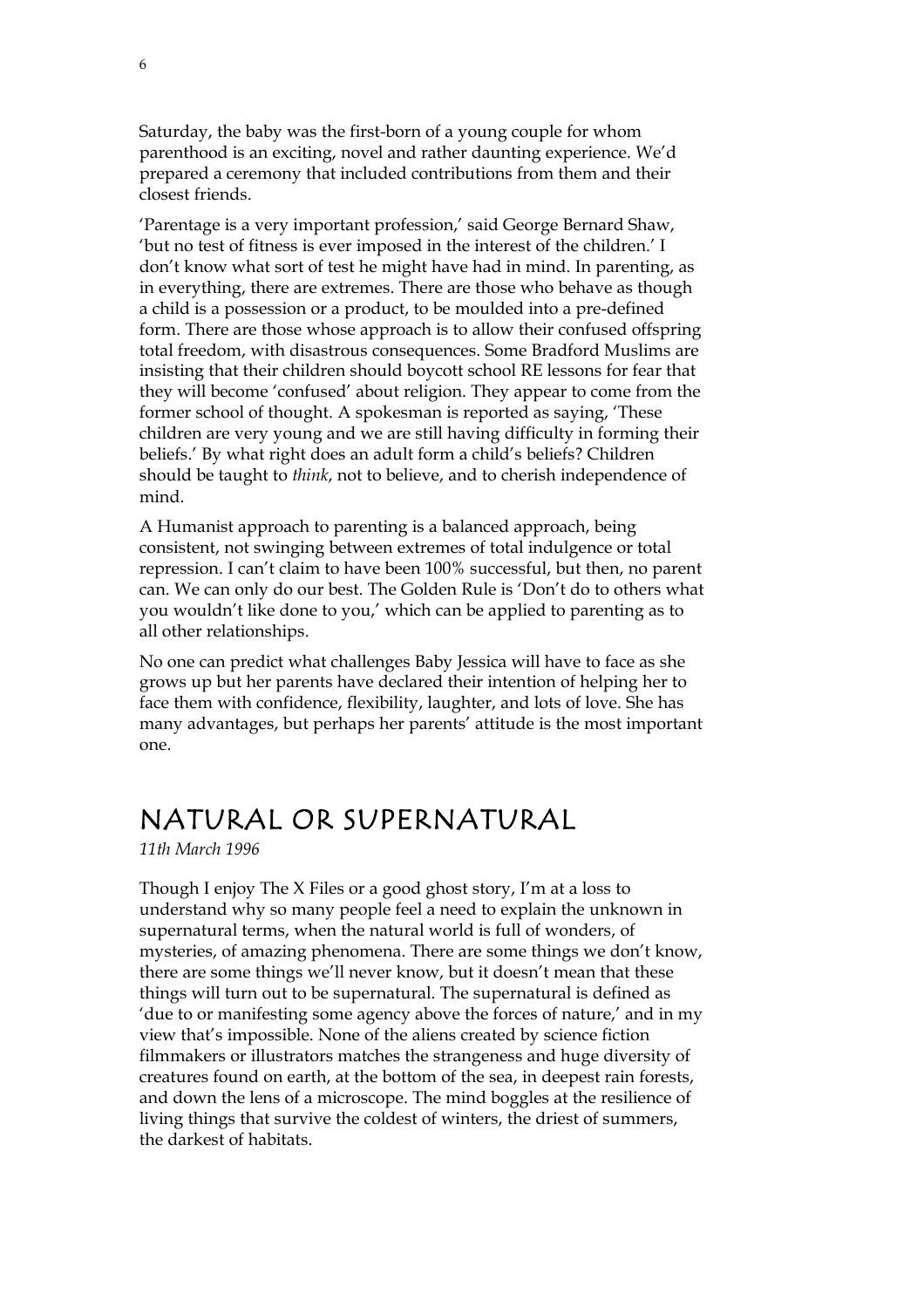Saturday, the baby was the first-born of a young couple for whom parenthood is an exciting, novel and rather daunting experience. We'd prepared a ceremony that included contributions from them and their closest friends.

'Parentage is a very important profession,' said George Bernard Shaw, 'but no test of fitness is ever imposed in the interest of the children.' I don't know what sort of test he might have had in mind. In parenting, as in everything, there are extremes. There are those who behave as though a child is a possession or a product, to be moulded into a pre-defined form. There are those whose approach is to allow their confused offspring total freedom, with disastrous consequences. Some Bradford Muslims are insisting that their children should boycott school RE lessons for fear that they will become 'confused' about religion. They appear to come from the former school of thought. A spokesman is reported as saying, 'These children are very young and we are still having difficulty in forming their beliefs.' By what right does an adult form a child's beliefs? Children should be taught to *think*, not to believe, and to cherish independence of mind.

A Humanist approach to parenting is a balanced approach, being consistent, not swinging between extremes of total indulgence or total repression. I can't claim to have been 100% successful, but then, no parent can. We can only do our best. The Golden Rule is 'Don't do to others what you wouldn't like done to you,' which can be applied to parenting as to all other relationships.

No one can predict what challenges Baby Jessica will have to face as she grows up but her parents have declared their intention of helping her to face them with confidence, flexibility, laughter, and lots of love. She has many advantages, but perhaps her parents' attitude is the most important one.

# NATURAL OR SUPERNATURAL

*11th March 1996*

Though I enjoy The X Files or a good ghost story, I'm at a loss to understand why so many people feel a need to explain the unknown in supernatural terms, when the natural world is full of wonders, of mysteries, of amazing phenomena. There are some things we don't know, there are some things we'll never know, but it doesn't mean that these things will turn out to be supernatural. The supernatural is defined as 'due to or manifesting some agency above the forces of nature,' and in my view that's impossible. None of the aliens created by science fiction filmmakers or illustrators matches the strangeness and huge diversity of creatures found on earth, at the bottom of the sea, in deepest rain forests, and down the lens of a microscope. The mind boggles at the resilience of living things that survive the coldest of winters, the driest of summers, the darkest of habitats.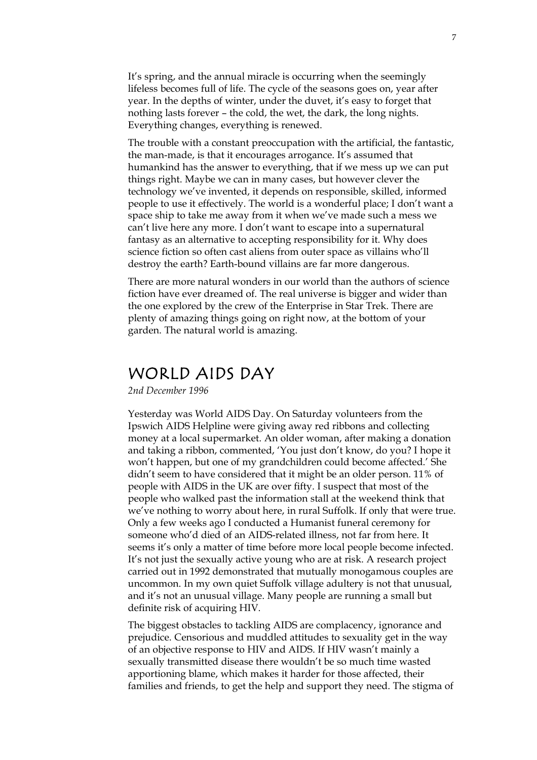It's spring, and the annual miracle is occurring when the seemingly lifeless becomes full of life. The cycle of the seasons goes on, year after year. In the depths of winter, under the duvet, it's easy to forget that nothing lasts forever – the cold, the wet, the dark, the long nights. Everything changes, everything is renewed.

The trouble with a constant preoccupation with the artificial, the fantastic, the man-made, is that it encourages arrogance. It's assumed that humankind has the answer to everything, that if we mess up we can put things right. Maybe we can in many cases, but however clever the technology we've invented, it depends on responsible, skilled, informed people to use it effectively. The world is a wonderful place; I don't want a space ship to take me away from it when we've made such a mess we can't live here any more. I don't want to escape into a supernatural fantasy as an alternative to accepting responsibility for it. Why does science fiction so often cast aliens from outer space as villains who'll destroy the earth? Earth-bound villains are far more dangerous.

There are more natural wonders in our world than the authors of science fiction have ever dreamed of. The real universe is bigger and wider than the one explored by the crew of the Enterprise in Star Trek. There are plenty of amazing things going on right now, at the bottom of your garden. The natural world is amazing.

## WORLD AIDS DAY

*2nd December 1996*

Yesterday was World AIDS Day. On Saturday volunteers from the Ipswich AIDS Helpline were giving away red ribbons and collecting money at a local supermarket. An older woman, after making a donation and taking a ribbon, commented, 'You just don't know, do you? I hope it won't happen, but one of my grandchildren could become affected.' She didn't seem to have considered that it might be an older person. 11% of people with AIDS in the UK are over fifty. I suspect that most of the people who walked past the information stall at the weekend think that we've nothing to worry about here, in rural Suffolk. If only that were true. Only a few weeks ago I conducted a Humanist funeral ceremony for someone who'd died of an AIDS-related illness, not far from here. It seems it's only a matter of time before more local people become infected. It's not just the sexually active young who are at risk. A research project carried out in 1992 demonstrated that mutually monogamous couples are uncommon. In my own quiet Suffolk village adultery is not that unusual, and it's not an unusual village. Many people are running a small but definite risk of acquiring HIV.

The biggest obstacles to tackling AIDS are complacency, ignorance and prejudice. Censorious and muddled attitudes to sexuality get in the way of an objective response to HIV and AIDS. If HIV wasn't mainly a sexually transmitted disease there wouldn't be so much time wasted apportioning blame, which makes it harder for those affected, their families and friends, to get the help and support they need. The stigma of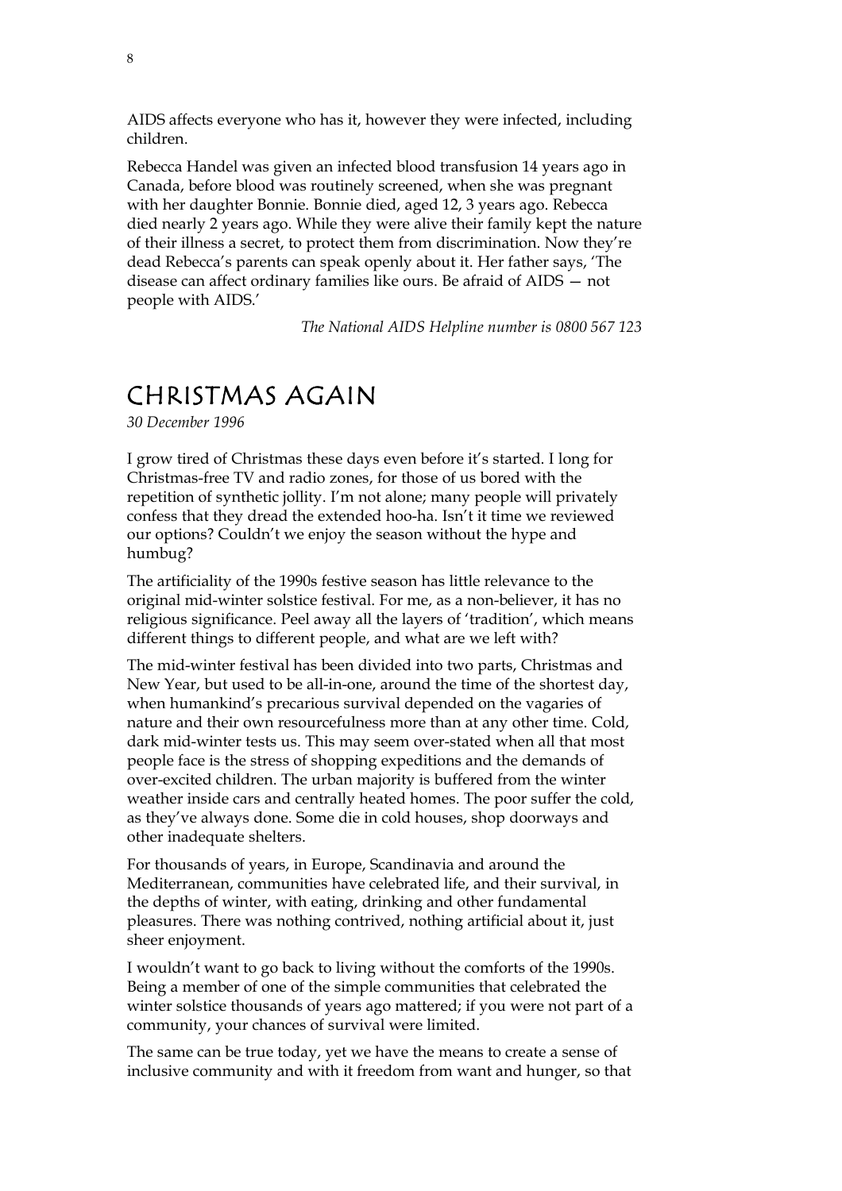AIDS affects everyone who has it, however they were infected, including children.

Rebecca Handel was given an infected blood transfusion 14 years ago in Canada, before blood was routinely screened, when she was pregnant with her daughter Bonnie. Bonnie died, aged 12, 3 years ago. Rebecca died nearly 2 years ago. While they were alive their family kept the nature of their illness a secret, to protect them from discrimination. Now they're dead Rebecca's parents can speak openly about it. Her father says, 'The disease can affect ordinary families like ours. Be afraid of AIDS — not people with AIDS.'

*The National AIDS Helpline number is 0800 567 123*

## CHRISTMAS AGAIN

*30 December 1996*

I grow tired of Christmas these days even before it's started. I long for Christmas-free TV and radio zones, for those of us bored with the repetition of synthetic jollity. I'm not alone; many people will privately confess that they dread the extended hoo-ha. Isn't it time we reviewed our options? Couldn't we enjoy the season without the hype and humbug?

The artificiality of the 1990s festive season has little relevance to the original mid-winter solstice festival. For me, as a non-believer, it has no religious significance. Peel away all the layers of 'tradition', which means different things to different people, and what are we left with?

The mid-winter festival has been divided into two parts, Christmas and New Year, but used to be all-in-one, around the time of the shortest day, when humankind's precarious survival depended on the vagaries of nature and their own resourcefulness more than at any other time. Cold, dark mid-winter tests us. This may seem over-stated when all that most people face is the stress of shopping expeditions and the demands of over-excited children. The urban majority is buffered from the winter weather inside cars and centrally heated homes. The poor suffer the cold, as they've always done. Some die in cold houses, shop doorways and other inadequate shelters.

For thousands of years, in Europe, Scandinavia and around the Mediterranean, communities have celebrated life, and their survival, in the depths of winter, with eating, drinking and other fundamental pleasures. There was nothing contrived, nothing artificial about it, just sheer enjoyment.

I wouldn't want to go back to living without the comforts of the 1990s. Being a member of one of the simple communities that celebrated the winter solstice thousands of years ago mattered; if you were not part of a community, your chances of survival were limited.

The same can be true today, yet we have the means to create a sense of inclusive community and with it freedom from want and hunger, so that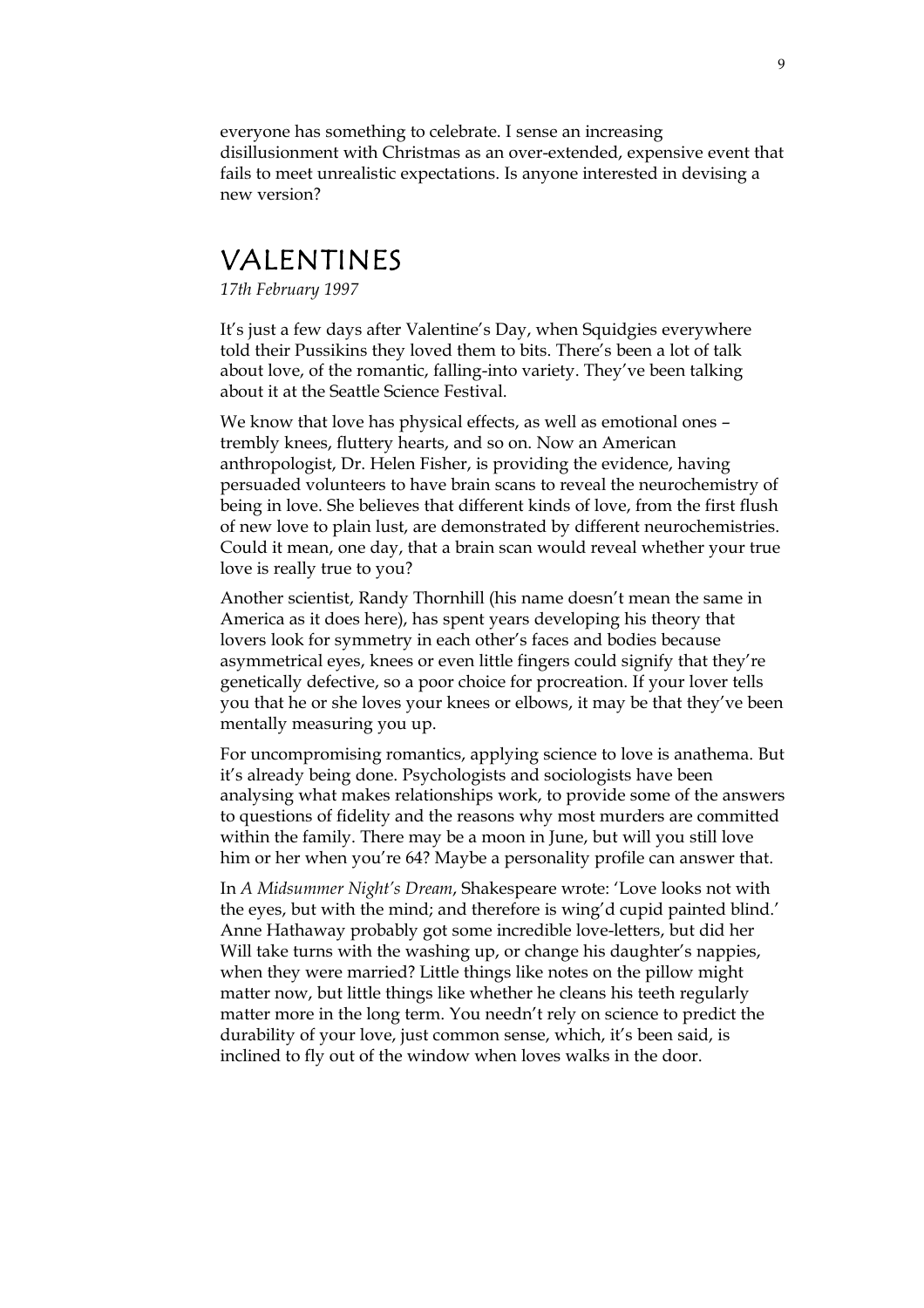everyone has something to celebrate. I sense an increasing disillusionment with Christmas as an over-extended, expensive event that fails to meet unrealistic expectations. Is anyone interested in devising a new version?

## VALENTINES

*17th February 1997*

It's just a few days after Valentine's Day, when Squidgies everywhere told their Pussikins they loved them to bits. There's been a lot of talk about love, of the romantic, falling-into variety. They've been talking about it at the Seattle Science Festival.

We know that love has physical effects, as well as emotional ones – trembly knees, fluttery hearts, and so on. Now an American anthropologist, Dr. Helen Fisher, is providing the evidence, having persuaded volunteers to have brain scans to reveal the neurochemistry of being in love. She believes that different kinds of love, from the first flush of new love to plain lust, are demonstrated by different neurochemistries. Could it mean, one day, that a brain scan would reveal whether your true love is really true to you?

Another scientist, Randy Thornhill (his name doesn't mean the same in America as it does here), has spent years developing his theory that lovers look for symmetry in each other's faces and bodies because asymmetrical eyes, knees or even little fingers could signify that they're genetically defective, so a poor choice for procreation. If your lover tells you that he or she loves your knees or elbows, it may be that they've been mentally measuring you up.

For uncompromising romantics, applying science to love is anathema. But it's already being done. Psychologists and sociologists have been analysing what makes relationships work, to provide some of the answers to questions of fidelity and the reasons why most murders are committed within the family. There may be a moon in June, but will you still love him or her when you're 64? Maybe a personality profile can answer that.

In *A Midsummer Night's Dream*, Shakespeare wrote: 'Love looks not with the eyes, but with the mind; and therefore is wing'd cupid painted blind.' Anne Hathaway probably got some incredible love-letters, but did her Will take turns with the washing up, or change his daughter's nappies, when they were married? Little things like notes on the pillow might matter now, but little things like whether he cleans his teeth regularly matter more in the long term. You needn't rely on science to predict the durability of your love, just common sense, which, it's been said, is inclined to fly out of the window when loves walks in the door.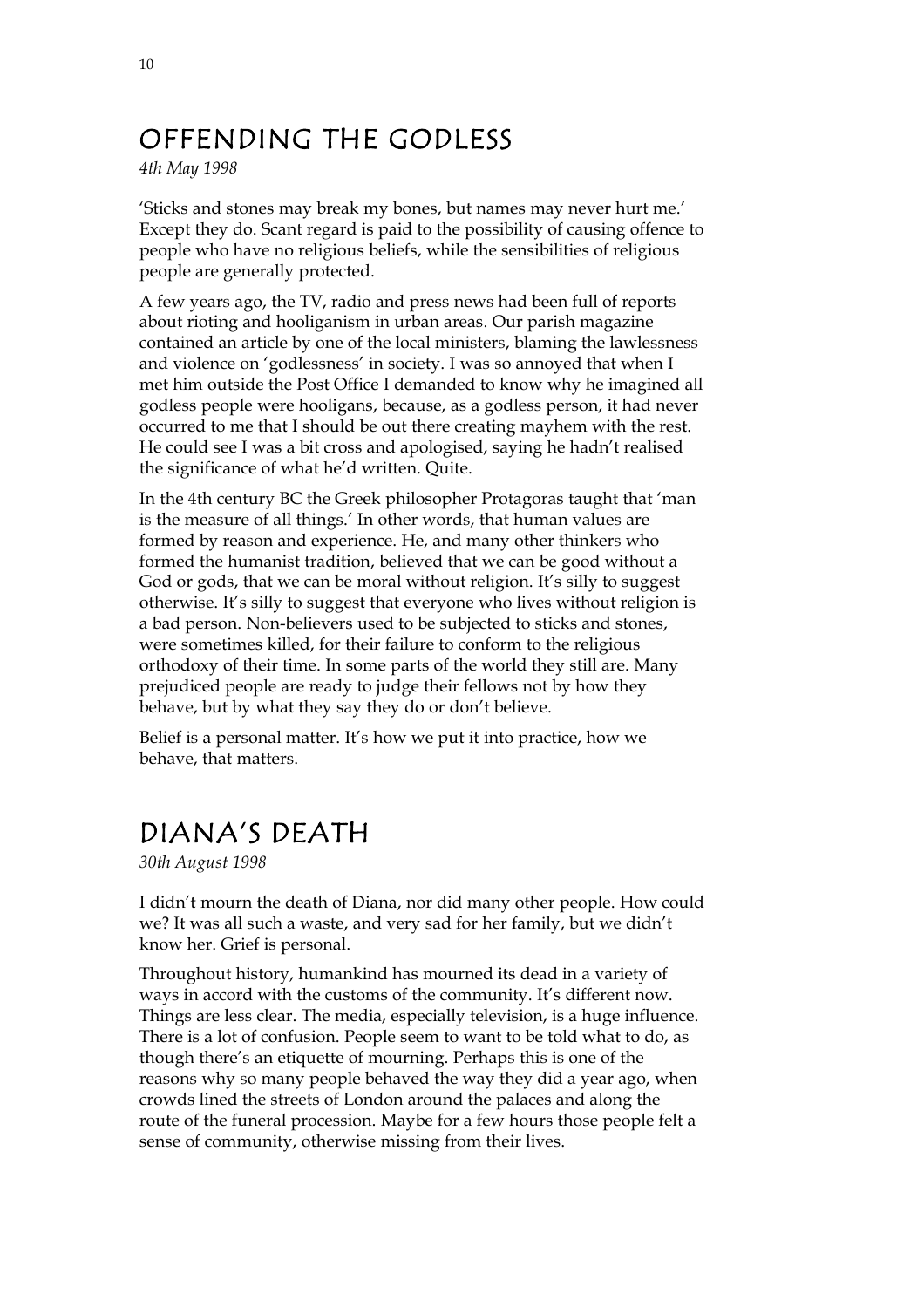## OFFENDING THE GODLESS

*4th May 1998*

'Sticks and stones may break my bones, but names may never hurt me.' Except they do. Scant regard is paid to the possibility of causing offence to people who have no religious beliefs, while the sensibilities of religious people are generally protected.

A few years ago, the TV, radio and press news had been full of reports about rioting and hooliganism in urban areas. Our parish magazine contained an article by one of the local ministers, blaming the lawlessness and violence on 'godlessness' in society. I was so annoyed that when I met him outside the Post Office I demanded to know why he imagined all godless people were hooligans, because, as a godless person, it had never occurred to me that I should be out there creating mayhem with the rest. He could see I was a bit cross and apologised, saying he hadn't realised the significance of what he'd written. Quite.

In the 4th century BC the Greek philosopher Protagoras taught that 'man is the measure of all things.' In other words, that human values are formed by reason and experience. He, and many other thinkers who formed the humanist tradition, believed that we can be good without a God or gods, that we can be moral without religion. It's silly to suggest otherwise. It's silly to suggest that everyone who lives without religion is a bad person. Non-believers used to be subjected to sticks and stones, were sometimes killed, for their failure to conform to the religious orthodoxy of their time. In some parts of the world they still are. Many prejudiced people are ready to judge their fellows not by how they behave, but by what they say they do or don't believe.

Belief is a personal matter. It's how we put it into practice, how we behave, that matters.

## DIANA'S DEATH

*30th August 1998*

I didn't mourn the death of Diana, nor did many other people. How could we? It was all such a waste, and very sad for her family, but we didn't know her. Grief is personal.

Throughout history, humankind has mourned its dead in a variety of ways in accord with the customs of the community. It's different now. Things are less clear. The media, especially television, is a huge influence. There is a lot of confusion. People seem to want to be told what to do, as though there's an etiquette of mourning. Perhaps this is one of the reasons why so many people behaved the way they did a year ago, when crowds lined the streets of London around the palaces and along the route of the funeral procession. Maybe for a few hours those people felt a sense of community, otherwise missing from their lives.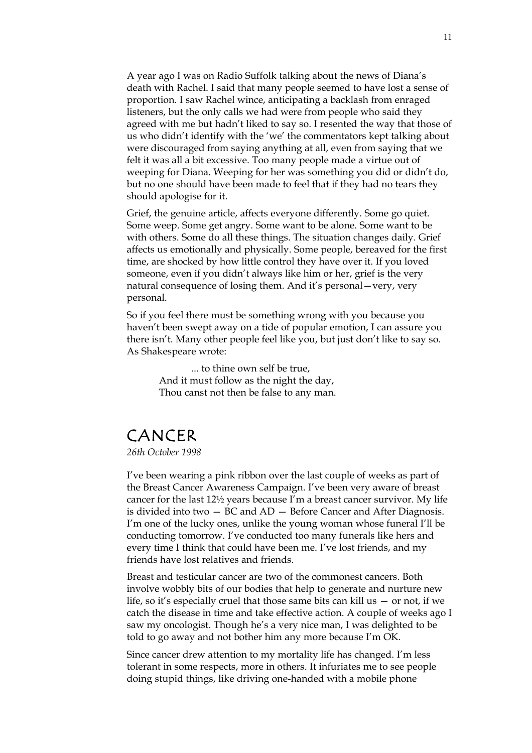A year ago I was on Radio Suffolk talking about the news of Diana's death with Rachel. I said that many people seemed to have lost a sense of proportion. I saw Rachel wince, anticipating a backlash from enraged listeners, but the only calls we had were from people who said they agreed with me but hadn't liked to say so. I resented the way that those of us who didn't identify with the 'we' the commentators kept talking about were discouraged from saying anything at all, even from saying that we felt it was all a bit excessive. Too many people made a virtue out of weeping for Diana. Weeping for her was something you did or didn't do, but no one should have been made to feel that if they had no tears they should apologise for it.

Grief, the genuine article, affects everyone differently. Some go quiet. Some weep. Some get angry. Some want to be alone. Some want to be with others. Some do all these things. The situation changes daily. Grief affects us emotionally and physically. Some people, bereaved for the first time, are shocked by how little control they have over it. If you loved someone, even if you didn't always like him or her, grief is the very natural consequence of losing them. And it's personal—very, very personal.

So if you feel there must be something wrong with you because you haven't been swept away on a tide of popular emotion, I can assure you there isn't. Many other people feel like you, but just don't like to say so. As Shakespeare wrote:

> ... to thine own self be true,
> And it must follow as the night the day,
> Thou canst not then be false to any man.

# CANCER

*26th October 1998*

I've been wearing a pink ribbon over the last couple of weeks as part of the Breast Cancer Awareness Campaign. I've been very aware of breast cancer for the last 12½ years because I'm a breast cancer survivor. My life is divided into two — BC and AD — Before Cancer and After Diagnosis. I'm one of the lucky ones, unlike the young woman whose funeral I'll be conducting tomorrow. I've conducted too many funerals like hers and every time I think that could have been me. I've lost friends, and my friends have lost relatives and friends.

Breast and testicular cancer are two of the commonest cancers. Both involve wobbly bits of our bodies that help to generate and nurture new life, so it's especially cruel that those same bits can kill us — or not, if we catch the disease in time and take effective action. A couple of weeks ago I saw my oncologist. Though he's a very nice man, I was delighted to be told to go away and not bother him any more because I'm OK.

Since cancer drew attention to my mortality life has changed. I'm less tolerant in some respects, more in others. It infuriates me to see people doing stupid things, like driving one-handed with a mobile phone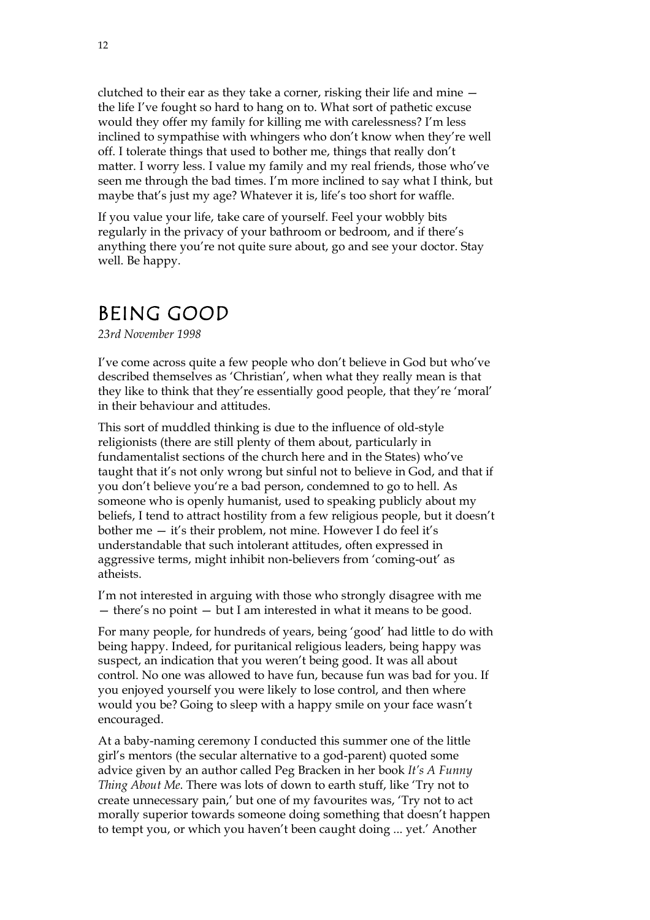clutched to their ear as they take a corner, risking their life and mine — the life I've fought so hard to hang on to. What sort of pathetic excuse would they offer my family for killing me with carelessness? I'm less inclined to sympathise with whingers who don't know when they're well off. I tolerate things that used to bother me, things that really don't matter. I worry less. I value my family and my real friends, those who've seen me through the bad times. I'm more inclined to say what I think, but maybe that's just my age? Whatever it is, life's too short for waffle.

If you value your life, take care of yourself. Feel your wobbly bits regularly in the privacy of your bathroom or bedroom, and if there's anything there you're not quite sure about, go and see your doctor. Stay well. Be happy.

## BEING GOOD

*23rd November 1998*

I've come across quite a few people who don't believe in God but who've described themselves as 'Christian', when what they really mean is that they like to think that they're essentially good people, that they're 'moral' in their behaviour and attitudes.

This sort of muddled thinking is due to the influence of old-style religionists (there are still plenty of them about, particularly in fundamentalist sections of the church here and in the States) who've taught that it's not only wrong but sinful not to believe in God, and that if you don't believe you're a bad person, condemned to go to hell. As someone who is openly humanist, used to speaking publicly about my beliefs, I tend to attract hostility from a few religious people, but it doesn't bother me — it's their problem, not mine. However I do feel it's understandable that such intolerant attitudes, often expressed in aggressive terms, might inhibit non-believers from 'coming-out' as atheists.

I'm not interested in arguing with those who strongly disagree with me — there's no point — but I am interested in what it means to be good.

For many people, for hundreds of years, being 'good' had little to do with being happy. Indeed, for puritanical religious leaders, being happy was suspect, an indication that you weren't being good. It was all about control. No one was allowed to have fun, because fun was bad for you. If you enjoyed yourself you were likely to lose control, and then where would you be? Going to sleep with a happy smile on your face wasn't encouraged.

At a baby-naming ceremony I conducted this summer one of the little girl's mentors (the secular alternative to a god-parent) quoted some advice given by an author called Peg Bracken in her book *It's A Funny Thing About Me*. There was lots of down to earth stuff, like 'Try not to create unnecessary pain,' but one of my favourites was, 'Try not to act morally superior towards someone doing something that doesn't happen to tempt you, or which you haven't been caught doing ... yet.' Another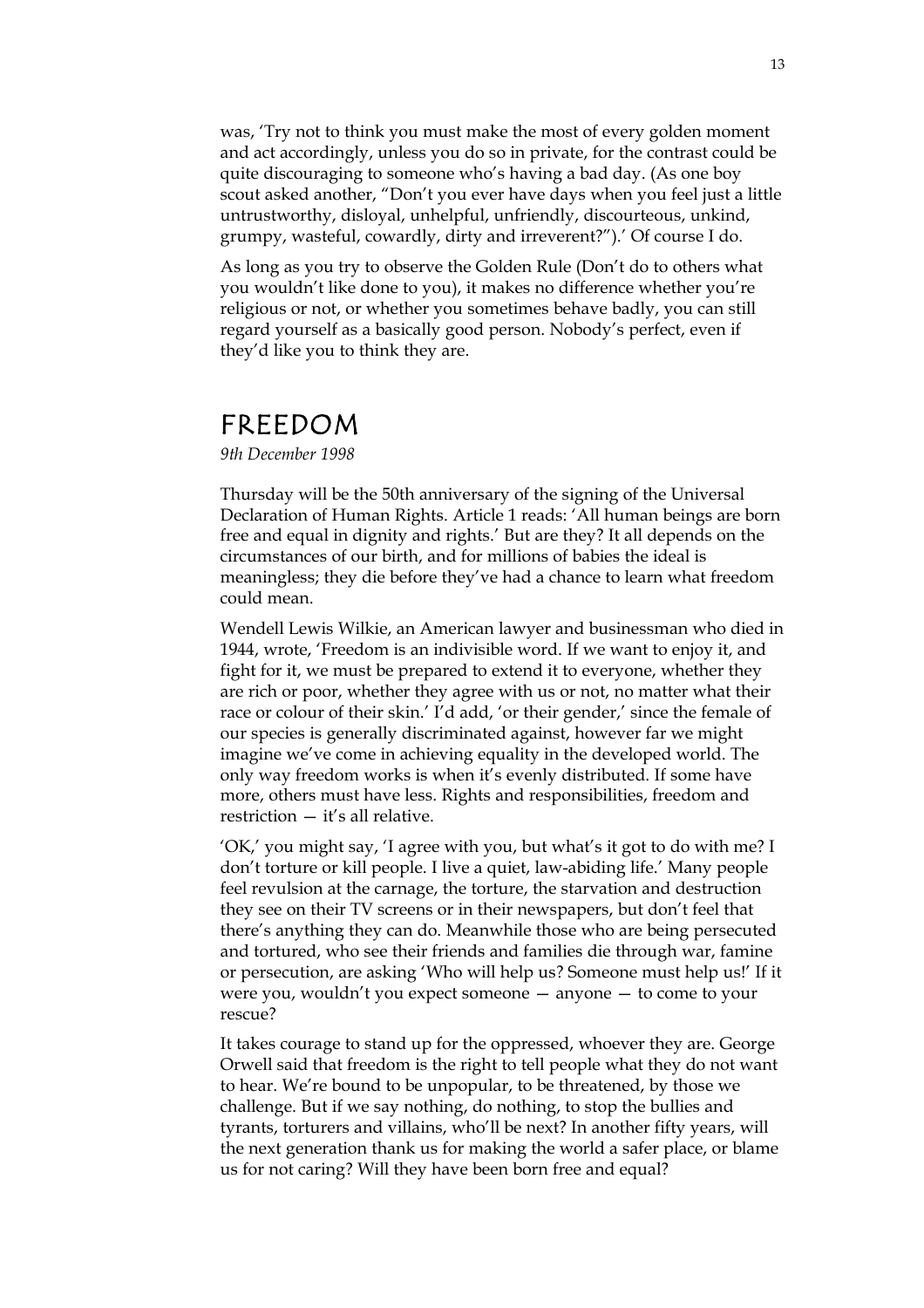was, 'Try not to think you must make the most of every golden moment and act accordingly, unless you do so in private, for the contrast could be quite discouraging to someone who's having a bad day. (As one boy scout asked another, "Don't you ever have days when you feel just a little untrustworthy, disloyal, unhelpful, unfriendly, discourteous, unkind, grumpy, wasteful, cowardly, dirty and irreverent?").' Of course I do.

As long as you try to observe the Golden Rule (Don't do to others what you wouldn't like done to you), it makes no difference whether you're religious or not, or whether you sometimes behave badly, you can still regard yourself as a basically good person. Nobody's perfect, even if they'd like you to think they are.

# FREEDOM

*9th December 1998*

Thursday will be the 50th anniversary of the signing of the Universal Declaration of Human Rights. Article 1 reads: 'All human beings are born free and equal in dignity and rights.' But are they? It all depends on the circumstances of our birth, and for millions of babies the ideal is meaningless; they die before they've had a chance to learn what freedom could mean.

Wendell Lewis Wilkie, an American lawyer and businessman who died in 1944, wrote, 'Freedom is an indivisible word. If we want to enjoy it, and fight for it, we must be prepared to extend it to everyone, whether they are rich or poor, whether they agree with us or not, no matter what their race or colour of their skin.' I'd add, 'or their gender,' since the female of our species is generally discriminated against, however far we might imagine we've come in achieving equality in the developed world. The only way freedom works is when it's evenly distributed. If some have more, others must have less. Rights and responsibilities, freedom and restriction — it's all relative.

'OK,' you might say, 'I agree with you, but what's it got to do with me? I don't torture or kill people. I live a quiet, law-abiding life.' Many people feel revulsion at the carnage, the torture, the starvation and destruction they see on their TV screens or in their newspapers, but don't feel that there's anything they can do. Meanwhile those who are being persecuted and tortured, who see their friends and families die through war, famine or persecution, are asking 'Who will help us? Someone must help us!' If it were you, wouldn't you expect someone — anyone — to come to your rescue?

It takes courage to stand up for the oppressed, whoever they are. George Orwell said that freedom is the right to tell people what they do not want to hear. We're bound to be unpopular, to be threatened, by those we challenge. But if we say nothing, do nothing, to stop the bullies and tyrants, torturers and villains, who'll be next? In another fifty years, will the next generation thank us for making the world a safer place, or blame us for not caring? Will they have been born free and equal?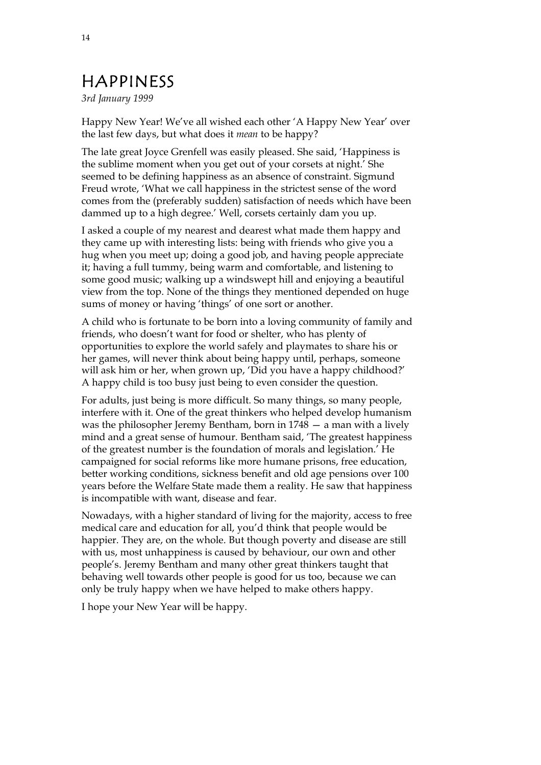# Happiness

*3rd January 1999*

Happy New Year! We've all wished each other 'A Happy New Year' over the last few days, but what does it *mean* to be happy?

The late great Joyce Grenfell was easily pleased. She said, 'Happiness is the sublime moment when you get out of your corsets at night.' She seemed to be defining happiness as an absence of constraint. Sigmund Freud wrote, 'What we call happiness in the strictest sense of the word comes from the (preferably sudden) satisfaction of needs which have been dammed up to a high degree.' Well, corsets certainly dam you up.

I asked a couple of my nearest and dearest what made them happy and they came up with interesting lists: being with friends who give you a hug when you meet up; doing a good job, and having people appreciate it; having a full tummy, being warm and comfortable, and listening to some good music; walking up a windswept hill and enjoying a beautiful view from the top. None of the things they mentioned depended on huge sums of money or having 'things' of one sort or another.

A child who is fortunate to be born into a loving community of family and friends, who doesn't want for food or shelter, who has plenty of opportunities to explore the world safely and playmates to share his or her games, will never think about being happy until, perhaps, someone will ask him or her, when grown up, 'Did you have a happy childhood?' A happy child is too busy just being to even consider the question.

For adults, just being is more difficult. So many things, so many people, interfere with it. One of the great thinkers who helped develop humanism was the philosopher Jeremy Bentham, born in 1748 — a man with a lively mind and a great sense of humour. Bentham said, 'The greatest happiness of the greatest number is the foundation of morals and legislation.' He campaigned for social reforms like more humane prisons, free education, better working conditions, sickness benefit and old age pensions over 100 years before the Welfare State made them a reality. He saw that happiness is incompatible with want, disease and fear.

Nowadays, with a higher standard of living for the majority, access to free medical care and education for all, you'd think that people would be happier. They are, on the whole. But though poverty and disease are still with us, most unhappiness is caused by behaviour, our own and other people's. Jeremy Bentham and many other great thinkers taught that behaving well towards other people is good for us too, because we can only be truly happy when we have helped to make others happy.

I hope your New Year will be happy.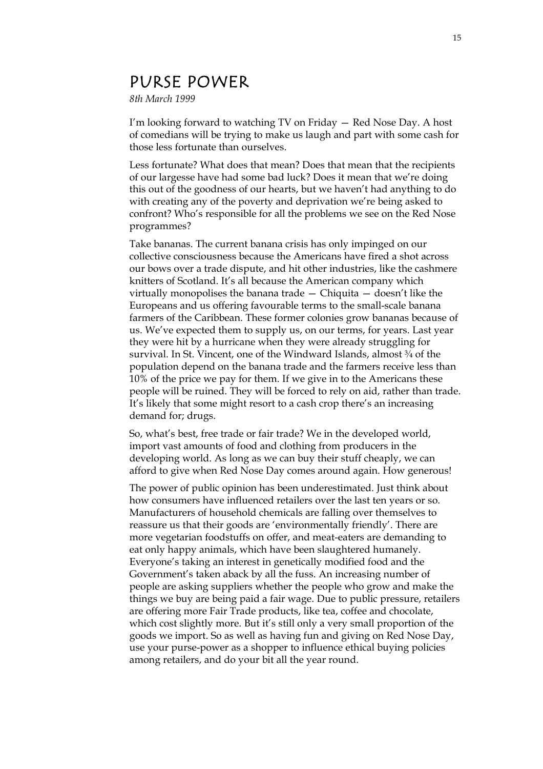# PURSE POWER

*8th March 1999*

I'm looking forward to watching TV on Friday — Red Nose Day. A host of comedians will be trying to make us laugh and part with some cash for those less fortunate than ourselves.

Less fortunate? What does that mean? Does that mean that the recipients of our largesse have had some bad luck? Does it mean that we're doing this out of the goodness of our hearts, but we haven't had anything to do with creating any of the poverty and deprivation we're being asked to confront? Who's responsible for all the problems we see on the Red Nose programmes?

Take bananas. The current banana crisis has only impinged on our collective consciousness because the Americans have fired a shot across our bows over a trade dispute, and hit other industries, like the cashmere knitters of Scotland. It's all because the American company which virtually monopolises the banana trade — Chiquita — doesn't like the Europeans and us offering favourable terms to the small-scale banana farmers of the Caribbean. These former colonies grow bananas because of us. We've expected them to supply us, on our terms, for years. Last year they were hit by a hurricane when they were already struggling for survival. In St. Vincent, one of the Windward Islands, almost ¾ of the population depend on the banana trade and the farmers receive less than 10% of the price we pay for them. If we give in to the Americans these people will be ruined. They will be forced to rely on aid, rather than trade. It's likely that some might resort to a cash crop there's an increasing demand for; drugs.

So, what's best, free trade or fair trade? We in the developed world, import vast amounts of food and clothing from producers in the developing world. As long as we can buy their stuff cheaply, we can afford to give when Red Nose Day comes around again. How generous!

The power of public opinion has been underestimated. Just think about how consumers have influenced retailers over the last ten years or so. Manufacturers of household chemicals are falling over themselves to reassure us that their goods are 'environmentally friendly'. There are more vegetarian foodstuffs on offer, and meat-eaters are demanding to eat only happy animals, which have been slaughtered humanely. Everyone's taking an interest in genetically modified food and the Government's taken aback by all the fuss. An increasing number of people are asking suppliers whether the people who grow and make the things we buy are being paid a fair wage. Due to public pressure, retailers are offering more Fair Trade products, like tea, coffee and chocolate, which cost slightly more. But it's still only a very small proportion of the goods we import. So as well as having fun and giving on Red Nose Day, use your purse-power as a shopper to influence ethical buying policies among retailers, and do your bit all the year round.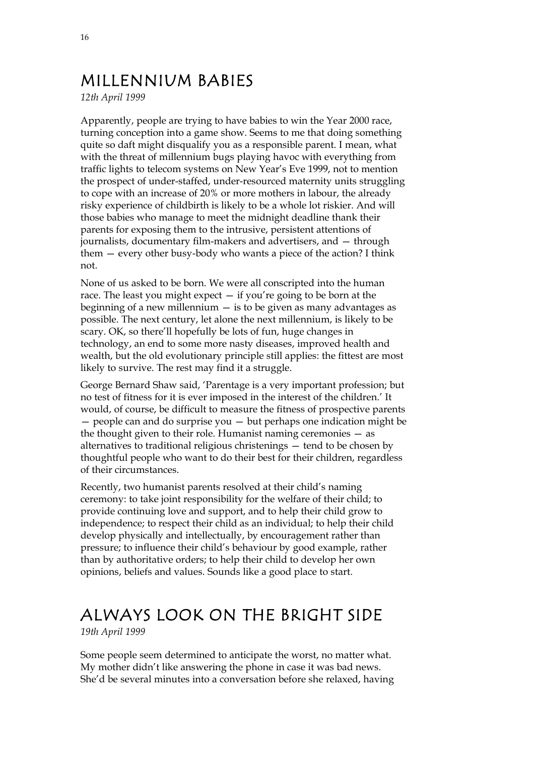## MILLENNIUM BABIES

*12th April 1999*

Apparently, people are trying to have babies to win the Year 2000 race, turning conception into a game show. Seems to me that doing something quite so daft might disqualify you as a responsible parent. I mean, what with the threat of millennium bugs playing havoc with everything from traffic lights to telecom systems on New Year's Eve 1999, not to mention the prospect of under-staffed, under-resourced maternity units struggling to cope with an increase of 20% or more mothers in labour, the already risky experience of childbirth is likely to be a whole lot riskier. And will those babies who manage to meet the midnight deadline thank their parents for exposing them to the intrusive, persistent attentions of journalists, documentary film-makers and advertisers, and — through them — every other busy-body who wants a piece of the action? I think not.

None of us asked to be born. We were all conscripted into the human race. The least you might expect — if you're going to be born at the beginning of a new millennium — is to be given as many advantages as possible. The next century, let alone the next millennium, is likely to be scary. OK, so there'll hopefully be lots of fun, huge changes in technology, an end to some more nasty diseases, improved health and wealth, but the old evolutionary principle still applies: the fittest are most likely to survive. The rest may find it a struggle.

George Bernard Shaw said, 'Parentage is a very important profession; but no test of fitness for it is ever imposed in the interest of the children.' It would, of course, be difficult to measure the fitness of prospective parents — people can and do surprise you — but perhaps one indication might be the thought given to their role. Humanist naming ceremonies — as alternatives to traditional religious christenings — tend to be chosen by thoughtful people who want to do their best for their children, regardless of their circumstances.

Recently, two humanist parents resolved at their child's naming ceremony: to take joint responsibility for the welfare of their child; to provide continuing love and support, and to help their child grow to independence; to respect their child as an individual; to help their child develop physically and intellectually, by encouragement rather than pressure; to influence their child's behaviour by good example, rather than by authoritative orders; to help their child to develop her own opinions, beliefs and values. Sounds like a good place to start.

## ALWAYS LOOK ON THE BRIGHT SIDE

*19th April 1999*

Some people seem determined to anticipate the worst, no matter what. My mother didn't like answering the phone in case it was bad news. She'd be several minutes into a conversation before she relaxed, having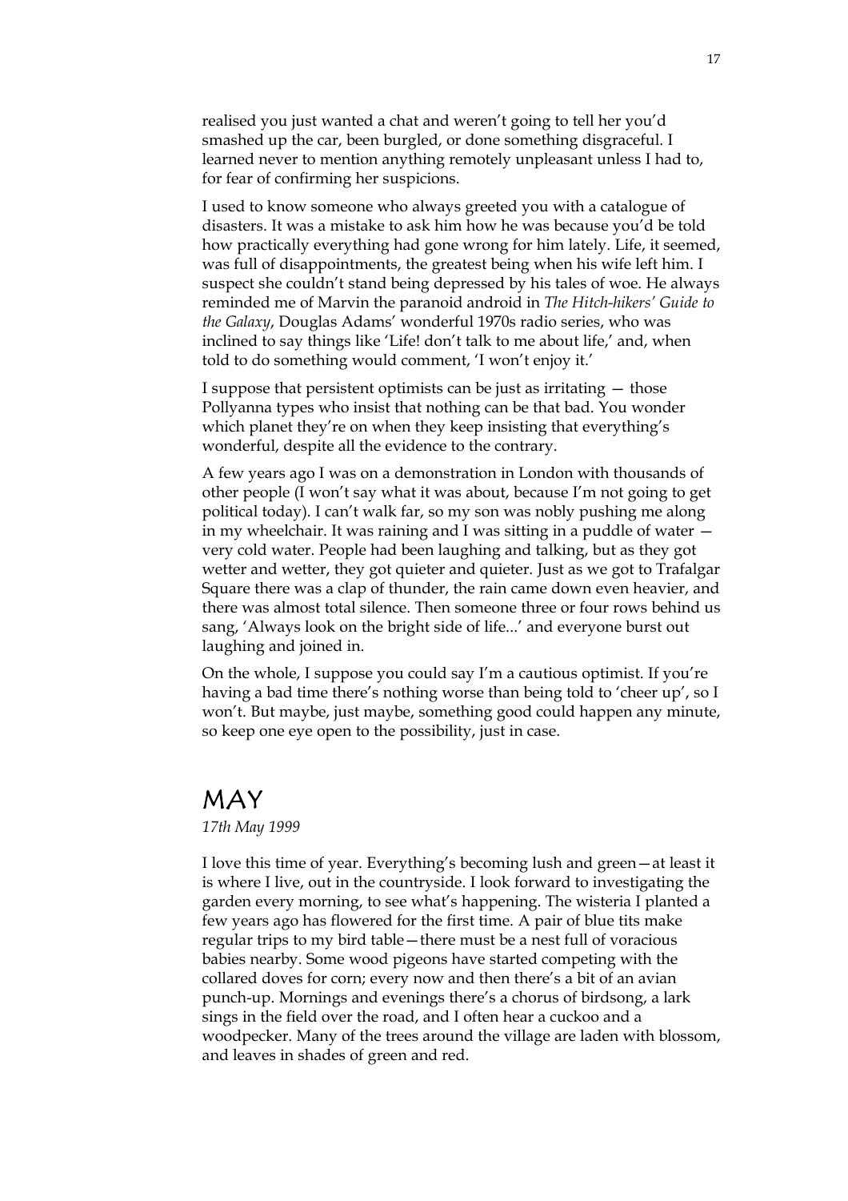realised you just wanted a chat and weren't going to tell her you'd smashed up the car, been burgled, or done something disgraceful. I learned never to mention anything remotely unpleasant unless I had to, for fear of confirming her suspicions.

I used to know someone who always greeted you with a catalogue of disasters. It was a mistake to ask him how he was because you'd be told how practically everything had gone wrong for him lately. Life, it seemed, was full of disappointments, the greatest being when his wife left him. I suspect she couldn't stand being depressed by his tales of woe. He always reminded me of Marvin the paranoid android in *The Hitch-hikers' Guide to the Galaxy*, Douglas Adams' wonderful 1970s radio series, who was inclined to say things like 'Life! don't talk to me about life,' and, when told to do something would comment, 'I won't enjoy it.'

I suppose that persistent optimists can be just as irritating — those Pollyanna types who insist that nothing can be that bad. You wonder which planet they're on when they keep insisting that everything's wonderful, despite all the evidence to the contrary.

A few years ago I was on a demonstration in London with thousands of other people (I won't say what it was about, because I'm not going to get political today). I can't walk far, so my son was nobly pushing me along in my wheelchair. It was raining and I was sitting in a puddle of water — very cold water. People had been laughing and talking, but as they got wetter and wetter, they got quieter and quieter. Just as we got to Trafalgar Square there was a clap of thunder, the rain came down even heavier, and there was almost total silence. Then someone three or four rows behind us sang, 'Always look on the bright side of life...' and everyone burst out laughing and joined in.

On the whole, I suppose you could say I'm a cautious optimist. If you're having a bad time there's nothing worse than being told to 'cheer up', so I won't. But maybe, just maybe, something good could happen any minute, so keep one eye open to the possibility, just in case.

# MAY

*17th May 1999*

I love this time of year. Everything's becoming lush and green—at least it is where I live, out in the countryside. I look forward to investigating the garden every morning, to see what's happening. The wisteria I planted a few years ago has flowered for the first time. A pair of blue tits make regular trips to my bird table—there must be a nest full of voracious babies nearby. Some wood pigeons have started competing with the collared doves for corn; every now and then there's a bit of an avian punch-up. Mornings and evenings there's a chorus of birdsong, a lark sings in the field over the road, and I often hear a cuckoo and a woodpecker. Many of the trees around the village are laden with blossom, and leaves in shades of green and red.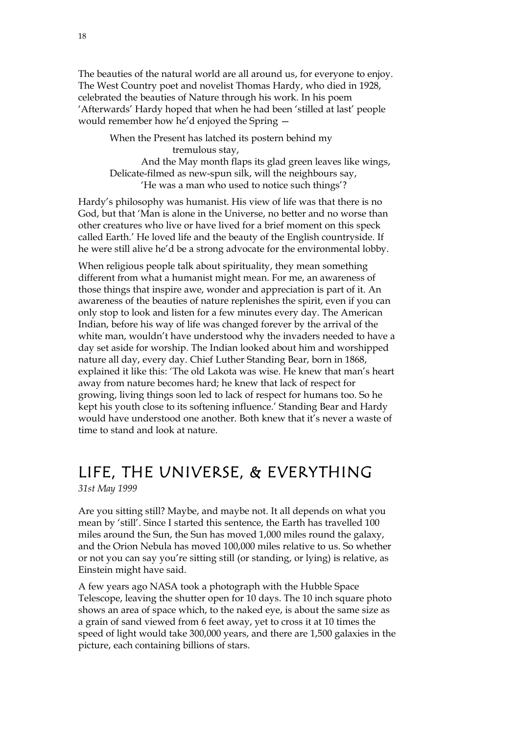The beauties of the natural world are all around us, for everyone to enjoy. The West Country poet and novelist Thomas Hardy, who died in 1928, celebrated the beauties of Nature through his work. In his poem 'Afterwards' Hardy hoped that when he had been 'stilled at last' people would remember how he'd enjoyed the Spring —

> When the Present has latched its postern behind my
> tremulous stay,
> And the May month flaps its glad green leaves like wings,
> Delicate-filmed as new-spun silk, will the neighbours say,
> 'He was a man who used to notice such things'?

Hardy's philosophy was humanist. His view of life was that there is no God, but that 'Man is alone in the Universe, no better and no worse than other creatures who live or have lived for a brief moment on this speck called Earth.' He loved life and the beauty of the English countryside. If he were still alive he'd be a strong advocate for the environmental lobby.

When religious people talk about spirituality, they mean something different from what a humanist might mean. For me, an awareness of those things that inspire awe, wonder and appreciation is part of it. An awareness of the beauties of nature replenishes the spirit, even if you can only stop to look and listen for a few minutes every day. The American Indian, before his way of life was changed forever by the arrival of the white man, wouldn't have understood why the invaders needed to have a day set aside for worship. The Indian looked about him and worshipped nature all day, every day. Chief Luther Standing Bear, born in 1868, explained it like this: 'The old Lakota was wise. He knew that man's heart away from nature becomes hard; he knew that lack of respect for growing, living things soon led to lack of respect for humans too. So he kept his youth close to its softening influence.' Standing Bear and Hardy would have understood one another. Both knew that it's never a waste of time to stand and look at nature.

## LIFE, THE UNIVERSE, & EVERYTHING

*31st May 1999*

Are you sitting still? Maybe, and maybe not. It all depends on what you mean by 'still'. Since I started this sentence, the Earth has travelled 100 miles around the Sun, the Sun has moved 1,000 miles round the galaxy, and the Orion Nebula has moved 100,000 miles relative to us. So whether or not you can say you're sitting still (or standing, or lying) is relative, as Einstein might have said.

A few years ago NASA took a photograph with the Hubble Space Telescope, leaving the shutter open for 10 days. The 10 inch square photo shows an area of space which, to the naked eye, is about the same size as a grain of sand viewed from 6 feet away, yet to cross it at 10 times the speed of light would take 300,000 years, and there are 1,500 galaxies in the picture, each containing billions of stars.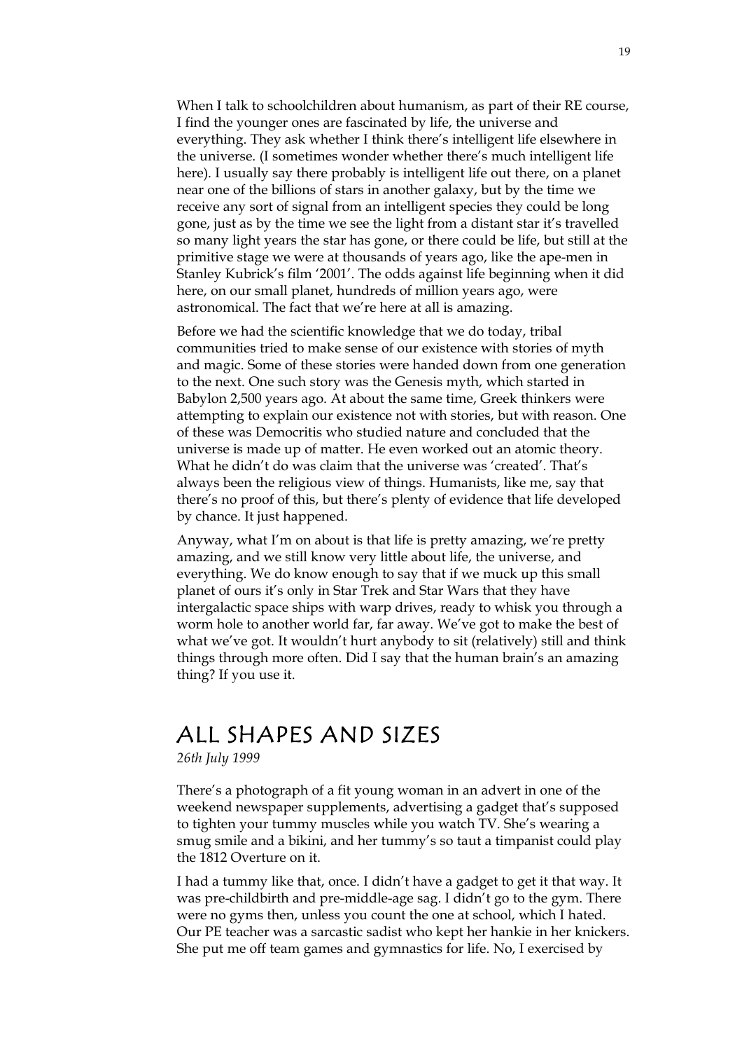When I talk to schoolchildren about humanism, as part of their RE course, I find the younger ones are fascinated by life, the universe and everything. They ask whether I think there's intelligent life elsewhere in the universe. (I sometimes wonder whether there's much intelligent life here). I usually say there probably is intelligent life out there, on a planet near one of the billions of stars in another galaxy, but by the time we receive any sort of signal from an intelligent species they could be long gone, just as by the time we see the light from a distant star it's travelled so many light years the star has gone, or there could be life, but still at the primitive stage we were at thousands of years ago, like the ape-men in Stanley Kubrick's film '2001'. The odds against life beginning when it did here, on our small planet, hundreds of million years ago, were astronomical. The fact that we're here at all is amazing.

Before we had the scientific knowledge that we do today, tribal communities tried to make sense of our existence with stories of myth and magic. Some of these stories were handed down from one generation to the next. One such story was the Genesis myth, which started in Babylon 2,500 years ago. At about the same time, Greek thinkers were attempting to explain our existence not with stories, but with reason. One of these was Democritis who studied nature and concluded that the universe is made up of matter. He even worked out an atomic theory. What he didn't do was claim that the universe was 'created'. That's always been the religious view of things. Humanists, like me, say that there's no proof of this, but there's plenty of evidence that life developed by chance. It just happened.

Anyway, what I'm on about is that life is pretty amazing, we're pretty amazing, and we still know very little about life, the universe, and everything. We do know enough to say that if we muck up this small planet of ours it's only in Star Trek and Star Wars that they have intergalactic space ships with warp drives, ready to whisk you through a worm hole to another world far, far away. We've got to make the best of what we've got. It wouldn't hurt anybody to sit (relatively) still and think things through more often. Did I say that the human brain's an amazing thing? If you use it.

## All Shapes and Sizes

*26th July 1999*

There's a photograph of a fit young woman in an advert in one of the weekend newspaper supplements, advertising a gadget that's supposed to tighten your tummy muscles while you watch TV. She's wearing a smug smile and a bikini, and her tummy's so taut a timpanist could play the 1812 Overture on it.

I had a tummy like that, once. I didn't have a gadget to get it that way. It was pre-childbirth and pre-middle-age sag. I didn't go to the gym. There were no gyms then, unless you count the one at school, which I hated. Our PE teacher was a sarcastic sadist who kept her hankie in her knickers. She put me off team games and gymnastics for life. No, I exercised by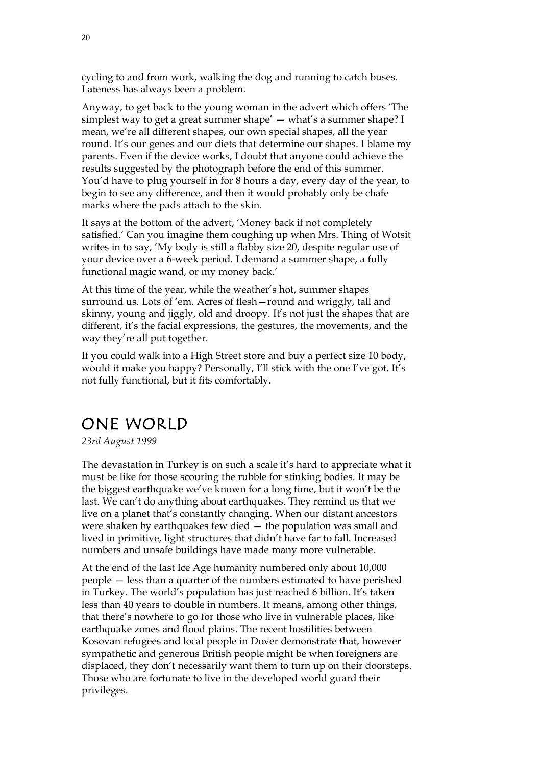cycling to and from work, walking the dog and running to catch buses. Lateness has always been a problem.

Anyway, to get back to the young woman in the advert which offers 'The simplest way to get a great summer shape' — what's a summer shape? I mean, we're all different shapes, our own special shapes, all the year round. It's our genes and our diets that determine our shapes. I blame my parents. Even if the device works, I doubt that anyone could achieve the results suggested by the photograph before the end of this summer. You'd have to plug yourself in for 8 hours a day, every day of the year, to begin to see any difference, and then it would probably only be chafe marks where the pads attach to the skin.

It says at the bottom of the advert, 'Money back if not completely satisfied.' Can you imagine them coughing up when Mrs. Thing of Wotsit writes in to say, 'My body is still a flabby size 20, despite regular use of your device over a 6-week period. I demand a summer shape, a fully functional magic wand, or my money back.'

At this time of the year, while the weather's hot, summer shapes surround us. Lots of 'em. Acres of flesh—round and wriggly, tall and skinny, young and jiggly, old and droopy. It's not just the shapes that are different, it's the facial expressions, the gestures, the movements, and the way they're all put together.

If you could walk into a High Street store and buy a perfect size 10 body, would it make you happy? Personally, I'll stick with the one I've got. It's not fully functional, but it fits comfortably.

## ONE WORLD

*23rd August 1999*

The devastation in Turkey is on such a scale it's hard to appreciate what it must be like for those scouring the rubble for stinking bodies. It may be the biggest earthquake we've known for a long time, but it won't be the last. We can't do anything about earthquakes. They remind us that we live on a planet that's constantly changing. When our distant ancestors were shaken by earthquakes few died — the population was small and lived in primitive, light structures that didn't have far to fall. Increased numbers and unsafe buildings have made many more vulnerable.

At the end of the last Ice Age humanity numbered only about 10,000 people — less than a quarter of the numbers estimated to have perished in Turkey. The world's population has just reached 6 billion. It's taken less than 40 years to double in numbers. It means, among other things, that there's nowhere to go for those who live in vulnerable places, like earthquake zones and flood plains. The recent hostilities between Kosovan refugees and local people in Dover demonstrate that, however sympathetic and generous British people might be when foreigners are displaced, they don't necessarily want them to turn up on their doorsteps. Those who are fortunate to live in the developed world guard their privileges.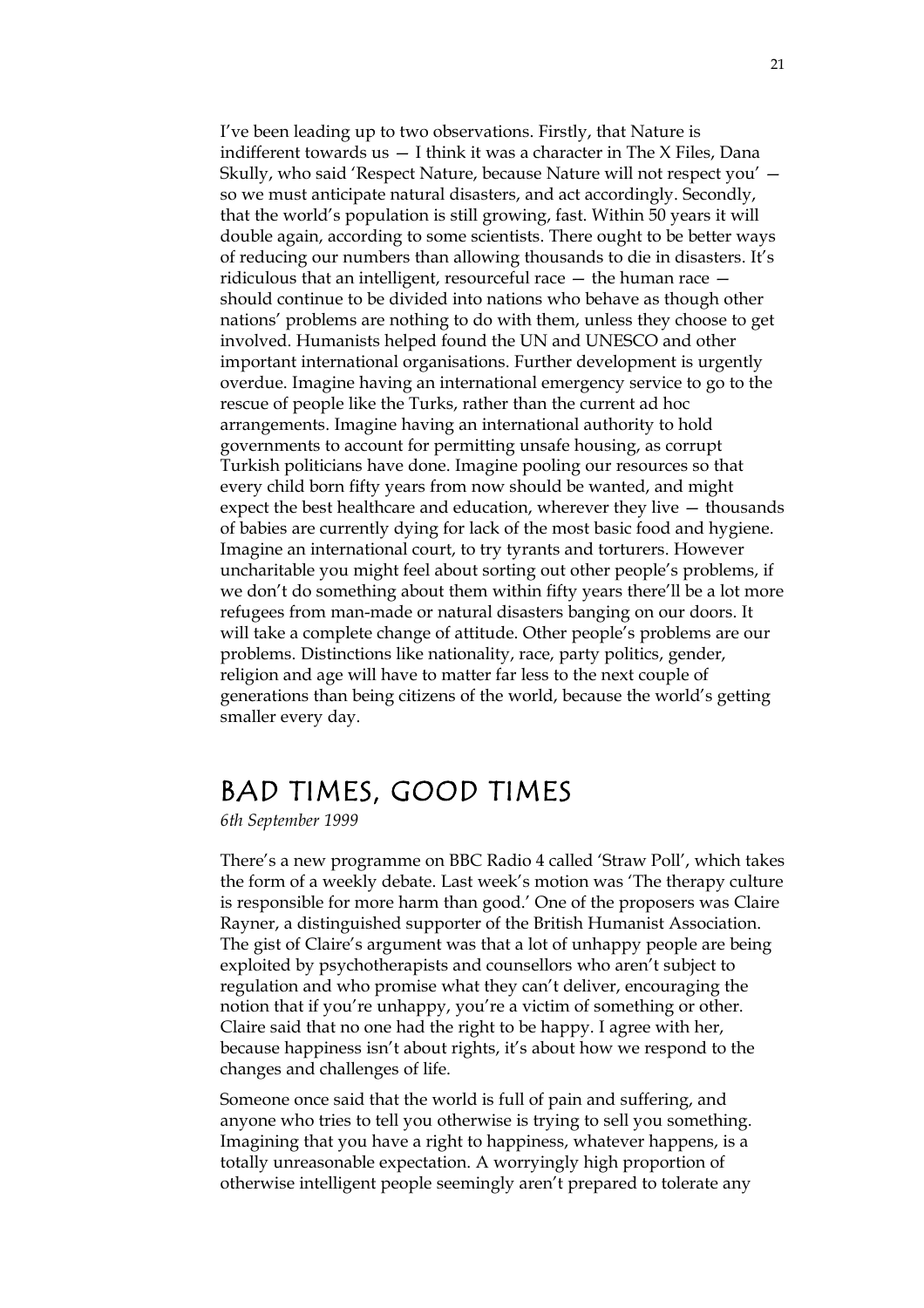I've been leading up to two observations. Firstly, that Nature is indifferent towards us — I think it was a character in The X Files, Dana Skully, who said 'Respect Nature, because Nature will not respect you' — so we must anticipate natural disasters, and act accordingly. Secondly, that the world's population is still growing, fast. Within 50 years it will double again, according to some scientists. There ought to be better ways of reducing our numbers than allowing thousands to die in disasters. It's ridiculous that an intelligent, resourceful race — the human race — should continue to be divided into nations who behave as though other nations' problems are nothing to do with them, unless they choose to get involved. Humanists helped found the UN and UNESCO and other important international organisations. Further development is urgently overdue. Imagine having an international emergency service to go to the rescue of people like the Turks, rather than the current ad hoc arrangements. Imagine having an international authority to hold governments to account for permitting unsafe housing, as corrupt Turkish politicians have done. Imagine pooling our resources so that every child born fifty years from now should be wanted, and might expect the best healthcare and education, wherever they live — thousands of babies are currently dying for lack of the most basic food and hygiene. Imagine an international court, to try tyrants and torturers. However uncharitable you might feel about sorting out other people's problems, if we don't do something about them within fifty years there'll be a lot more refugees from man-made or natural disasters banging on our doors. It will take a complete change of attitude. Other people's problems are our problems. Distinctions like nationality, race, party politics, gender, religion and age will have to matter far less to the next couple of generations than being citizens of the world, because the world's getting smaller every day.

## BAD TIMES, GOOD TIMES

*6th September 1999*

There's a new programme on BBC Radio 4 called 'Straw Poll', which takes the form of a weekly debate. Last week's motion was 'The therapy culture is responsible for more harm than good.' One of the proposers was Claire Rayner, a distinguished supporter of the British Humanist Association. The gist of Claire's argument was that a lot of unhappy people are being exploited by psychotherapists and counsellors who aren't subject to regulation and who promise what they can't deliver, encouraging the notion that if you're unhappy, you're a victim of something or other. Claire said that no one had the right to be happy. I agree with her, because happiness isn't about rights, it's about how we respond to the changes and challenges of life.

Someone once said that the world is full of pain and suffering, and anyone who tries to tell you otherwise is trying to sell you something. Imagining that you have a right to happiness, whatever happens, is a totally unreasonable expectation. A worryingly high proportion of otherwise intelligent people seemingly aren't prepared to tolerate any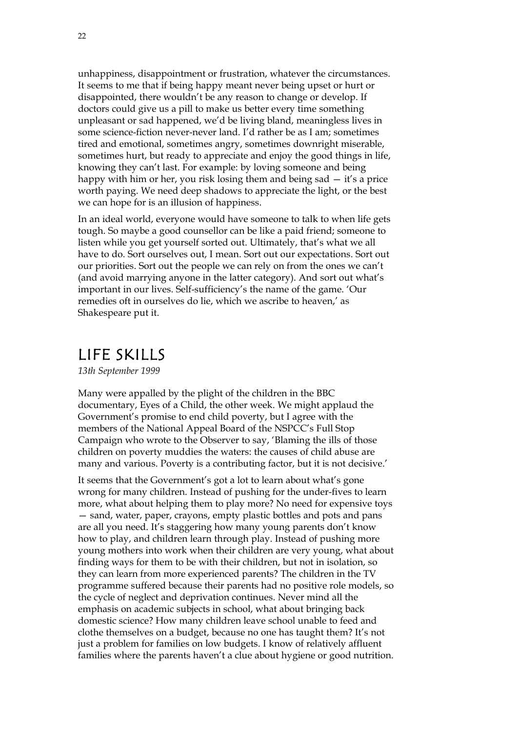unhappiness, disappointment or frustration, whatever the circumstances. It seems to me that if being happy meant never being upset or hurt or disappointed, there wouldn't be any reason to change or develop. If doctors could give us a pill to make us better every time something unpleasant or sad happened, we'd be living bland, meaningless lives in some science-fiction never-never land. I'd rather be as I am; sometimes tired and emotional, sometimes angry, sometimes downright miserable, sometimes hurt, but ready to appreciate and enjoy the good things in life, knowing they can't last. For example: by loving someone and being happy with him or her, you risk losing them and being sad — it's a price worth paying. We need deep shadows to appreciate the light, or the best we can hope for is an illusion of happiness.

In an ideal world, everyone would have someone to talk to when life gets tough. So maybe a good counsellor can be like a paid friend; someone to listen while you get yourself sorted out. Ultimately, that's what we all have to do. Sort ourselves out, I mean. Sort out our expectations. Sort out our priorities. Sort out the people we can rely on from the ones we can't (and avoid marrying anyone in the latter category). And sort out what's important in our lives. Self-sufficiency's the name of the game. 'Our remedies oft in ourselves do lie, which we ascribe to heaven,' as Shakespeare put it.

## LIFE SKILLS

*13th September 1999*

Many were appalled by the plight of the children in the BBC documentary, Eyes of a Child, the other week. We might applaud the Government's promise to end child poverty, but I agree with the members of the National Appeal Board of the NSPCC's Full Stop Campaign who wrote to the Observer to say, 'Blaming the ills of those children on poverty muddies the waters: the causes of child abuse are many and various. Poverty is a contributing factor, but it is not decisive.'

It seems that the Government's got a lot to learn about what's gone wrong for many children. Instead of pushing for the under-fives to learn more, what about helping them to play more? No need for expensive toys — sand, water, paper, crayons, empty plastic bottles and pots and pans are all you need. It's staggering how many young parents don't know how to play, and children learn through play. Instead of pushing more young mothers into work when their children are very young, what about finding ways for them to be with their children, but not in isolation, so they can learn from more experienced parents? The children in the TV programme suffered because their parents had no positive role models, so the cycle of neglect and deprivation continues. Never mind all the emphasis on academic subjects in school, what about bringing back domestic science? How many children leave school unable to feed and clothe themselves on a budget, because no one has taught them? It's not just a problem for families on low budgets. I know of relatively affluent families where the parents haven't a clue about hygiene or good nutrition.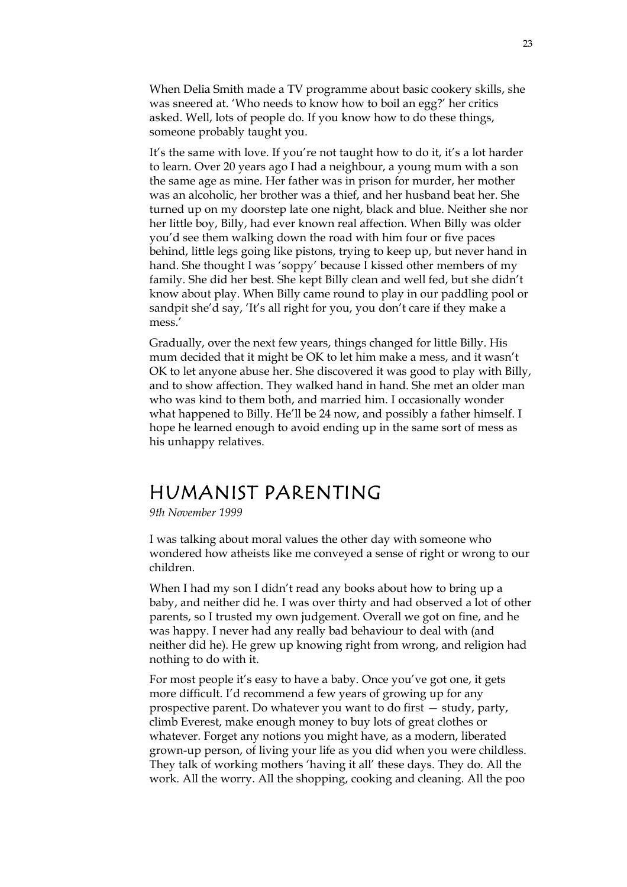When Delia Smith made a TV programme about basic cookery skills, she was sneered at. 'Who needs to know how to boil an egg?' her critics asked. Well, lots of people do. If you know how to do these things, someone probably taught you.

It's the same with love. If you're not taught how to do it, it's a lot harder to learn. Over 20 years ago I had a neighbour, a young mum with a son the same age as mine. Her father was in prison for murder, her mother was an alcoholic, her brother was a thief, and her husband beat her. She turned up on my doorstep late one night, black and blue. Neither she nor her little boy, Billy, had ever known real affection. When Billy was older you'd see them walking down the road with him four or five paces behind, little legs going like pistons, trying to keep up, but never hand in hand. She thought I was 'soppy' because I kissed other members of my family. She did her best. She kept Billy clean and well fed, but she didn't know about play. When Billy came round to play in our paddling pool or sandpit she'd say, 'It's all right for you, you don't care if they make a mess.'

Gradually, over the next few years, things changed for little Billy. His mum decided that it might be OK to let him make a mess, and it wasn't OK to let anyone abuse her. She discovered it was good to play with Billy, and to show affection. They walked hand in hand. She met an older man who was kind to them both, and married him. I occasionally wonder what happened to Billy. He'll be 24 now, and possibly a father himself. I hope he learned enough to avoid ending up in the same sort of mess as his unhappy relatives.

# Humanist Parenting

*9th November 1999*

I was talking about moral values the other day with someone who wondered how atheists like me conveyed a sense of right or wrong to our children.

When I had my son I didn't read any books about how to bring up a baby, and neither did he. I was over thirty and had observed a lot of other parents, so I trusted my own judgement. Overall we got on fine, and he was happy. I never had any really bad behaviour to deal with (and neither did he). He grew up knowing right from wrong, and religion had nothing to do with it.

For most people it's easy to have a baby. Once you've got one, it gets more difficult. I'd recommend a few years of growing up for any prospective parent. Do whatever you want to do first — study, party, climb Everest, make enough money to buy lots of great clothes or whatever. Forget any notions you might have, as a modern, liberated grown-up person, of living your life as you did when you were childless. They talk of working mothers 'having it all' these days. They do. All the work. All the worry. All the shopping, cooking and cleaning. All the poo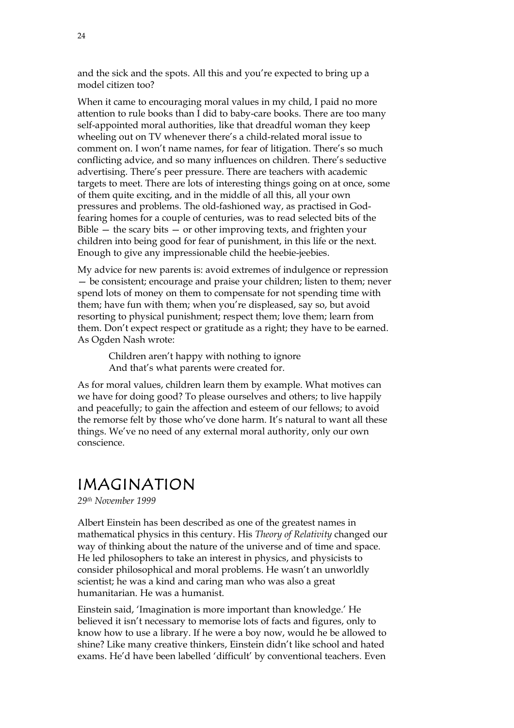and the sick and the spots. All this and you're expected to bring up a model citizen too?

When it came to encouraging moral values in my child, I paid no more attention to rule books than I did to baby-care books. There are too many self-appointed moral authorities, like that dreadful woman they keep wheeling out on TV whenever there's a child-related moral issue to comment on. I won't name names, for fear of litigation. There's so much conflicting advice, and so many influences on children. There's seductive advertising. There's peer pressure. There are teachers with academic targets to meet. There are lots of interesting things going on at once, some of them quite exciting, and in the middle of all this, all your own pressures and problems. The old-fashioned way, as practised in God-fearing homes for a couple of centuries, was to read selected bits of the Bible — the scary bits — or other improving texts, and frighten your children into being good for fear of punishment, in this life or the next. Enough to give any impressionable child the heebie-jeebies.

My advice for new parents is: avoid extremes of indulgence or repression — be consistent; encourage and praise your children; listen to them; never spend lots of money on them to compensate for not spending time with them; have fun with them; when you're displeased, say so, but avoid resorting to physical punishment; respect them; love them; learn from them. Don't expect respect or gratitude as a right; they have to be earned. As Ogden Nash wrote:

> Children aren't happy with nothing to ignore
> And that's what parents were created for.

As for moral values, children learn them by example. What motives can we have for doing good? To please ourselves and others; to live happily and peacefully; to gain the affection and esteem of our fellows; to avoid the remorse felt by those who've done harm. It's natural to want all these things. We've no need of any external moral authority, only our own conscience.

# IMAGINATION

*29th November 1999*

Albert Einstein has been described as one of the greatest names in mathematical physics in this century. His *Theory of Relativity* changed our way of thinking about the nature of the universe and of time and space. He led philosophers to take an interest in physics, and physicists to consider philosophical and moral problems. He wasn't an unworldly scientist; he was a kind and caring man who was also a great humanitarian. He was a humanist.

Einstein said, 'Imagination is more important than knowledge.' He believed it isn't necessary to memorise lots of facts and figures, only to know how to use a library. If he were a boy now, would he be allowed to shine? Like many creative thinkers, Einstein didn't like school and hated exams. He'd have been labelled 'difficult' by conventional teachers. Even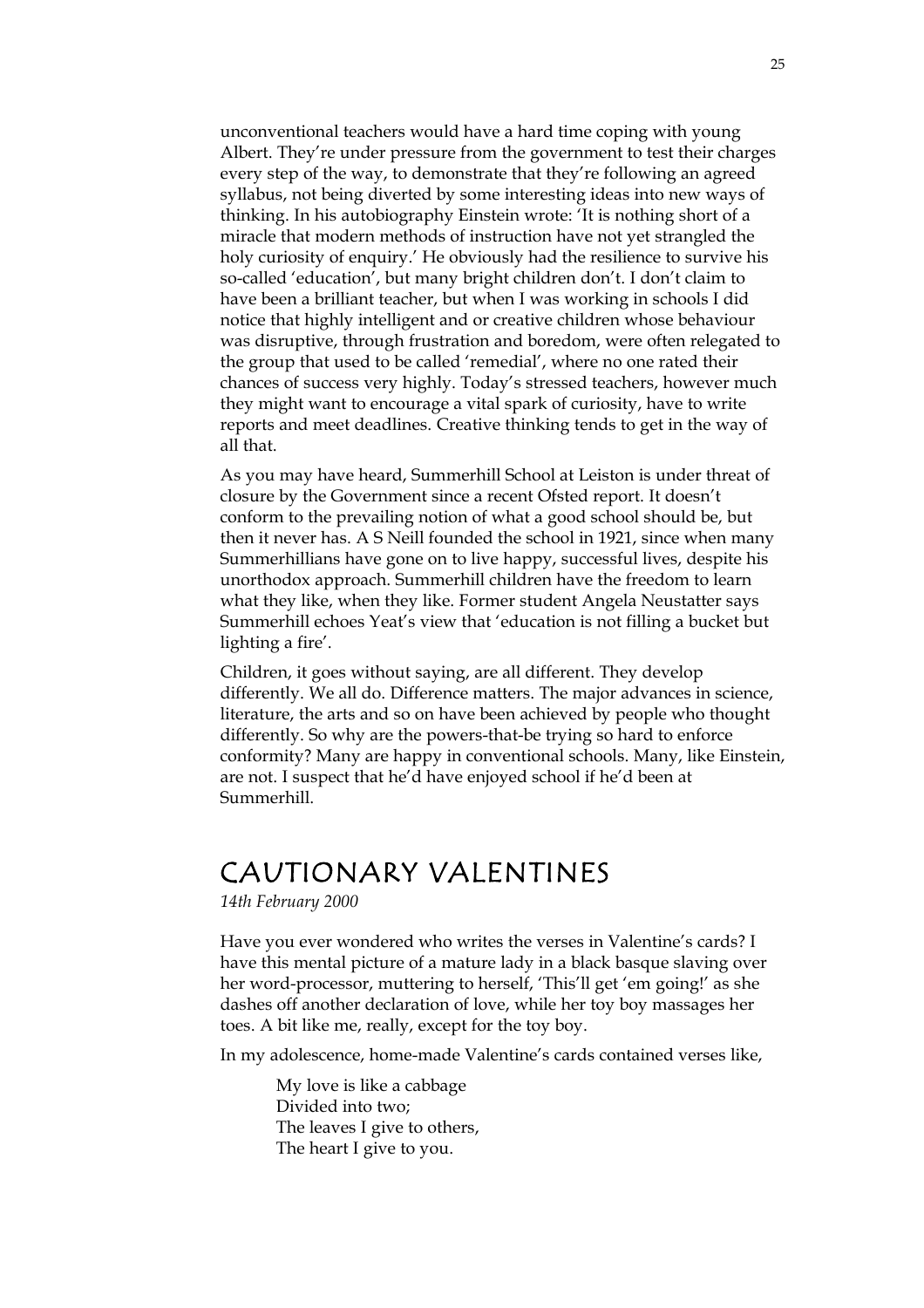unconventional teachers would have a hard time coping with young Albert. They're under pressure from the government to test their charges every step of the way, to demonstrate that they're following an agreed syllabus, not being diverted by some interesting ideas into new ways of thinking. In his autobiography Einstein wrote: 'It is nothing short of a miracle that modern methods of instruction have not yet strangled the holy curiosity of enquiry.' He obviously had the resilience to survive his so-called 'education', but many bright children don't. I don't claim to have been a brilliant teacher, but when I was working in schools I did notice that highly intelligent and or creative children whose behaviour was disruptive, through frustration and boredom, were often relegated to the group that used to be called 'remedial', where no one rated their chances of success very highly. Today's stressed teachers, however much they might want to encourage a vital spark of curiosity, have to write reports and meet deadlines. Creative thinking tends to get in the way of all that.

As you may have heard, Summerhill School at Leiston is under threat of closure by the Government since a recent Ofsted report. It doesn't conform to the prevailing notion of what a good school should be, but then it never has. A S Neill founded the school in 1921, since when many Summerhillians have gone on to live happy, successful lives, despite his unorthodox approach. Summerhill children have the freedom to learn what they like, when they like. Former student Angela Neustatter says Summerhill echoes Yeat's view that 'education is not filling a bucket but lighting a fire'.

Children, it goes without saying, are all different. They develop differently. We all do. Difference matters. The major advances in science, literature, the arts and so on have been achieved by people who thought differently. So why are the powers-that-be trying so hard to enforce conformity? Many are happy in conventional schools. Many, like Einstein, are not. I suspect that he'd have enjoyed school if he'd been at Summerhill.

# CAUTIONARY VALENTINES

*14th February 2000*

Have you ever wondered who writes the verses in Valentine's cards? I have this mental picture of a mature lady in a black basque slaving over her word-processor, muttering to herself, 'This'll get 'em going!' as she dashes off another declaration of love, while her toy boy massages her toes. A bit like me, really, except for the toy boy.

In my adolescence, home-made Valentine's cards contained verses like,

> My love is like a cabbage
> Divided into two;
> The leaves I give to others,
> The heart I give to you.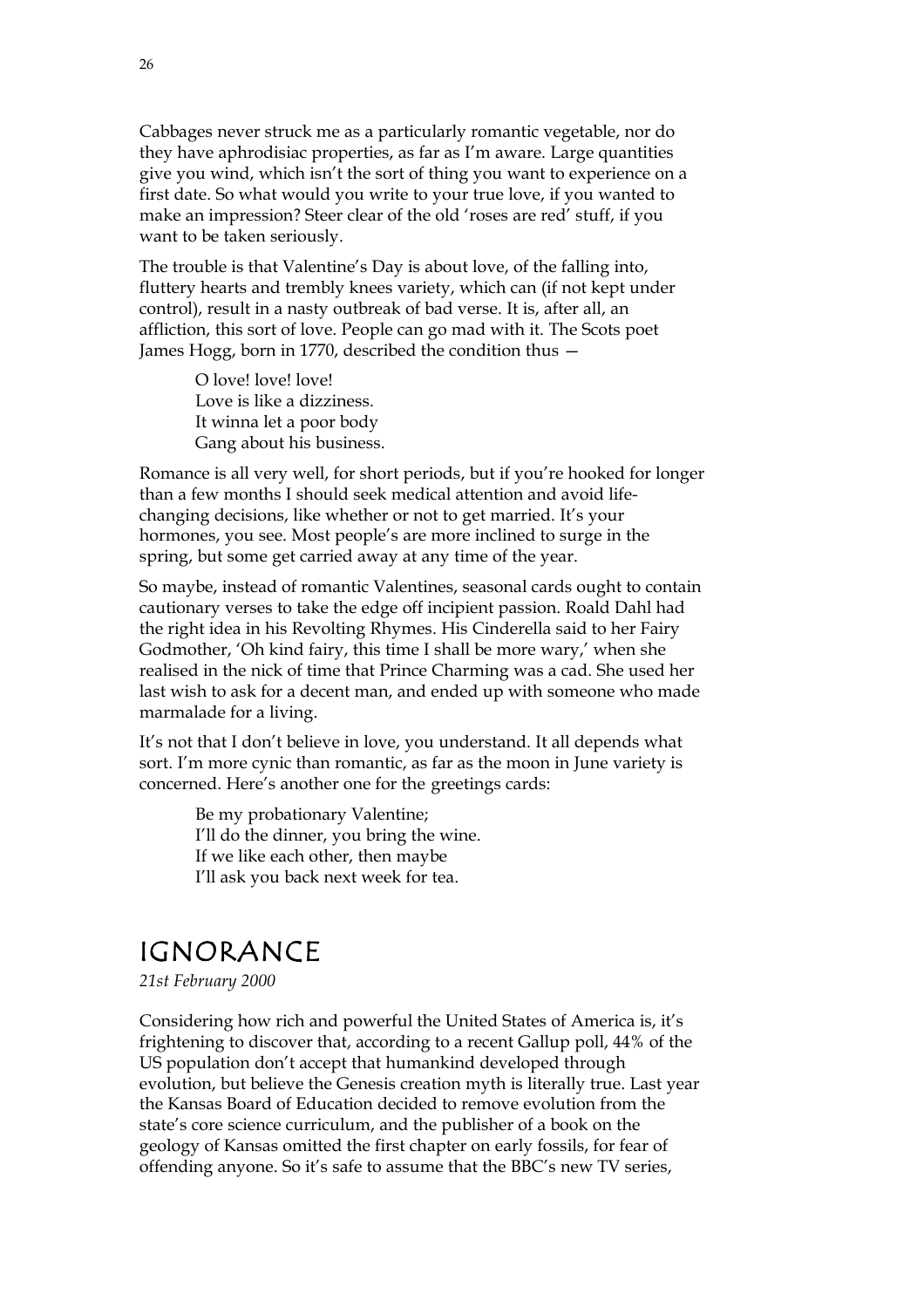Cabbages never struck me as a particularly romantic vegetable, nor do they have aphrodisiac properties, as far as I'm aware. Large quantities give you wind, which isn't the sort of thing you want to experience on a first date. So what would you write to your true love, if you wanted to make an impression? Steer clear of the old 'roses are red' stuff, if you want to be taken seriously.

The trouble is that Valentine's Day is about love, of the falling into, fluttery hearts and trembly knees variety, which can (if not kept under control), result in a nasty outbreak of bad verse. It is, after all, an affliction, this sort of love. People can go mad with it. The Scots poet James Hogg, born in 1770, described the condition thus —

> O love! love! love!
> Love is like a dizziness.
> It winna let a poor body
> Gang about his business.

Romance is all very well, for short periods, but if you're hooked for longer than a few months I should seek medical attention and avoid life-changing decisions, like whether or not to get married. It's your hormones, you see. Most people's are more inclined to surge in the spring, but some get carried away at any time of the year.

So maybe, instead of romantic Valentines, seasonal cards ought to contain cautionary verses to take the edge off incipient passion. Roald Dahl had the right idea in his Revolting Rhymes. His Cinderella said to her Fairy Godmother, 'Oh kind fairy, this time I shall be more wary,' when she realised in the nick of time that Prince Charming was a cad. She used her last wish to ask for a decent man, and ended up with someone who made marmalade for a living.

It's not that I don't believe in love, you understand. It all depends what sort. I'm more cynic than romantic, as far as the moon in June variety is concerned. Here's another one for the greetings cards:

> Be my probationary Valentine;
> I'll do the dinner, you bring the wine.
> If we like each other, then maybe
> I'll ask you back next week for tea.

# IGNORANCE

*21st February 2000*

Considering how rich and powerful the United States of America is, it's frightening to discover that, according to a recent Gallup poll, 44% of the US population don't accept that humankind developed through evolution, but believe the Genesis creation myth is literally true. Last year the Kansas Board of Education decided to remove evolution from the state's core science curriculum, and the publisher of a book on the geology of Kansas omitted the first chapter on early fossils, for fear of offending anyone. So it's safe to assume that the BBC's new TV series,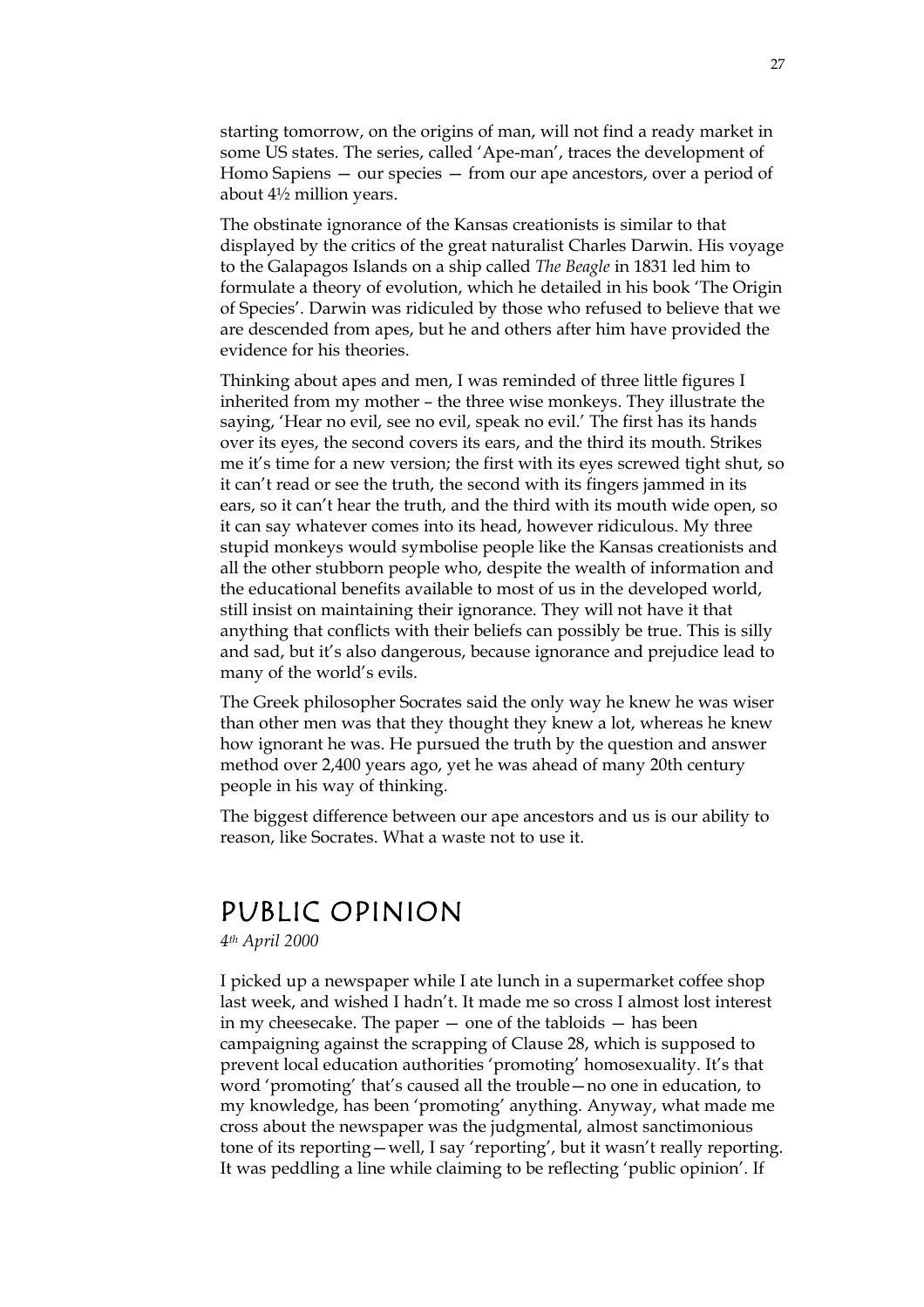starting tomorrow, on the origins of man, will not find a ready market in some US states. The series, called 'Ape-man', traces the development of Homo Sapiens — our species — from our ape ancestors, over a period of about 4½ million years.

The obstinate ignorance of the Kansas creationists is similar to that displayed by the critics of the great naturalist Charles Darwin. His voyage to the Galapagos Islands on a ship called *The Beagle* in 1831 led him to formulate a theory of evolution, which he detailed in his book 'The Origin of Species'. Darwin was ridiculed by those who refused to believe that we are descended from apes, but he and others after him have provided the evidence for his theories.

Thinking about apes and men, I was reminded of three little figures I inherited from my mother – the three wise monkeys. They illustrate the saying, 'Hear no evil, see no evil, speak no evil.' The first has its hands over its eyes, the second covers its ears, and the third its mouth. Strikes me it's time for a new version; the first with its eyes screwed tight shut, so it can't read or see the truth, the second with its fingers jammed in its ears, so it can't hear the truth, and the third with its mouth wide open, so it can say whatever comes into its head, however ridiculous. My three stupid monkeys would symbolise people like the Kansas creationists and all the other stubborn people who, despite the wealth of information and the educational benefits available to most of us in the developed world, still insist on maintaining their ignorance. They will not have it that anything that conflicts with their beliefs can possibly be true. This is silly and sad, but it's also dangerous, because ignorance and prejudice lead to many of the world's evils.

The Greek philosopher Socrates said the only way he knew he was wiser than other men was that they thought they knew a lot, whereas he knew how ignorant he was. He pursued the truth by the question and answer method over 2,400 years ago, yet he was ahead of many 20th century people in his way of thinking.

The biggest difference between our ape ancestors and us is our ability to reason, like Socrates. What a waste not to use it.

## PUBLIC OPINION

*4th April 2000*

I picked up a newspaper while I ate lunch in a supermarket coffee shop last week, and wished I hadn't. It made me so cross I almost lost interest in my cheesecake. The paper — one of the tabloids — has been campaigning against the scrapping of Clause 28, which is supposed to prevent local education authorities 'promoting' homosexuality. It's that word 'promoting' that's caused all the trouble—no one in education, to my knowledge, has been 'promoting' anything. Anyway, what made me cross about the newspaper was the judgmental, almost sanctimonious tone of its reporting—well, I say 'reporting', but it wasn't really reporting. It was peddling a line while claiming to be reflecting 'public opinion'. If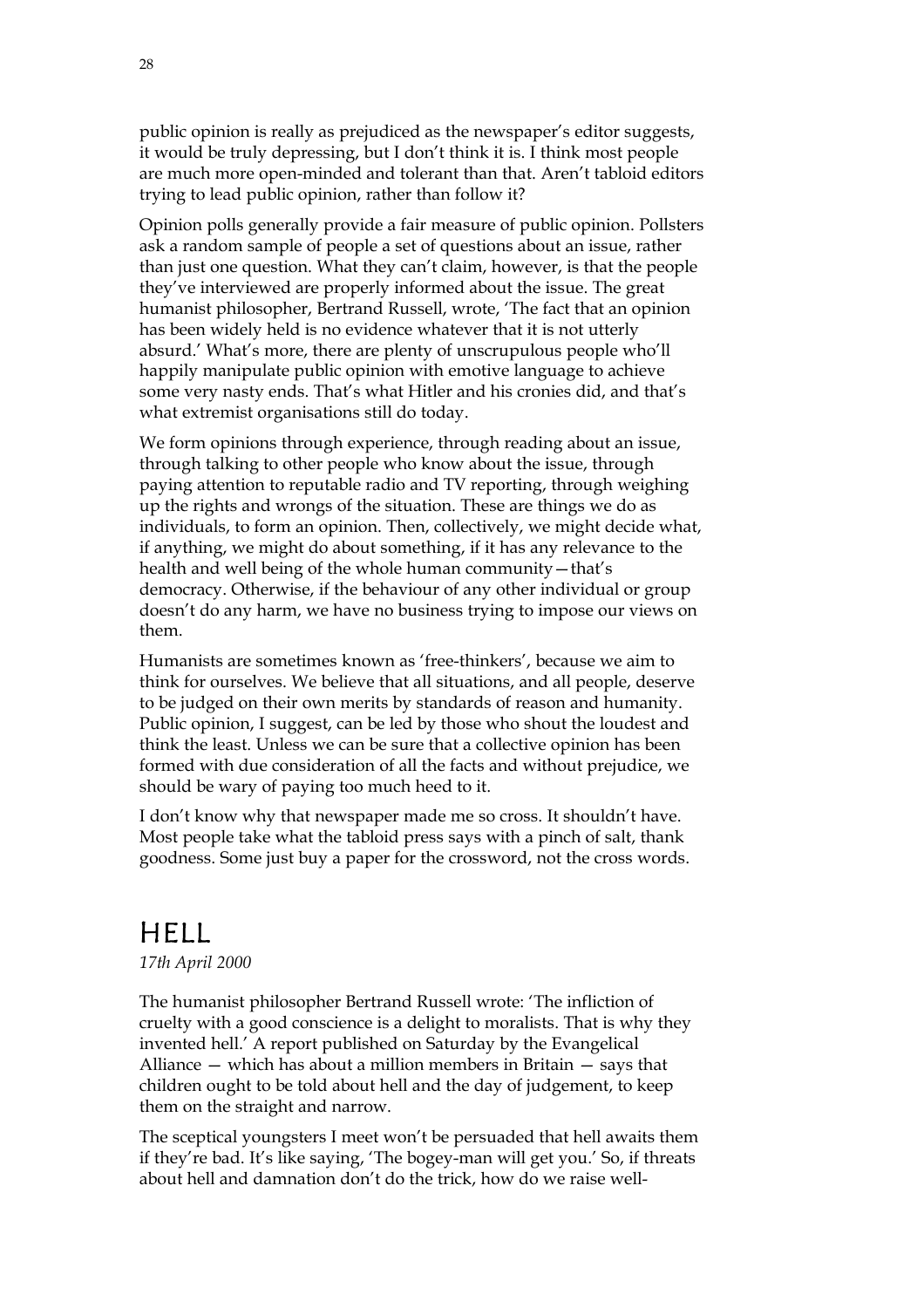public opinion is really as prejudiced as the newspaper's editor suggests, it would be truly depressing, but I don't think it is. I think most people are much more open-minded and tolerant than that. Aren't tabloid editors trying to lead public opinion, rather than follow it?

Opinion polls generally provide a fair measure of public opinion. Pollsters ask a random sample of people a set of questions about an issue, rather than just one question. What they can't claim, however, is that the people they've interviewed are properly informed about the issue. The great humanist philosopher, Bertrand Russell, wrote, 'The fact that an opinion has been widely held is no evidence whatever that it is not utterly absurd.' What's more, there are plenty of unscrupulous people who'll happily manipulate public opinion with emotive language to achieve some very nasty ends. That's what Hitler and his cronies did, and that's what extremist organisations still do today.

We form opinions through experience, through reading about an issue, through talking to other people who know about the issue, through paying attention to reputable radio and TV reporting, through weighing up the rights and wrongs of the situation. These are things we do as individuals, to form an opinion. Then, collectively, we might decide what, if anything, we might do about something, if it has any relevance to the health and well being of the whole human community—that's democracy. Otherwise, if the behaviour of any other individual or group doesn't do any harm, we have no business trying to impose our views on them.

Humanists are sometimes known as 'free-thinkers', because we aim to think for ourselves. We believe that all situations, and all people, deserve to be judged on their own merits by standards of reason and humanity. Public opinion, I suggest, can be led by those who shout the loudest and think the least. Unless we can be sure that a collective opinion has been formed with due consideration of all the facts and without prejudice, we should be wary of paying too much heed to it.

I don't know why that newspaper made me so cross. It shouldn't have. Most people take what the tabloid press says with a pinch of salt, thank goodness. Some just buy a paper for the crossword, not the cross words.

## Hell

*17th April 2000*

The humanist philosopher Bertrand Russell wrote: 'The infliction of cruelty with a good conscience is a delight to moralists. That is why they invented hell.' A report published on Saturday by the Evangelical Alliance — which has about a million members in Britain — says that children ought to be told about hell and the day of judgement, to keep them on the straight and narrow.

The sceptical youngsters I meet won't be persuaded that hell awaits them if they're bad. It's like saying, 'The bogey-man will get you.' So, if threats about hell and damnation don't do the trick, how do we raise well-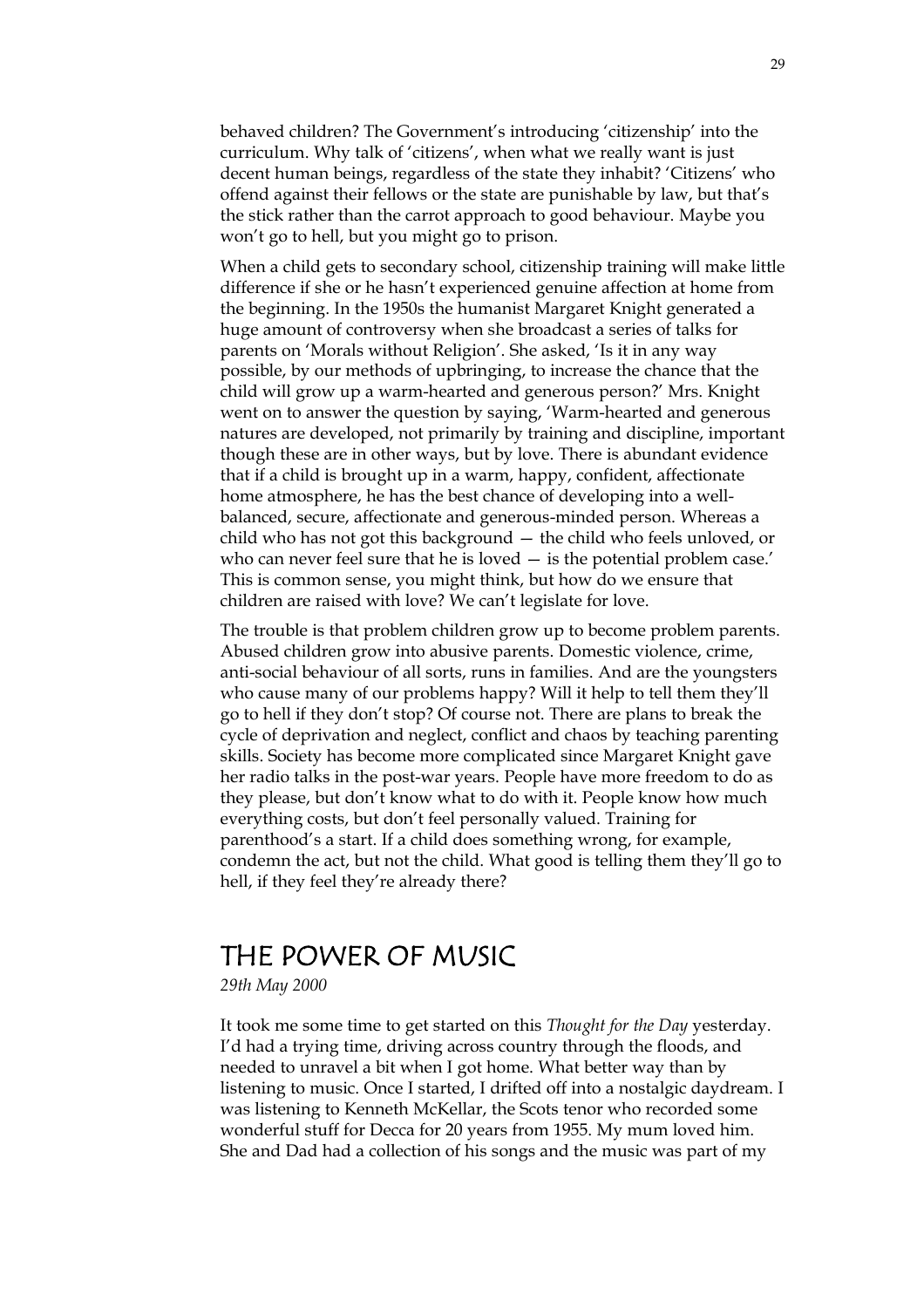behaved children? The Government's introducing 'citizenship' into the curriculum. Why talk of 'citizens', when what we really want is just decent human beings, regardless of the state they inhabit? 'Citizens' who offend against their fellows or the state are punishable by law, but that's the stick rather than the carrot approach to good behaviour. Maybe you won't go to hell, but you might go to prison.

When a child gets to secondary school, citizenship training will make little difference if she or he hasn't experienced genuine affection at home from the beginning. In the 1950s the humanist Margaret Knight generated a huge amount of controversy when she broadcast a series of talks for parents on 'Morals without Religion'. She asked, 'Is it in any way possible, by our methods of upbringing, to increase the chance that the child will grow up a warm-hearted and generous person?' Mrs. Knight went on to answer the question by saying, 'Warm-hearted and generous natures are developed, not primarily by training and discipline, important though these are in other ways, but by love. There is abundant evidence that if a child is brought up in a warm, happy, confident, affectionate home atmosphere, he has the best chance of developing into a well-balanced, secure, affectionate and generous-minded person. Whereas a child who has not got this background — the child who feels unloved, or who can never feel sure that he is loved — is the potential problem case.' This is common sense, you might think, but how do we ensure that children are raised with love? We can't legislate for love.

The trouble is that problem children grow up to become problem parents. Abused children grow into abusive parents. Domestic violence, crime, anti-social behaviour of all sorts, runs in families. And are the youngsters who cause many of our problems happy? Will it help to tell them they'll go to hell if they don't stop? Of course not. There are plans to break the cycle of deprivation and neglect, conflict and chaos by teaching parenting skills. Society has become more complicated since Margaret Knight gave her radio talks in the post-war years. People have more freedom to do as they please, but don't know what to do with it. People know how much everything costs, but don't feel personally valued. Training for parenthood's a start. If a child does something wrong, for example, condemn the act, but not the child. What good is telling them they'll go to hell, if they feel they're already there?

## THE POWER OF MUSIC

*29th May 2000*

It took me some time to get started on this *Thought for the Day* yesterday. I'd had a trying time, driving across country through the floods, and needed to unravel a bit when I got home. What better way than by listening to music. Once I started, I drifted off into a nostalgic daydream. I was listening to Kenneth McKellar, the Scots tenor who recorded some wonderful stuff for Decca for 20 years from 1955. My mum loved him. She and Dad had a collection of his songs and the music was part of my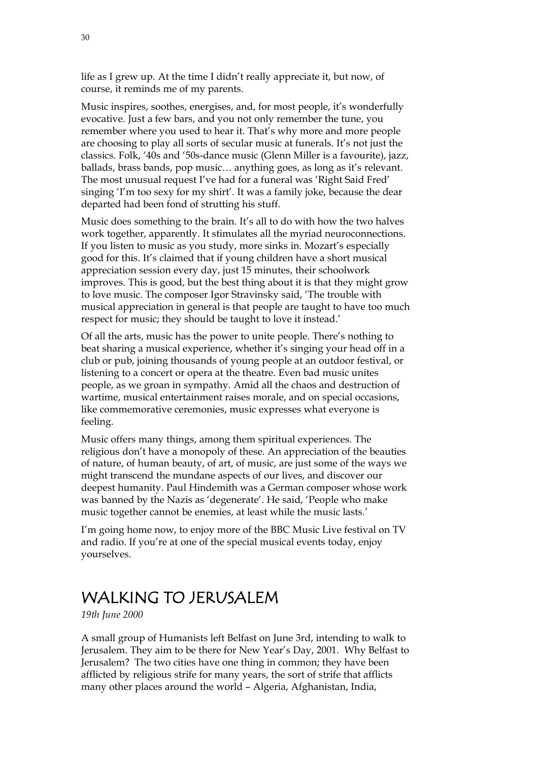life as I grew up. At the time I didn't really appreciate it, but now, of course, it reminds me of my parents.

Music inspires, soothes, energises, and, for most people, it's wonderfully evocative. Just a few bars, and you not only remember the tune, you remember where you used to hear it. That's why more and more people are choosing to play all sorts of secular music at funerals. It's not just the classics. Folk, '40s and '50s-dance music (Glenn Miller is a favourite), jazz, ballads, brass bands, pop music… anything goes, as long as it's relevant. The most unusual request I've had for a funeral was 'Right Said Fred' singing 'I'm too sexy for my shirt'. It was a family joke, because the dear departed had been fond of strutting his stuff.

Music does something to the brain. It's all to do with how the two halves work together, apparently. It stimulates all the myriad neuroconnections. If you listen to music as you study, more sinks in. Mozart's especially good for this. It's claimed that if young children have a short musical appreciation session every day, just 15 minutes, their schoolwork improves. This is good, but the best thing about it is that they might grow to love music. The composer Igor Stravinsky said, 'The trouble with musical appreciation in general is that people are taught to have too much respect for music; they should be taught to love it instead.'

Of all the arts, music has the power to unite people. There's nothing to beat sharing a musical experience, whether it's singing your head off in a club or pub, joining thousands of young people at an outdoor festival, or listening to a concert or opera at the theatre. Even bad music unites people, as we groan in sympathy. Amid all the chaos and destruction of wartime, musical entertainment raises morale, and on special occasions, like commemorative ceremonies, music expresses what everyone is feeling.

Music offers many things, among them spiritual experiences. The religious don't have a monopoly of these. An appreciation of the beauties of nature, of human beauty, of art, of music, are just some of the ways we might transcend the mundane aspects of our lives, and discover our deepest humanity. Paul Hindemith was a German composer whose work was banned by the Nazis as 'degenerate'. He said, 'People who make music together cannot be enemies, at least while the music lasts.'

I'm going home now, to enjoy more of the BBC Music Live festival on TV and radio. If you're at one of the special musical events today, enjoy yourselves.

## WALKING TO JERUSALEM

*19th June 2000*

A small group of Humanists left Belfast on June 3rd, intending to walk to Jerusalem. They aim to be there for New Year's Day, 2001. Why Belfast to Jerusalem? The two cities have one thing in common; they have been afflicted by religious strife for many years, the sort of strife that afflicts many other places around the world – Algeria, Afghanistan, India,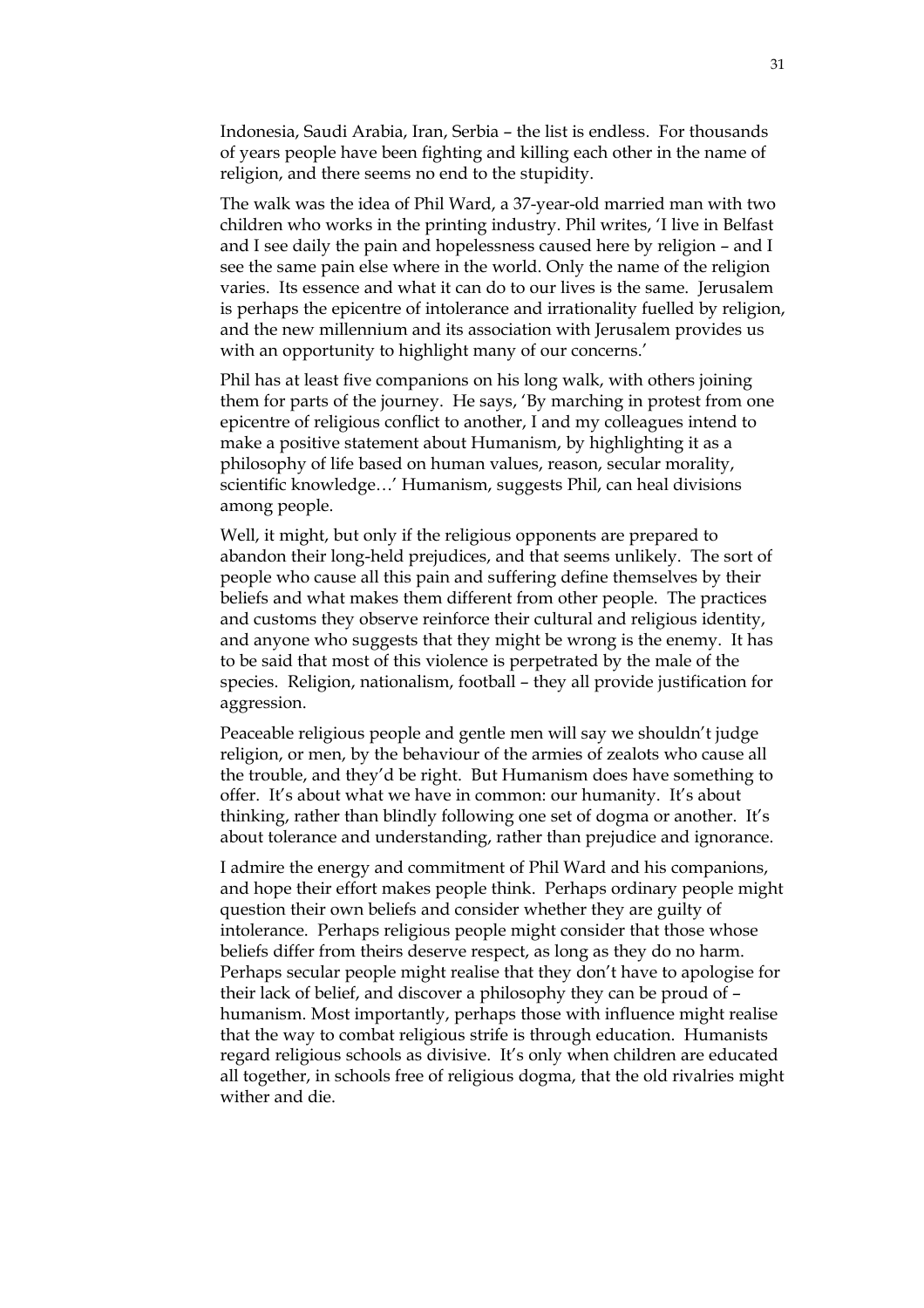Indonesia, Saudi Arabia, Iran, Serbia – the list is endless. For thousands of years people have been fighting and killing each other in the name of religion, and there seems no end to the stupidity.

The walk was the idea of Phil Ward, a 37-year-old married man with two children who works in the printing industry. Phil writes, 'I live in Belfast and I see daily the pain and hopelessness caused here by religion – and I see the same pain else where in the world. Only the name of the religion varies. Its essence and what it can do to our lives is the same. Jerusalem is perhaps the epicentre of intolerance and irrationality fuelled by religion, and the new millennium and its association with Jerusalem provides us with an opportunity to highlight many of our concerns.'

Phil has at least five companions on his long walk, with others joining them for parts of the journey. He says, 'By marching in protest from one epicentre of religious conflict to another, I and my colleagues intend to make a positive statement about Humanism, by highlighting it as a philosophy of life based on human values, reason, secular morality, scientific knowledge…' Humanism, suggests Phil, can heal divisions among people.

Well, it might, but only if the religious opponents are prepared to abandon their long-held prejudices, and that seems unlikely. The sort of people who cause all this pain and suffering define themselves by their beliefs and what makes them different from other people. The practices and customs they observe reinforce their cultural and religious identity, and anyone who suggests that they might be wrong is the enemy. It has to be said that most of this violence is perpetrated by the male of the species. Religion, nationalism, football – they all provide justification for aggression.

Peaceable religious people and gentle men will say we shouldn't judge religion, or men, by the behaviour of the armies of zealots who cause all the trouble, and they'd be right. But Humanism does have something to offer. It's about what we have in common: our humanity. It's about thinking, rather than blindly following one set of dogma or another. It's about tolerance and understanding, rather than prejudice and ignorance.

I admire the energy and commitment of Phil Ward and his companions, and hope their effort makes people think. Perhaps ordinary people might question their own beliefs and consider whether they are guilty of intolerance. Perhaps religious people might consider that those whose beliefs differ from theirs deserve respect, as long as they do no harm. Perhaps secular people might realise that they don't have to apologise for their lack of belief, and discover a philosophy they can be proud of – humanism. Most importantly, perhaps those with influence might realise that the way to combat religious strife is through education. Humanists regard religious schools as divisive. It's only when children are educated all together, in schools free of religious dogma, that the old rivalries might wither and die.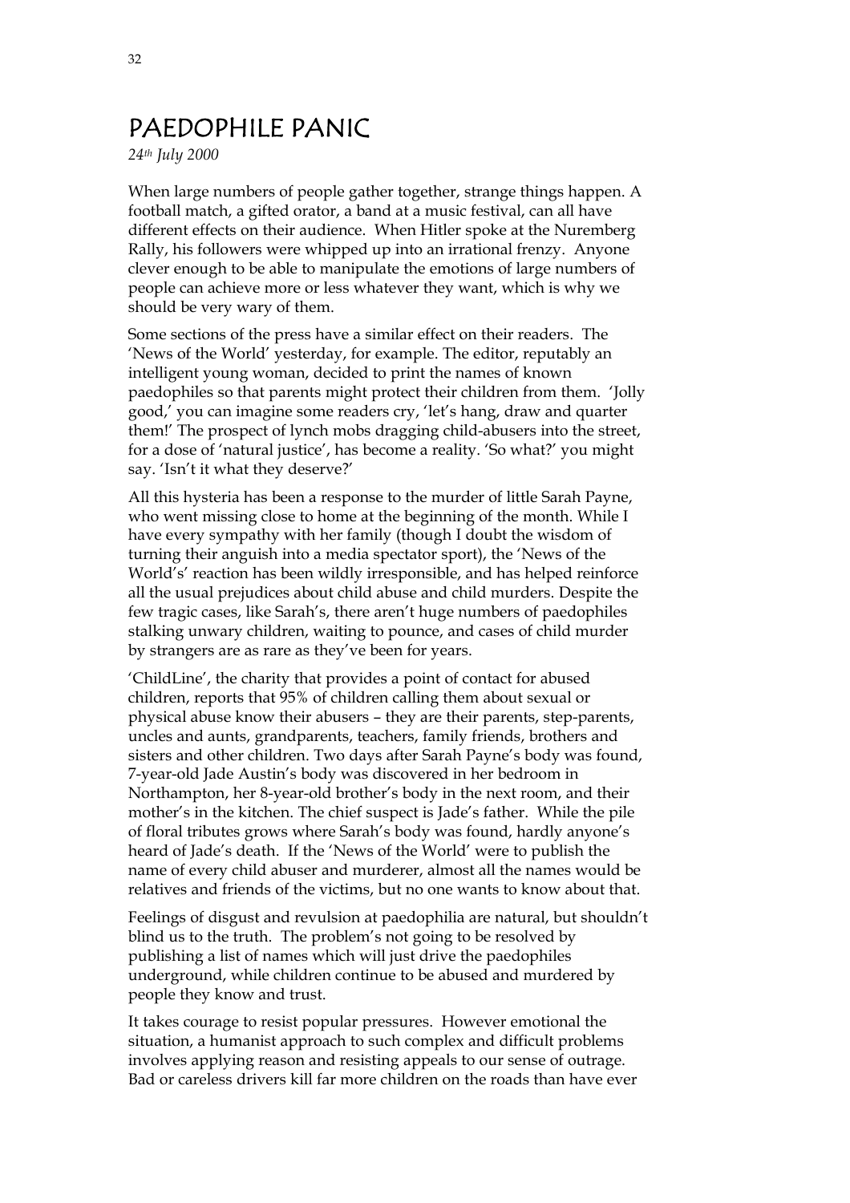# PAEDOPHILE PANIC

*24th July 2000*

When large numbers of people gather together, strange things happen. A football match, a gifted orator, a band at a music festival, can all have different effects on their audience. When Hitler spoke at the Nuremberg Rally, his followers were whipped up into an irrational frenzy. Anyone clever enough to be able to manipulate the emotions of large numbers of people can achieve more or less whatever they want, which is why we should be very wary of them.

Some sections of the press have a similar effect on their readers. The 'News of the World' yesterday, for example. The editor, reputably an intelligent young woman, decided to print the names of known paedophiles so that parents might protect their children from them. 'Jolly good,' you can imagine some readers cry, 'let's hang, draw and quarter them!' The prospect of lynch mobs dragging child-abusers into the street, for a dose of 'natural justice', has become a reality. 'So what?' you might say. 'Isn't it what they deserve?'

All this hysteria has been a response to the murder of little Sarah Payne, who went missing close to home at the beginning of the month. While I have every sympathy with her family (though I doubt the wisdom of turning their anguish into a media spectator sport), the 'News of the World's' reaction has been wildly irresponsible, and has helped reinforce all the usual prejudices about child abuse and child murders. Despite the few tragic cases, like Sarah's, there aren't huge numbers of paedophiles stalking unwary children, waiting to pounce, and cases of child murder by strangers are as rare as they've been for years.

'ChildLine', the charity that provides a point of contact for abused children, reports that 95% of children calling them about sexual or physical abuse know their abusers – they are their parents, step-parents, uncles and aunts, grandparents, teachers, family friends, brothers and sisters and other children. Two days after Sarah Payne's body was found, 7-year-old Jade Austin's body was discovered in her bedroom in Northampton, her 8-year-old brother's body in the next room, and their mother's in the kitchen. The chief suspect is Jade's father. While the pile of floral tributes grows where Sarah's body was found, hardly anyone's heard of Jade's death. If the 'News of the World' were to publish the name of every child abuser and murderer, almost all the names would be relatives and friends of the victims, but no one wants to know about that.

Feelings of disgust and revulsion at paedophilia are natural, but shouldn't blind us to the truth. The problem's not going to be resolved by publishing a list of names which will just drive the paedophiles underground, while children continue to be abused and murdered by people they know and trust.

It takes courage to resist popular pressures. However emotional the situation, a humanist approach to such complex and difficult problems involves applying reason and resisting appeals to our sense of outrage. Bad or careless drivers kill far more children on the roads than have ever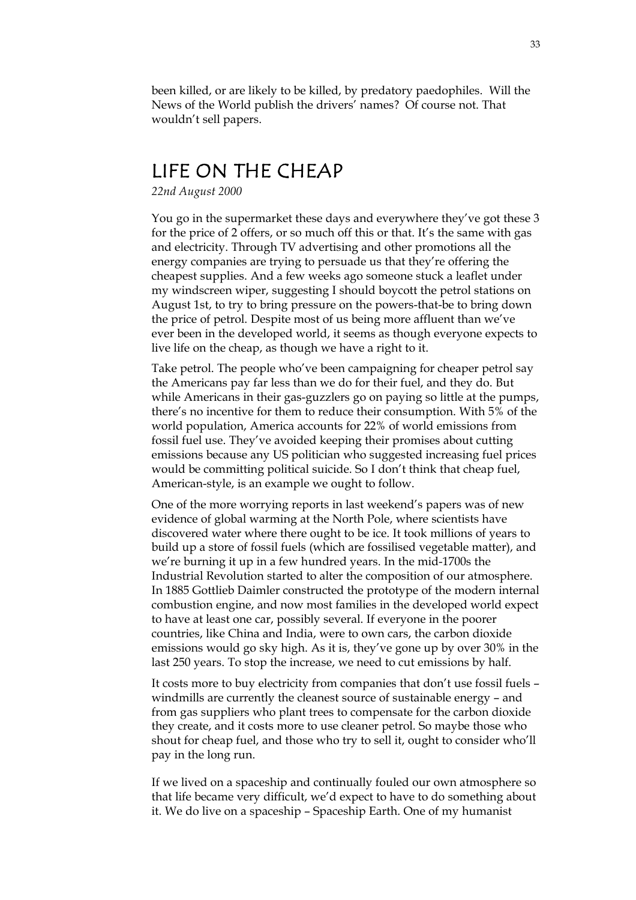been killed, or are likely to be killed, by predatory paedophiles. Will the News of the World publish the drivers' names? Of course not. That wouldn't sell papers.

## LIFE ON THE CHEAP

*22nd August 2000*

You go in the supermarket these days and everywhere they've got these 3 for the price of 2 offers, or so much off this or that. It's the same with gas and electricity. Through TV advertising and other promotions all the energy companies are trying to persuade us that they're offering the cheapest supplies. And a few weeks ago someone stuck a leaflet under my windscreen wiper, suggesting I should boycott the petrol stations on August 1st, to try to bring pressure on the powers-that-be to bring down the price of petrol. Despite most of us being more affluent than we've ever been in the developed world, it seems as though everyone expects to live life on the cheap, as though we have a right to it.

Take petrol. The people who've been campaigning for cheaper petrol say the Americans pay far less than we do for their fuel, and they do. But while Americans in their gas-guzzlers go on paying so little at the pumps, there's no incentive for them to reduce their consumption. With 5% of the world population, America accounts for 22% of world emissions from fossil fuel use. They've avoided keeping their promises about cutting emissions because any US politician who suggested increasing fuel prices would be committing political suicide. So I don't think that cheap fuel, American-style, is an example we ought to follow.

One of the more worrying reports in last weekend's papers was of new evidence of global warming at the North Pole, where scientists have discovered water where there ought to be ice. It took millions of years to build up a store of fossil fuels (which are fossilised vegetable matter), and we're burning it up in a few hundred years. In the mid-1700s the Industrial Revolution started to alter the composition of our atmosphere. In 1885 Gottlieb Daimler constructed the prototype of the modern internal combustion engine, and now most families in the developed world expect to have at least one car, possibly several. If everyone in the poorer countries, like China and India, were to own cars, the carbon dioxide emissions would go sky high. As it is, they've gone up by over 30% in the last 250 years. To stop the increase, we need to cut emissions by half.

It costs more to buy electricity from companies that don't use fossil fuels – windmills are currently the cleanest source of sustainable energy – and from gas suppliers who plant trees to compensate for the carbon dioxide they create, and it costs more to use cleaner petrol. So maybe those who shout for cheap fuel, and those who try to sell it, ought to consider who'll pay in the long run.

If we lived on a spaceship and continually fouled our own atmosphere so that life became very difficult, we'd expect to have to do something about it. We do live on a spaceship – Spaceship Earth. One of my humanist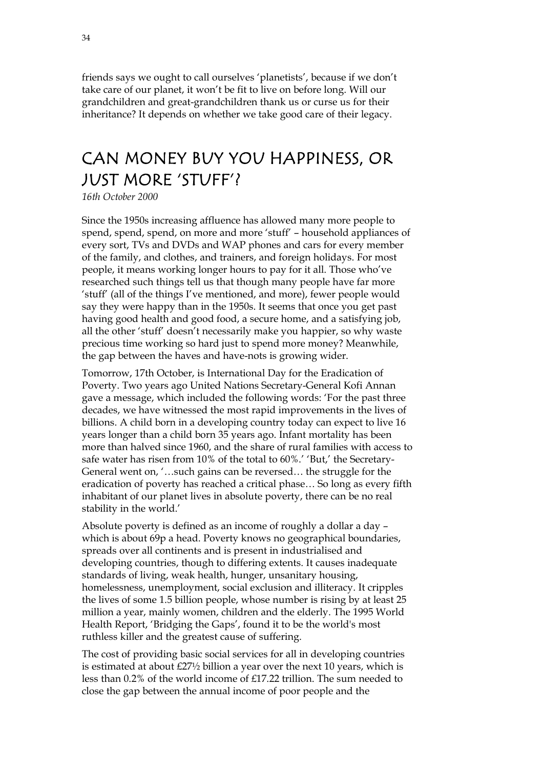friends says we ought to call ourselves 'planetists', because if we don't take care of our planet, it won't be fit to live on before long. Will our grandchildren and great-grandchildren thank us or curse us for their inheritance? It depends on whether we take good care of their legacy.

# CAN MONEY BUY YOU HAPPINESS, OR JUST MORE 'STUFF'?

*16th October 2000*

Since the 1950s increasing affluence has allowed many more people to spend, spend, spend, on more and more 'stuff' – household appliances of every sort, TVs and DVDs and WAP phones and cars for every member of the family, and clothes, and trainers, and foreign holidays. For most people, it means working longer hours to pay for it all. Those who've researched such things tell us that though many people have far more 'stuff' (all of the things I've mentioned, and more), fewer people would say they were happy than in the 1950s. It seems that once you get past having good health and good food, a secure home, and a satisfying job, all the other 'stuff' doesn't necessarily make you happier, so why waste precious time working so hard just to spend more money? Meanwhile, the gap between the haves and have-nots is growing wider.

Tomorrow, 17th October, is International Day for the Eradication of Poverty. Two years ago United Nations Secretary-General Kofi Annan gave a message, which included the following words: 'For the past three decades, we have witnessed the most rapid improvements in the lives of billions. A child born in a developing country today can expect to live 16 years longer than a child born 35 years ago. Infant mortality has been more than halved since 1960, and the share of rural families with access to safe water has risen from 10% of the total to 60%.' 'But,' the Secretary-General went on, '…such gains can be reversed… the struggle for the eradication of poverty has reached a critical phase… So long as every fifth inhabitant of our planet lives in absolute poverty, there can be no real stability in the world.'

Absolute poverty is defined as an income of roughly a dollar a day – which is about 69p a head. Poverty knows no geographical boundaries, spreads over all continents and is present in industrialised and developing countries, though to differing extents. It causes inadequate standards of living, weak health, hunger, unsanitary housing, homelessness, unemployment, social exclusion and illiteracy. It cripples the lives of some 1.5 billion people, whose number is rising by at least 25 million a year, mainly women, children and the elderly. The 1995 World Health Report, 'Bridging the Gaps', found it to be the world's most ruthless killer and the greatest cause of suffering.

The cost of providing basic social services for all in developing countries is estimated at about £27½ billion a year over the next 10 years, which is less than 0.2% of the world income of £17.22 trillion. The sum needed to close the gap between the annual income of poor people and the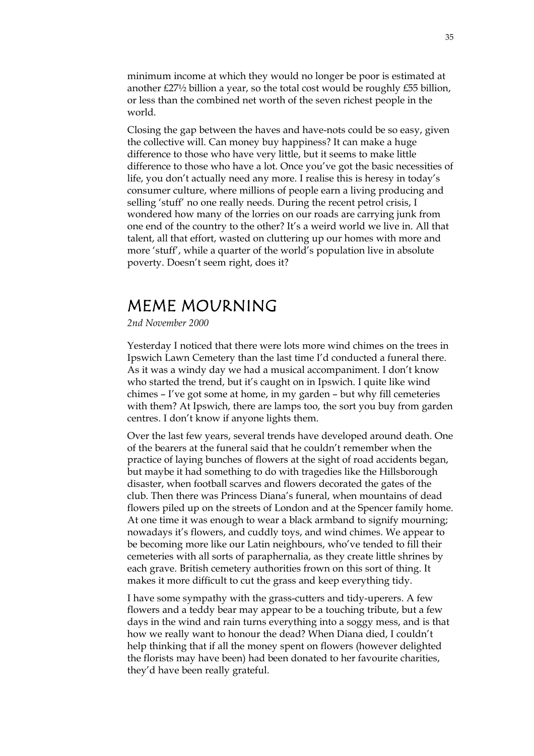minimum income at which they would no longer be poor is estimated at another £27½ billion a year, so the total cost would be roughly £55 billion, or less than the combined net worth of the seven richest people in the world.

Closing the gap between the haves and have-nots could be so easy, given the collective will. Can money buy happiness? It can make a huge difference to those who have very little, but it seems to make little difference to those who have a lot. Once you've got the basic necessities of life, you don't actually need any more. I realise this is heresy in today's consumer culture, where millions of people earn a living producing and selling 'stuff' no one really needs. During the recent petrol crisis, I wondered how many of the lorries on our roads are carrying junk from one end of the country to the other? It's a weird world we live in. All that talent, all that effort, wasted on cluttering up our homes with more and more 'stuff', while a quarter of the world's population live in absolute poverty. Doesn't seem right, does it?

## MEME MOURNING

*2nd November 2000*

Yesterday I noticed that there were lots more wind chimes on the trees in Ipswich Lawn Cemetery than the last time I'd conducted a funeral there. As it was a windy day we had a musical accompaniment. I don't know who started the trend, but it's caught on in Ipswich. I quite like wind chimes – I've got some at home, in my garden – but why fill cemeteries with them? At Ipswich, there are lamps too, the sort you buy from garden centres. I don't know if anyone lights them.

Over the last few years, several trends have developed around death. One of the bearers at the funeral said that he couldn't remember when the practice of laying bunches of flowers at the sight of road accidents began, but maybe it had something to do with tragedies like the Hillsborough disaster, when football scarves and flowers decorated the gates of the club. Then there was Princess Diana's funeral, when mountains of dead flowers piled up on the streets of London and at the Spencer family home. At one time it was enough to wear a black armband to signify mourning; nowadays it's flowers, and cuddly toys, and wind chimes. We appear to be becoming more like our Latin neighbours, who've tended to fill their cemeteries with all sorts of paraphernalia, as they create little shrines by each grave. British cemetery authorities frown on this sort of thing. It makes it more difficult to cut the grass and keep everything tidy.

I have some sympathy with the grass-cutters and tidy-uperers. A few flowers and a teddy bear may appear to be a touching tribute, but a few days in the wind and rain turns everything into a soggy mess, and is that how we really want to honour the dead? When Diana died, I couldn't help thinking that if all the money spent on flowers (however delighted the florists may have been) had been donated to her favourite charities, they'd have been really grateful.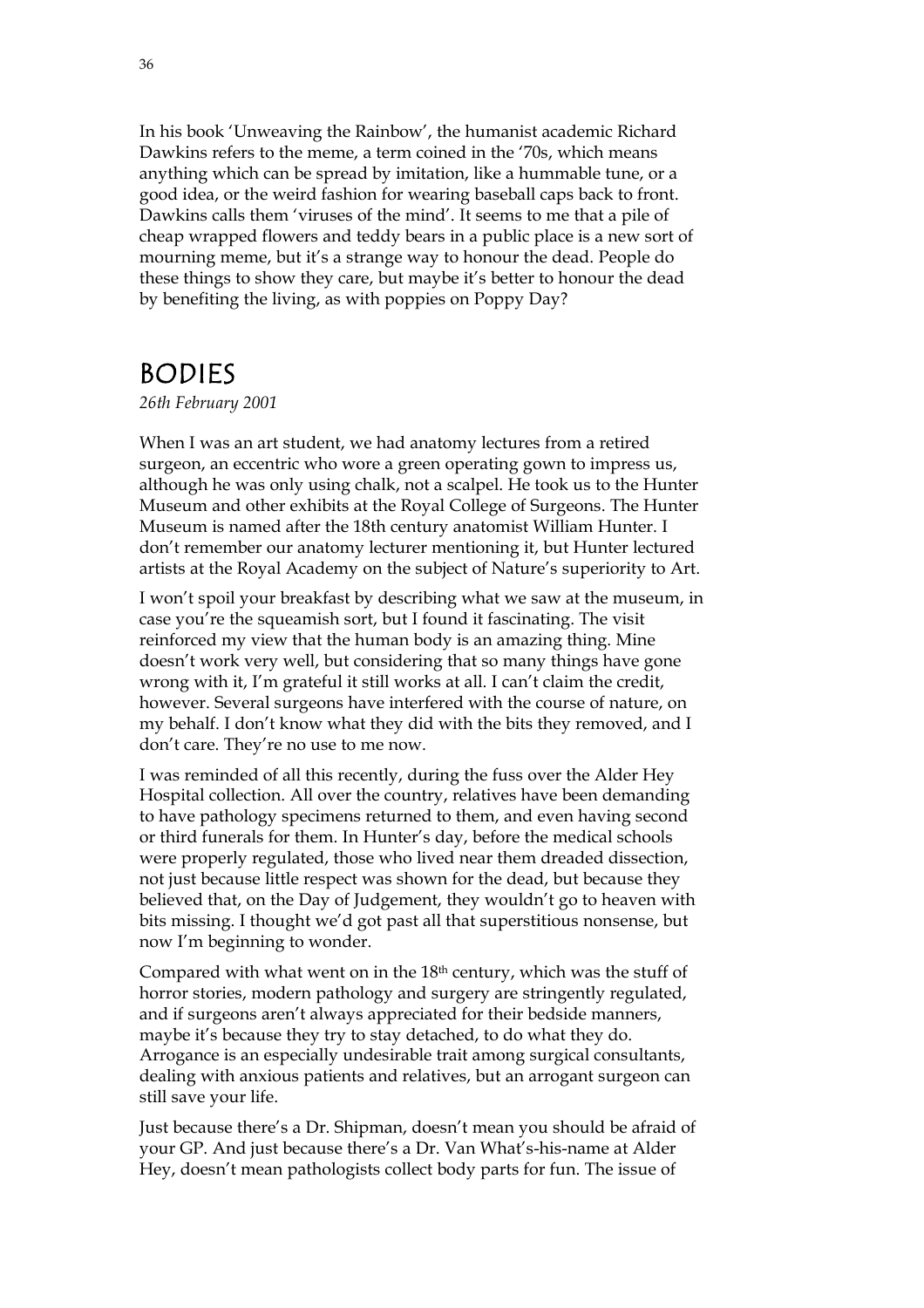In his book 'Unweaving the Rainbow', the humanist academic Richard Dawkins refers to the meme, a term coined in the '70s, which means anything which can be spread by imitation, like a hummable tune, or a good idea, or the weird fashion for wearing baseball caps back to front. Dawkins calls them 'viruses of the mind'. It seems to me that a pile of cheap wrapped flowers and teddy bears in a public place is a new sort of mourning meme, but it's a strange way to honour the dead. People do these things to show they care, but maybe it's better to honour the dead by benefiting the living, as with poppies on Poppy Day?

## BODIES

*26th February 2001*

When I was an art student, we had anatomy lectures from a retired surgeon, an eccentric who wore a green operating gown to impress us, although he was only using chalk, not a scalpel. He took us to the Hunter Museum and other exhibits at the Royal College of Surgeons. The Hunter Museum is named after the 18th century anatomist William Hunter. I don't remember our anatomy lecturer mentioning it, but Hunter lectured artists at the Royal Academy on the subject of Nature's superiority to Art.

I won't spoil your breakfast by describing what we saw at the museum, in case you're the squeamish sort, but I found it fascinating. The visit reinforced my view that the human body is an amazing thing. Mine doesn't work very well, but considering that so many things have gone wrong with it, I'm grateful it still works at all. I can't claim the credit, however. Several surgeons have interfered with the course of nature, on my behalf. I don't know what they did with the bits they removed, and I don't care. They're no use to me now.

I was reminded of all this recently, during the fuss over the Alder Hey Hospital collection. All over the country, relatives have been demanding to have pathology specimens returned to them, and even having second or third funerals for them. In Hunter's day, before the medical schools were properly regulated, those who lived near them dreaded dissection, not just because little respect was shown for the dead, but because they believed that, on the Day of Judgement, they wouldn't go to heaven with bits missing. I thought we'd got past all that superstitious nonsense, but now I'm beginning to wonder.

Compared with what went on in the 18th century, which was the stuff of horror stories, modern pathology and surgery are stringently regulated, and if surgeons aren't always appreciated for their bedside manners, maybe it's because they try to stay detached, to do what they do. Arrogance is an especially undesirable trait among surgical consultants, dealing with anxious patients and relatives, but an arrogant surgeon can still save your life.

Just because there's a Dr. Shipman, doesn't mean you should be afraid of your GP. And just because there's a Dr. Van What's-his-name at Alder Hey, doesn't mean pathologists collect body parts for fun. The issue of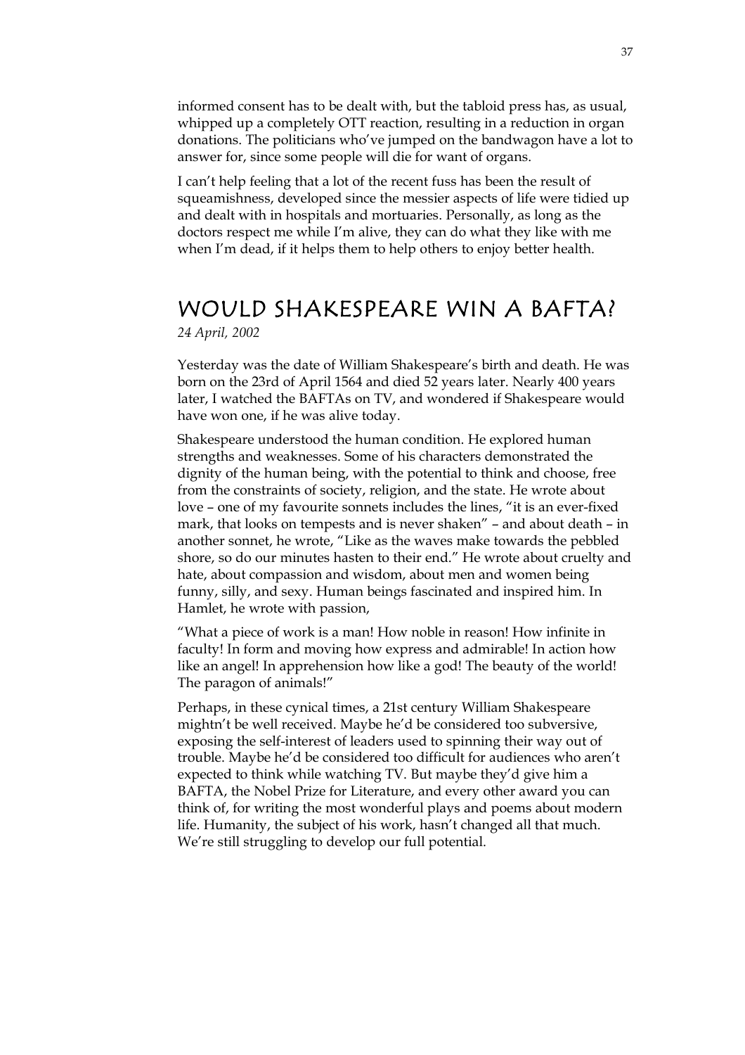informed consent has to be dealt with, but the tabloid press has, as usual, whipped up a completely OTT reaction, resulting in a reduction in organ donations. The politicians who've jumped on the bandwagon have a lot to answer for, since some people will die for want of organs.

I can't help feeling that a lot of the recent fuss has been the result of squeamishness, developed since the messier aspects of life were tidied up and dealt with in hospitals and mortuaries. Personally, as long as the doctors respect me while I'm alive, they can do what they like with me when I'm dead, if it helps them to help others to enjoy better health.

# WOULD SHAKESPEARE WIN A BAFTA?

*24 April, 2002*

Yesterday was the date of William Shakespeare's birth and death. He was born on the 23rd of April 1564 and died 52 years later. Nearly 400 years later, I watched the BAFTAs on TV, and wondered if Shakespeare would have won one, if he was alive today.

Shakespeare understood the human condition. He explored human strengths and weaknesses. Some of his characters demonstrated the dignity of the human being, with the potential to think and choose, free from the constraints of society, religion, and the state. He wrote about love – one of my favourite sonnets includes the lines, "it is an ever-fixed mark, that looks on tempests and is never shaken" – and about death – in another sonnet, he wrote, "Like as the waves make towards the pebbled shore, so do our minutes hasten to their end." He wrote about cruelty and hate, about compassion and wisdom, about men and women being funny, silly, and sexy. Human beings fascinated and inspired him. In Hamlet, he wrote with passion,

"What a piece of work is a man! How noble in reason! How infinite in faculty! In form and moving how express and admirable! In action how like an angel! In apprehension how like a god! The beauty of the world! The paragon of animals!"

Perhaps, in these cynical times, a 21st century William Shakespeare mightn't be well received. Maybe he'd be considered too subversive, exposing the self-interest of leaders used to spinning their way out of trouble. Maybe he'd be considered too difficult for audiences who aren't expected to think while watching TV. But maybe they'd give him a BAFTA, the Nobel Prize for Literature, and every other award you can think of, for writing the most wonderful plays and poems about modern life. Humanity, the subject of his work, hasn't changed all that much. We're still struggling to develop our full potential.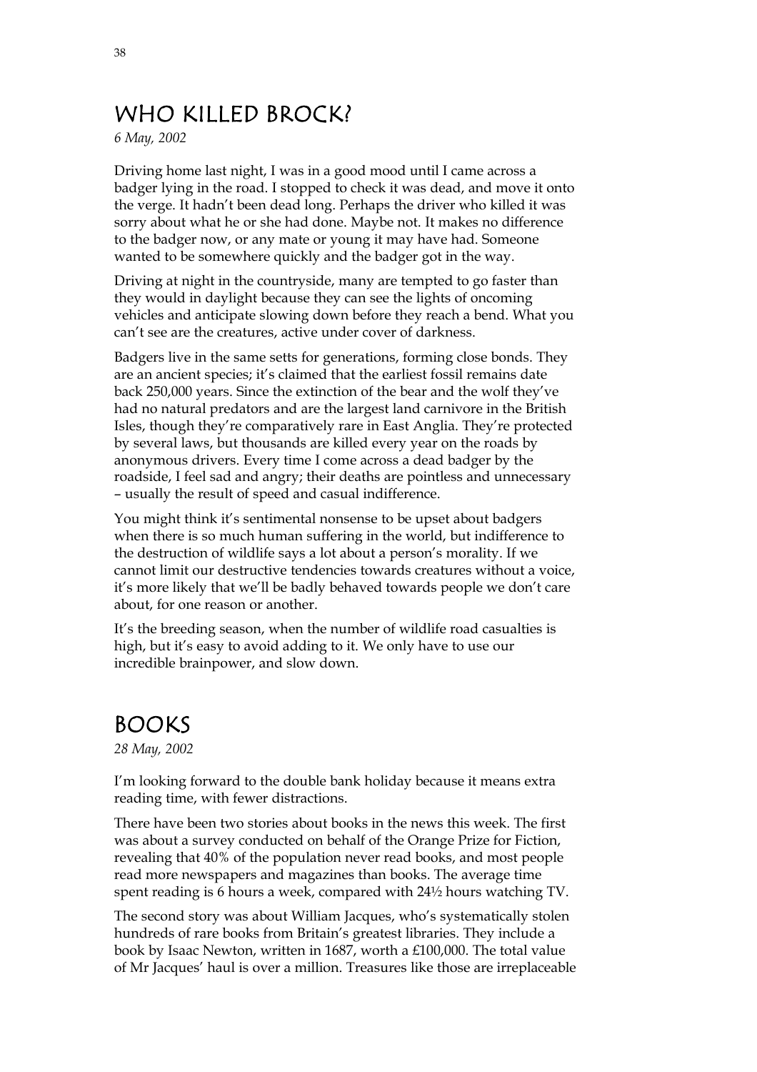## WHO KILLED BROCK?

*6 May, 2002*

Driving home last night, I was in a good mood until I came across a badger lying in the road. I stopped to check it was dead, and move it onto the verge. It hadn't been dead long. Perhaps the driver who killed it was sorry about what he or she had done. Maybe not. It makes no difference to the badger now, or any mate or young it may have had. Someone wanted to be somewhere quickly and the badger got in the way.

Driving at night in the countryside, many are tempted to go faster than they would in daylight because they can see the lights of oncoming vehicles and anticipate slowing down before they reach a bend. What you can't see are the creatures, active under cover of darkness.

Badgers live in the same setts for generations, forming close bonds. They are an ancient species; it's claimed that the earliest fossil remains date back 250,000 years. Since the extinction of the bear and the wolf they've had no natural predators and are the largest land carnivore in the British Isles, though they're comparatively rare in East Anglia. They're protected by several laws, but thousands are killed every year on the roads by anonymous drivers. Every time I come across a dead badger by the roadside, I feel sad and angry; their deaths are pointless and unnecessary – usually the result of speed and casual indifference.

You might think it's sentimental nonsense to be upset about badgers when there is so much human suffering in the world, but indifference to the destruction of wildlife says a lot about a person's morality. If we cannot limit our destructive tendencies towards creatures without a voice, it's more likely that we'll be badly behaved towards people we don't care about, for one reason or another.

It's the breeding season, when the number of wildlife road casualties is high, but it's easy to avoid adding to it. We only have to use our incredible brainpower, and slow down.

## BOOKS

*28 May, 2002*

I'm looking forward to the double bank holiday because it means extra reading time, with fewer distractions.

There have been two stories about books in the news this week. The first was about a survey conducted on behalf of the Orange Prize for Fiction, revealing that 40% of the population never read books, and most people read more newspapers and magazines than books. The average time spent reading is 6 hours a week, compared with 24½ hours watching TV.

The second story was about William Jacques, who's systematically stolen hundreds of rare books from Britain's greatest libraries. They include a book by Isaac Newton, written in 1687, worth a £100,000. The total value of Mr Jacques' haul is over a million. Treasures like those are irreplaceable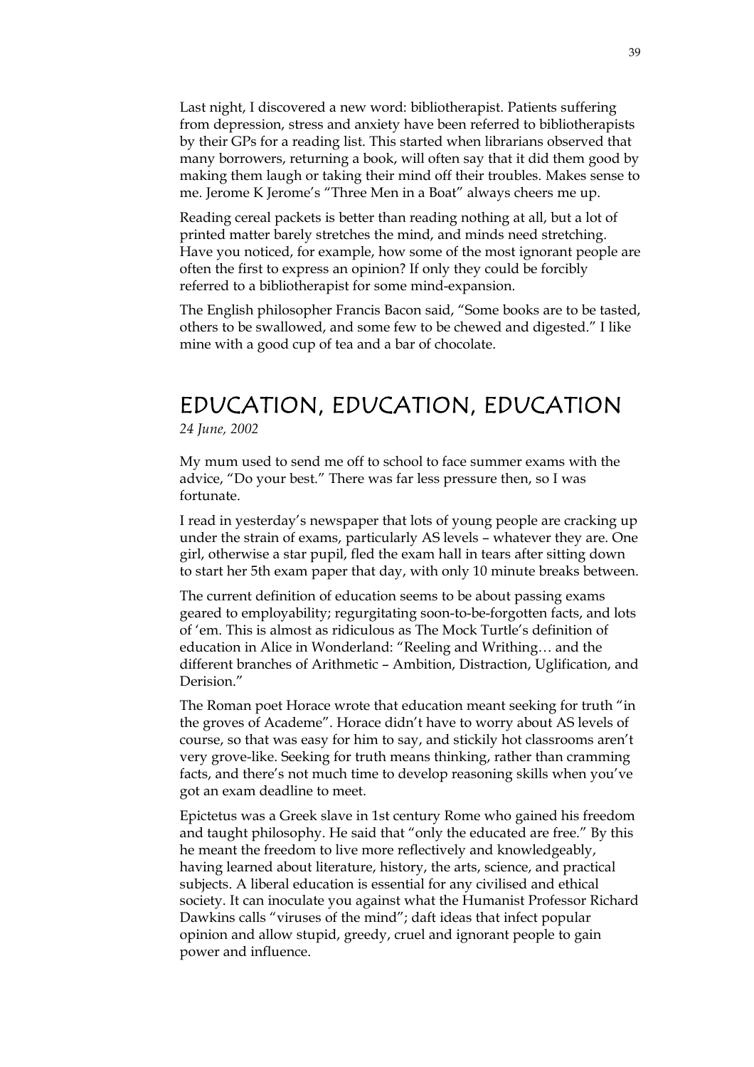Last night, I discovered a new word: bibliotherapist. Patients suffering from depression, stress and anxiety have been referred to bibliotherapists by their GPs for a reading list. This started when librarians observed that many borrowers, returning a book, will often say that it did them good by making them laugh or taking their mind off their troubles. Makes sense to me. Jerome K Jerome's "Three Men in a Boat" always cheers me up.

Reading cereal packets is better than reading nothing at all, but a lot of printed matter barely stretches the mind, and minds need stretching. Have you noticed, for example, how some of the most ignorant people are often the first to express an opinion? If only they could be forcibly referred to a bibliotherapist for some mind-expansion.

The English philosopher Francis Bacon said, "Some books are to be tasted, others to be swallowed, and some few to be chewed and digested." I like mine with a good cup of tea and a bar of chocolate.

# EDUCATION, EDUCATION, EDUCATION

*24 June, 2002*

My mum used to send me off to school to face summer exams with the advice, "Do your best." There was far less pressure then, so I was fortunate.

I read in yesterday's newspaper that lots of young people are cracking up under the strain of exams, particularly AS levels – whatever they are. One girl, otherwise a star pupil, fled the exam hall in tears after sitting down to start her 5th exam paper that day, with only 10 minute breaks between.

The current definition of education seems to be about passing exams geared to employability; regurgitating soon-to-be-forgotten facts, and lots of 'em. This is almost as ridiculous as The Mock Turtle's definition of education in Alice in Wonderland: "Reeling and Writhing… and the different branches of Arithmetic – Ambition, Distraction, Uglification, and Derision."

The Roman poet Horace wrote that education meant seeking for truth "in the groves of Academe". Horace didn't have to worry about AS levels of course, so that was easy for him to say, and stickily hot classrooms aren't very grove-like. Seeking for truth means thinking, rather than cramming facts, and there's not much time to develop reasoning skills when you've got an exam deadline to meet.

Epictetus was a Greek slave in 1st century Rome who gained his freedom and taught philosophy. He said that "only the educated are free." By this he meant the freedom to live more reflectively and knowledgeably, having learned about literature, history, the arts, science, and practical subjects. A liberal education is essential for any civilised and ethical society. It can inoculate you against what the Humanist Professor Richard Dawkins calls "viruses of the mind"; daft ideas that infect popular opinion and allow stupid, greedy, cruel and ignorant people to gain power and influence.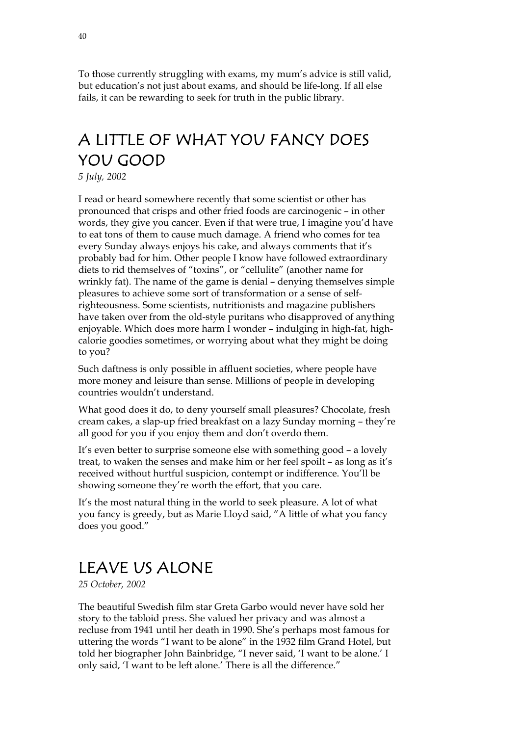To those currently struggling with exams, my mum's advice is still valid, but education's not just about exams, and should be life-long. If all else fails, it can be rewarding to seek for truth in the public library.

## A LITTLE OF WHAT YOU FANCY DOES YOU GOOD

*5 July, 2002*

I read or heard somewhere recently that some scientist or other has pronounced that crisps and other fried foods are carcinogenic – in other words, they give you cancer. Even if that were true, I imagine you'd have to eat tons of them to cause much damage. A friend who comes for tea every Sunday always enjoys his cake, and always comments that it's probably bad for him. Other people I know have followed extraordinary diets to rid themselves of "toxins", or "cellulite" (another name for wrinkly fat). The name of the game is denial – denying themselves simple pleasures to achieve some sort of transformation or a sense of self-righteousness. Some scientists, nutritionists and magazine publishers have taken over from the old-style puritans who disapproved of anything enjoyable. Which does more harm I wonder – indulging in high-fat, high-calorie goodies sometimes, or worrying about what they might be doing to you?

Such daftness is only possible in affluent societies, where people have more money and leisure than sense. Millions of people in developing countries wouldn't understand.

What good does it do, to deny yourself small pleasures? Chocolate, fresh cream cakes, a slap-up fried breakfast on a lazy Sunday morning – they're all good for you if you enjoy them and don't overdo them.

It's even better to surprise someone else with something good – a lovely treat, to waken the senses and make him or her feel spoilt – as long as it's received without hurtful suspicion, contempt or indifference. You'll be showing someone they're worth the effort, that you care.

It's the most natural thing in the world to seek pleasure. A lot of what you fancy is greedy, but as Marie Lloyd said, "A little of what you fancy does you good."

## LEAVE US ALONE

*25 October, 2002*

The beautiful Swedish film star Greta Garbo would never have sold her story to the tabloid press. She valued her privacy and was almost a recluse from 1941 until her death in 1990. She's perhaps most famous for uttering the words "I want to be alone" in the 1932 film Grand Hotel, but told her biographer John Bainbridge, "I never said, 'I want to be alone.' I only said, 'I want to be left alone.' There is all the difference."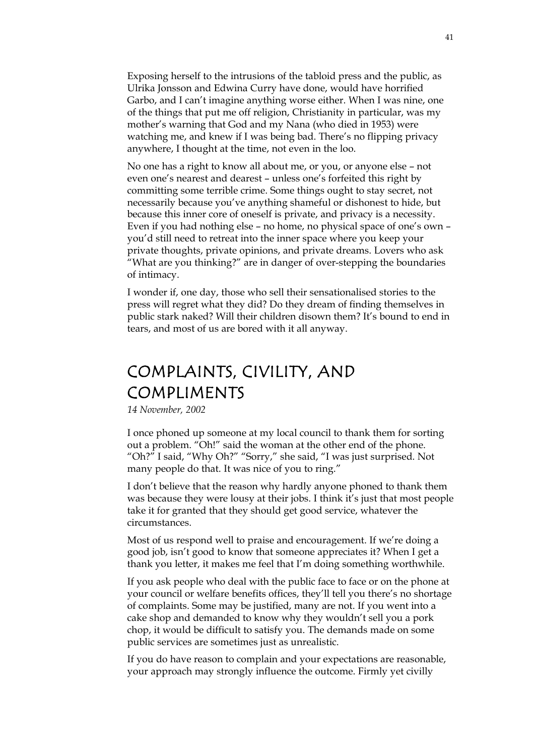Exposing herself to the intrusions of the tabloid press and the public, as Ulrika Jonsson and Edwina Curry have done, would have horrified Garbo, and I can't imagine anything worse either. When I was nine, one of the things that put me off religion, Christianity in particular, was my mother's warning that God and my Nana (who died in 1953) were watching me, and knew if I was being bad. There's no flipping privacy anywhere, I thought at the time, not even in the loo.

No one has a right to know all about me, or you, or anyone else – not even one's nearest and dearest – unless one's forfeited this right by committing some terrible crime. Some things ought to stay secret, not necessarily because you've anything shameful or dishonest to hide, but because this inner core of oneself is private, and privacy is a necessity. Even if you had nothing else – no home, no physical space of one's own – you'd still need to retreat into the inner space where you keep your private thoughts, private opinions, and private dreams. Lovers who ask "What are you thinking?" are in danger of over-stepping the boundaries of intimacy.

I wonder if, one day, those who sell their sensationalised stories to the press will regret what they did? Do they dream of finding themselves in public stark naked? Will their children disown them? It's bound to end in tears, and most of us are bored with it all anyway.

## COMPLAINTS, CIVILITY, AND COMPLIMENTS

*14 November, 2002*

I once phoned up someone at my local council to thank them for sorting out a problem. "Oh!" said the woman at the other end of the phone. "Oh?" I said, "Why Oh?" "Sorry," she said, "I was just surprised. Not many people do that. It was nice of you to ring."

I don't believe that the reason why hardly anyone phoned to thank them was because they were lousy at their jobs. I think it's just that most people take it for granted that they should get good service, whatever the circumstances.

Most of us respond well to praise and encouragement. If we're doing a good job, isn't good to know that someone appreciates it? When I get a thank you letter, it makes me feel that I'm doing something worthwhile.

If you ask people who deal with the public face to face or on the phone at your council or welfare benefits offices, they'll tell you there's no shortage of complaints. Some may be justified, many are not. If you went into a cake shop and demanded to know why they wouldn't sell you a pork chop, it would be difficult to satisfy you. The demands made on some public services are sometimes just as unrealistic.

If you do have reason to complain and your expectations are reasonable, your approach may strongly influence the outcome. Firmly yet civilly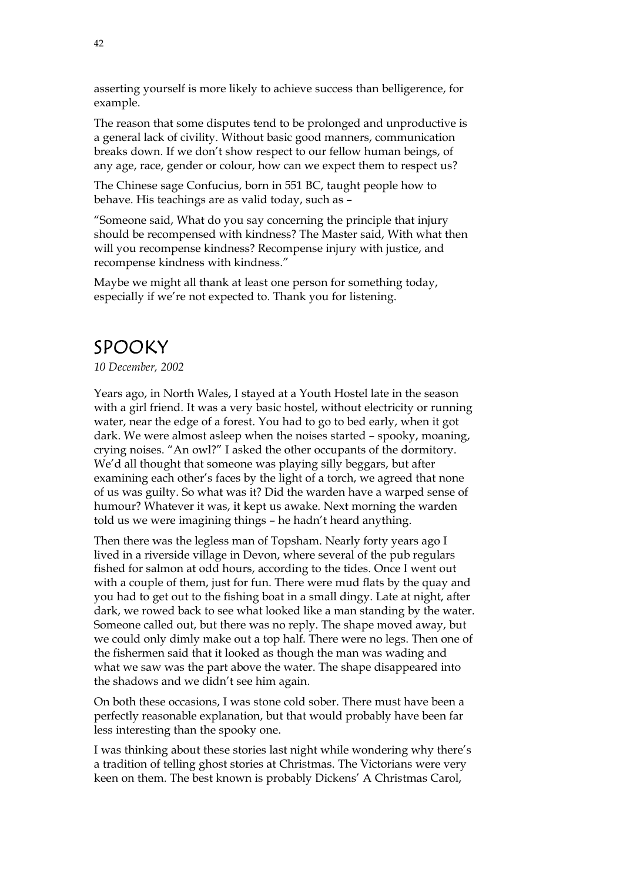asserting yourself is more likely to achieve success than belligerence, for example.

The reason that some disputes tend to be prolonged and unproductive is a general lack of civility. Without basic good manners, communication breaks down. If we don't show respect to our fellow human beings, of any age, race, gender or colour, how can we expect them to respect us?

The Chinese sage Confucius, born in 551 BC, taught people how to behave. His teachings are as valid today, such as –

"Someone said, What do you say concerning the principle that injury should be recompensed with kindness? The Master said, With what then will you recompense kindness? Recompense injury with justice, and recompense kindness with kindness."

Maybe we might all thank at least one person for something today, especially if we're not expected to. Thank you for listening.

## SPOOKY

*10 December, 2002*

Years ago, in North Wales, I stayed at a Youth Hostel late in the season with a girl friend. It was a very basic hostel, without electricity or running water, near the edge of a forest. You had to go to bed early, when it got dark. We were almost asleep when the noises started – spooky, moaning, crying noises. "An owl?" I asked the other occupants of the dormitory. We'd all thought that someone was playing silly beggars, but after examining each other's faces by the light of a torch, we agreed that none of us was guilty. So what was it? Did the warden have a warped sense of humour? Whatever it was, it kept us awake. Next morning the warden told us we were imagining things – he hadn't heard anything.

Then there was the legless man of Topsham. Nearly forty years ago I lived in a riverside village in Devon, where several of the pub regulars fished for salmon at odd hours, according to the tides. Once I went out with a couple of them, just for fun. There were mud flats by the quay and you had to get out to the fishing boat in a small dingy. Late at night, after dark, we rowed back to see what looked like a man standing by the water. Someone called out, but there was no reply. The shape moved away, but we could only dimly make out a top half. There were no legs. Then one of the fishermen said that it looked as though the man was wading and what we saw was the part above the water. The shape disappeared into the shadows and we didn't see him again.

On both these occasions, I was stone cold sober. There must have been a perfectly reasonable explanation, but that would probably have been far less interesting than the spooky one.

I was thinking about these stories last night while wondering why there's a tradition of telling ghost stories at Christmas. The Victorians were very keen on them. The best known is probably Dickens' A Christmas Carol,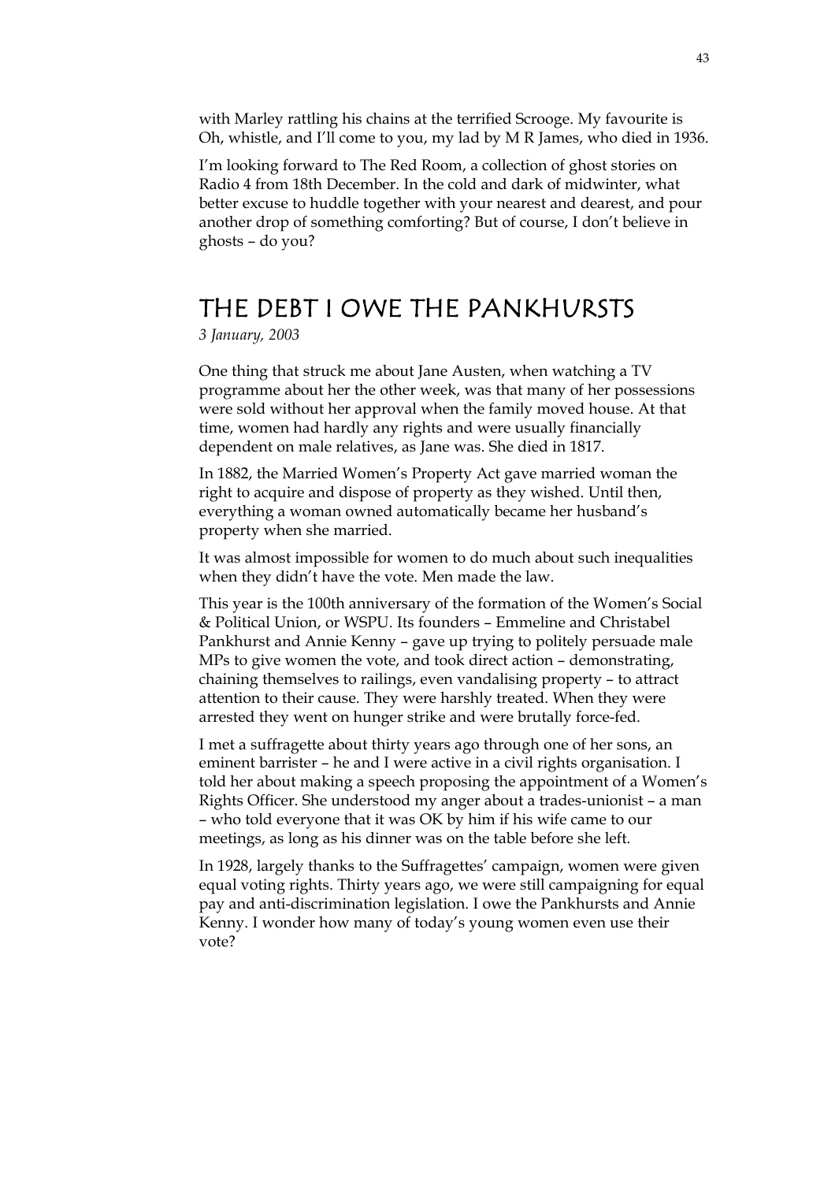with Marley rattling his chains at the terrified Scrooge. My favourite is Oh, whistle, and I'll come to you, my lad by M R James, who died in 1936.

I'm looking forward to The Red Room, a collection of ghost stories on Radio 4 from 18th December. In the cold and dark of midwinter, what better excuse to huddle together with your nearest and dearest, and pour another drop of something comforting? But of course, I don't believe in ghosts – do you?

## THE DEBT I OWE THE PANKHURSTS

*3 January, 2003*

One thing that struck me about Jane Austen, when watching a TV programme about her the other week, was that many of her possessions were sold without her approval when the family moved house. At that time, women had hardly any rights and were usually financially dependent on male relatives, as Jane was. She died in 1817.

In 1882, the Married Women's Property Act gave married woman the right to acquire and dispose of property as they wished. Until then, everything a woman owned automatically became her husband's property when she married.

It was almost impossible for women to do much about such inequalities when they didn't have the vote. Men made the law.

This year is the 100th anniversary of the formation of the Women's Social & Political Union, or WSPU. Its founders – Emmeline and Christabel Pankhurst and Annie Kenny – gave up trying to politely persuade male MPs to give women the vote, and took direct action – demonstrating, chaining themselves to railings, even vandalising property – to attract attention to their cause. They were harshly treated. When they were arrested they went on hunger strike and were brutally force-fed.

I met a suffragette about thirty years ago through one of her sons, an eminent barrister – he and I were active in a civil rights organisation. I told her about making a speech proposing the appointment of a Women's Rights Officer. She understood my anger about a trades-unionist – a man – who told everyone that it was OK by him if his wife came to our meetings, as long as his dinner was on the table before she left.

In 1928, largely thanks to the Suffragettes' campaign, women were given equal voting rights. Thirty years ago, we were still campaigning for equal pay and anti-discrimination legislation. I owe the Pankhursts and Annie Kenny. I wonder how many of today's young women even use their vote?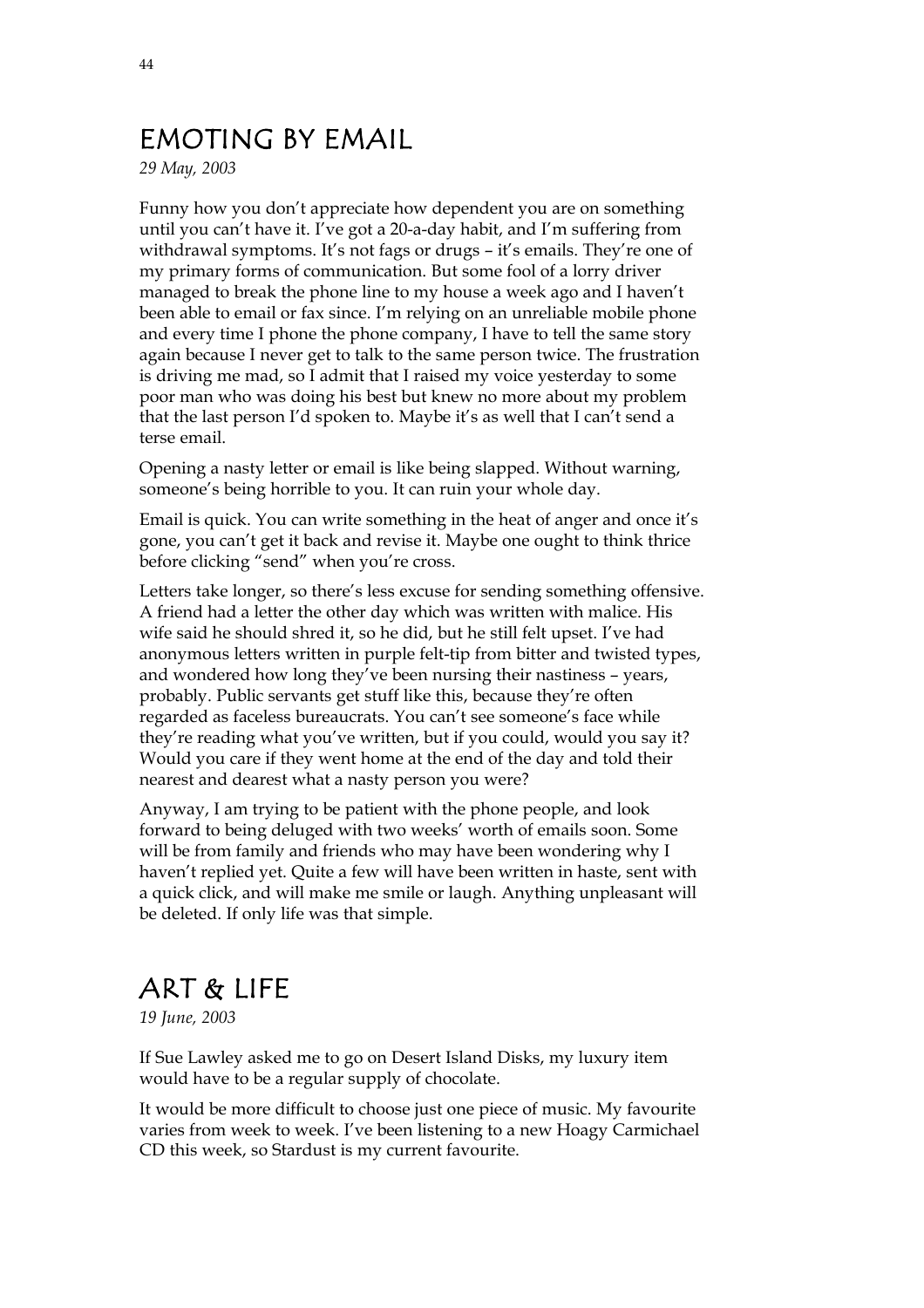## EMOTING BY EMAIL

*29 May, 2003*

Funny how you don't appreciate how dependent you are on something until you can't have it. I've got a 20-a-day habit, and I'm suffering from withdrawal symptoms. It's not fags or drugs – it's emails. They're one of my primary forms of communication. But some fool of a lorry driver managed to break the phone line to my house a week ago and I haven't been able to email or fax since. I'm relying on an unreliable mobile phone and every time I phone the phone company, I have to tell the same story again because I never get to talk to the same person twice. The frustration is driving me mad, so I admit that I raised my voice yesterday to some poor man who was doing his best but knew no more about my problem that the last person I'd spoken to. Maybe it's as well that I can't send a terse email.

Opening a nasty letter or email is like being slapped. Without warning, someone's being horrible to you. It can ruin your whole day.

Email is quick. You can write something in the heat of anger and once it's gone, you can't get it back and revise it. Maybe one ought to think thrice before clicking "send" when you're cross.

Letters take longer, so there's less excuse for sending something offensive. A friend had a letter the other day which was written with malice. His wife said he should shred it, so he did, but he still felt upset. I've had anonymous letters written in purple felt-tip from bitter and twisted types, and wondered how long they've been nursing their nastiness – years, probably. Public servants get stuff like this, because they're often regarded as faceless bureaucrats. You can't see someone's face while they're reading what you've written, but if you could, would you say it? Would you care if they went home at the end of the day and told their nearest and dearest what a nasty person you were?

Anyway, I am trying to be patient with the phone people, and look forward to being deluged with two weeks' worth of emails soon. Some will be from family and friends who may have been wondering why I haven't replied yet. Quite a few will have been written in haste, sent with a quick click, and will make me smile or laugh. Anything unpleasant will be deleted. If only life was that simple.

## ART & LIFE

*19 June, 2003*

If Sue Lawley asked me to go on Desert Island Disks, my luxury item would have to be a regular supply of chocolate.

It would be more difficult to choose just one piece of music. My favourite varies from week to week. I've been listening to a new Hoagy Carmichael CD this week, so Stardust is my current favourite.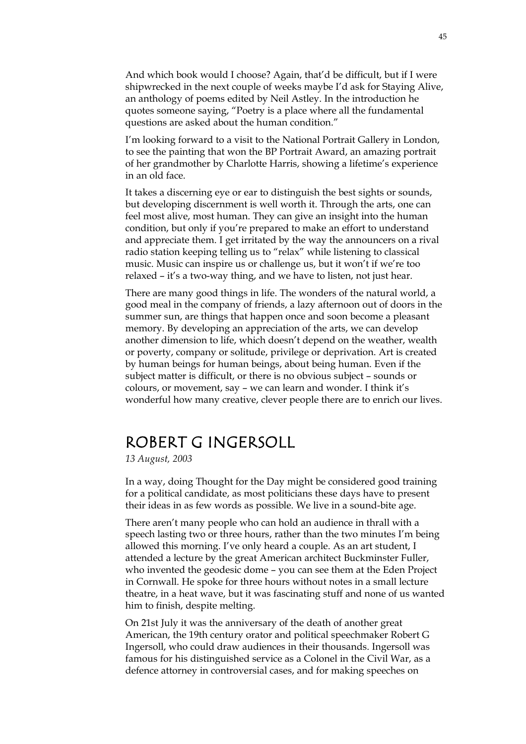And which book would I choose? Again, that'd be difficult, but if I were shipwrecked in the next couple of weeks maybe I'd ask for Staying Alive, an anthology of poems edited by Neil Astley. In the introduction he quotes someone saying, "Poetry is a place where all the fundamental questions are asked about the human condition."

I'm looking forward to a visit to the National Portrait Gallery in London, to see the painting that won the BP Portrait Award, an amazing portrait of her grandmother by Charlotte Harris, showing a lifetime's experience in an old face.

It takes a discerning eye or ear to distinguish the best sights or sounds, but developing discernment is well worth it. Through the arts, one can feel most alive, most human. They can give an insight into the human condition, but only if you're prepared to make an effort to understand and appreciate them. I get irritated by the way the announcers on a rival radio station keeping telling us to "relax" while listening to classical music. Music can inspire us or challenge us, but it won't if we're too relaxed – it's a two-way thing, and we have to listen, not just hear.

There are many good things in life. The wonders of the natural world, a good meal in the company of friends, a lazy afternoon out of doors in the summer sun, are things that happen once and soon become a pleasant memory. By developing an appreciation of the arts, we can develop another dimension to life, which doesn't depend on the weather, wealth or poverty, company or solitude, privilege or deprivation. Art is created by human beings for human beings, about being human. Even if the subject matter is difficult, or there is no obvious subject – sounds or colours, or movement, say – we can learn and wonder. I think it's wonderful how many creative, clever people there are to enrich our lives.

## ROBERT G INGERSOLL

*13 August, 2003*

In a way, doing Thought for the Day might be considered good training for a political candidate, as most politicians these days have to present their ideas in as few words as possible. We live in a sound-bite age.

There aren't many people who can hold an audience in thrall with a speech lasting two or three hours, rather than the two minutes I'm being allowed this morning. I've only heard a couple. As an art student, I attended a lecture by the great American architect Buckminster Fuller, who invented the geodesic dome – you can see them at the Eden Project in Cornwall. He spoke for three hours without notes in a small lecture theatre, in a heat wave, but it was fascinating stuff and none of us wanted him to finish, despite melting.

On 21st July it was the anniversary of the death of another great American, the 19th century orator and political speechmaker Robert G Ingersoll, who could draw audiences in their thousands. Ingersoll was famous for his distinguished service as a Colonel in the Civil War, as a defence attorney in controversial cases, and for making speeches on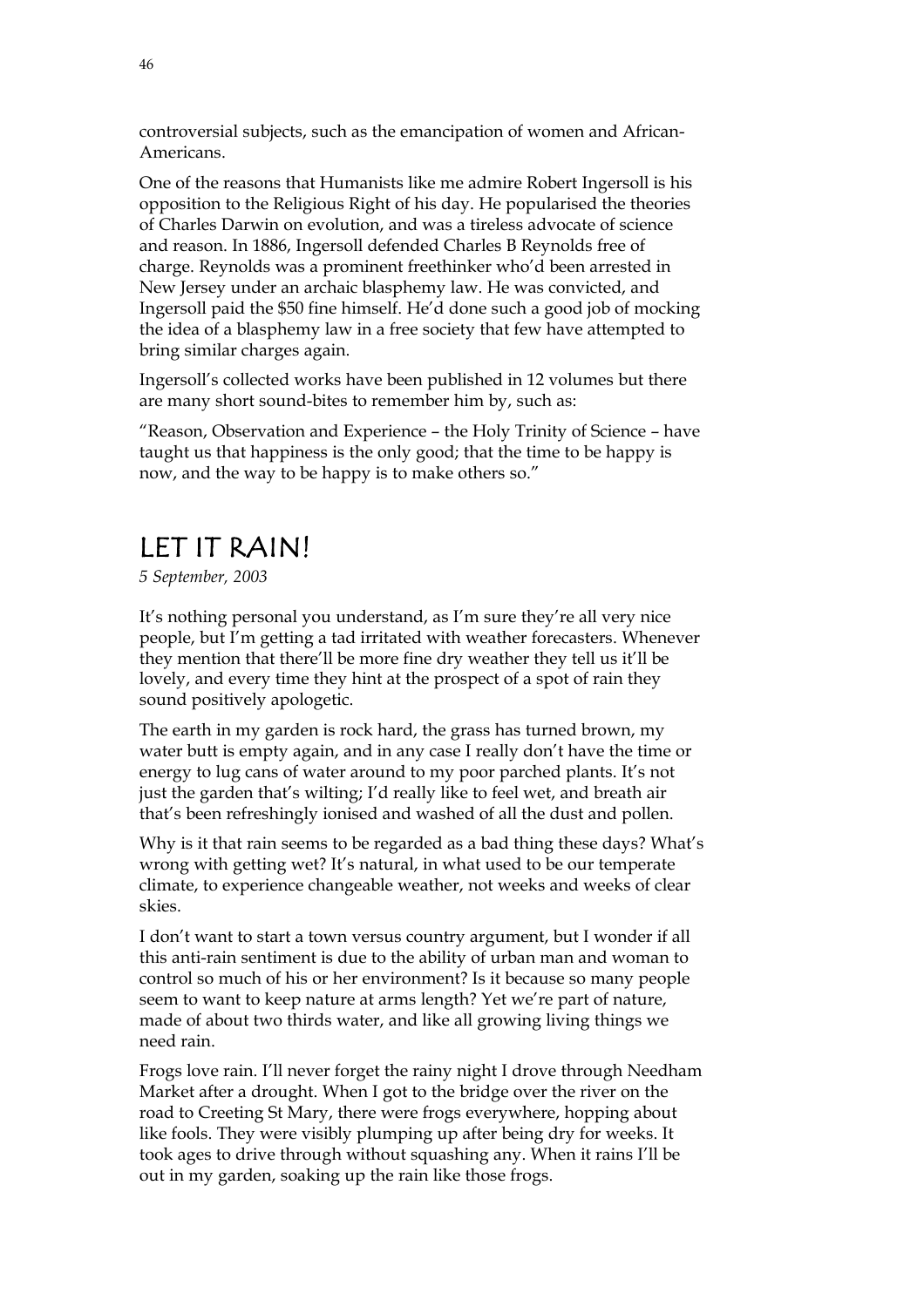controversial subjects, such as the emancipation of women and African-Americans.

One of the reasons that Humanists like me admire Robert Ingersoll is his opposition to the Religious Right of his day. He popularised the theories of Charles Darwin on evolution, and was a tireless advocate of science and reason. In 1886, Ingersoll defended Charles B Reynolds free of charge. Reynolds was a prominent freethinker who'd been arrested in New Jersey under an archaic blasphemy law. He was convicted, and Ingersoll paid the $50 fine himself. He'd done such a good job of mocking the idea of a blasphemy law in a free society that few have attempted to bring similar charges again.

Ingersoll's collected works have been published in 12 volumes but there are many short sound-bites to remember him by, such as:

"Reason, Observation and Experience – the Holy Trinity of Science – have taught us that happiness is the only good; that the time to be happy is now, and the way to be happy is to make others so."

## LET IT RAIN!

*5 September, 2003*

It's nothing personal you understand, as I'm sure they're all very nice people, but I'm getting a tad irritated with weather forecasters. Whenever they mention that there'll be more fine dry weather they tell us it'll be lovely, and every time they hint at the prospect of a spot of rain they sound positively apologetic.

The earth in my garden is rock hard, the grass has turned brown, my water butt is empty again, and in any case I really don't have the time or energy to lug cans of water around to my poor parched plants. It's not just the garden that's wilting; I'd really like to feel wet, and breath air that's been refreshingly ionised and washed of all the dust and pollen.

Why is it that rain seems to be regarded as a bad thing these days? What's wrong with getting wet? It's natural, in what used to be our temperate climate, to experience changeable weather, not weeks and weeks of clear skies.

I don't want to start a town versus country argument, but I wonder if all this anti-rain sentiment is due to the ability of urban man and woman to control so much of his or her environment? Is it because so many people seem to want to keep nature at arms length? Yet we're part of nature, made of about two thirds water, and like all growing living things we need rain.

Frogs love rain. I'll never forget the rainy night I drove through Needham Market after a drought. When I got to the bridge over the river on the road to Creeting St Mary, there were frogs everywhere, hopping about like fools. They were visibly plumping up after being dry for weeks. It took ages to drive through without squashing any. When it rains I'll be out in my garden, soaking up the rain like those frogs.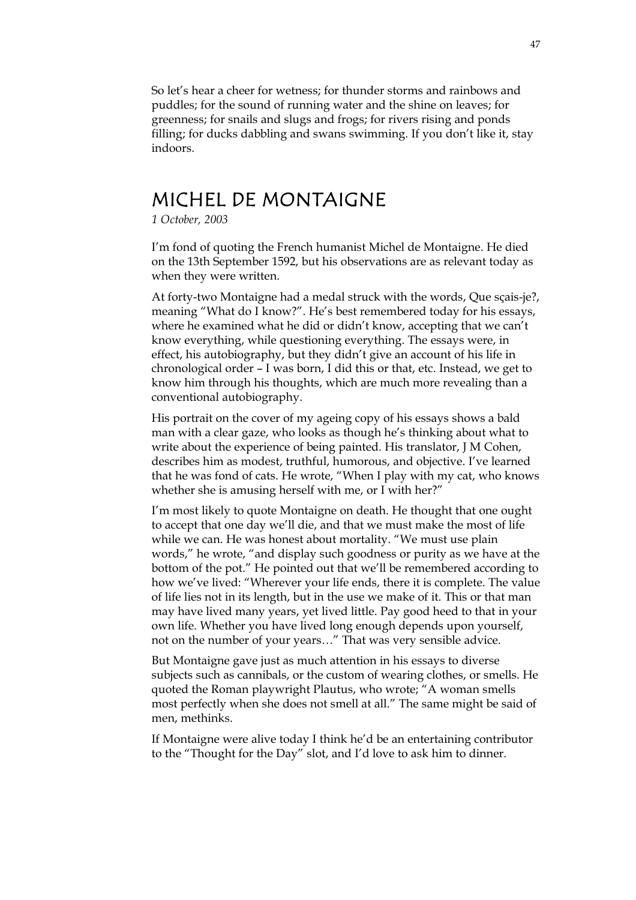So let's hear a cheer for wetness; for thunder storms and rainbows and puddles; for the sound of running water and the shine on leaves; for greenness; for snails and slugs and frogs; for rivers rising and ponds filling; for ducks dabbling and swans swimming. If you don't like it, stay indoors.

# MICHEL DE MONTAIGNE

*1 October, 2003*

I'm fond of quoting the French humanist Michel de Montaigne. He died on the 13th September 1592, but his observations are as relevant today as when they were written.

At forty-two Montaigne had a medal struck with the words, Que sçais-je?, meaning "What do I know?". He's best remembered today for his essays, where he examined what he did or didn't know, accepting that we can't know everything, while questioning everything. The essays were, in effect, his autobiography, but they didn't give an account of his life in chronological order – I was born, I did this or that, etc. Instead, we get to know him through his thoughts, which are much more revealing than a conventional autobiography.

His portrait on the cover of my ageing copy of his essays shows a bald man with a clear gaze, who looks as though he's thinking about what to write about the experience of being painted. His translator, J M Cohen, describes him as modest, truthful, humorous, and objective. I've learned that he was fond of cats. He wrote, "When I play with my cat, who knows whether she is amusing herself with me, or I with her?"

I'm most likely to quote Montaigne on death. He thought that one ought to accept that one day we'll die, and that we must make the most of life while we can. He was honest about mortality. "We must use plain words," he wrote, "and display such goodness or purity as we have at the bottom of the pot." He pointed out that we'll be remembered according to how we've lived: "Wherever your life ends, there it is complete. The value of life lies not in its length, but in the use we make of it. This or that man may have lived many years, yet lived little. Pay good heed to that in your own life. Whether you have lived long enough depends upon yourself, not on the number of your years…" That was very sensible advice.

But Montaigne gave just as much attention in his essays to diverse subjects such as cannibals, or the custom of wearing clothes, or smells. He quoted the Roman playwright Plautus, who wrote; "A woman smells most perfectly when she does not smell at all." The same might be said of men, methinks.

If Montaigne were alive today I think he'd be an entertaining contributor to the "Thought for the Day" slot, and I'd love to ask him to dinner.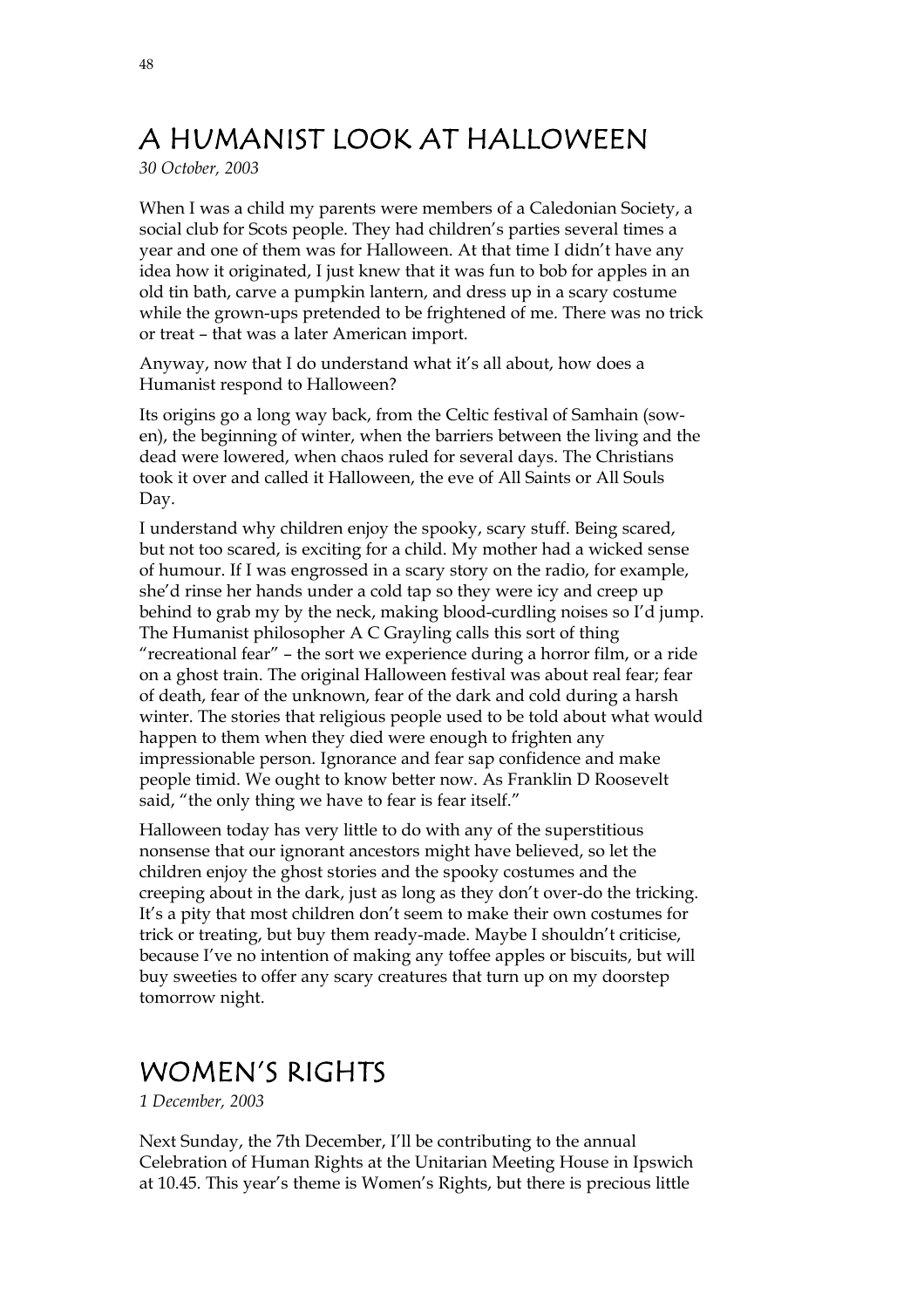# A HUMANIST LOOK AT HALLOWEEN

*30 October, 2003*

When I was a child my parents were members of a Caledonian Society, a social club for Scots people. They had children's parties several times a year and one of them was for Halloween. At that time I didn't have any idea how it originated, I just knew that it was fun to bob for apples in an old tin bath, carve a pumpkin lantern, and dress up in a scary costume while the grown-ups pretended to be frightened of me. There was no trick or treat – that was a later American import.

Anyway, now that I do understand what it's all about, how does a Humanist respond to Halloween?

Its origins go a long way back, from the Celtic festival of Samhain (sow-en), the beginning of winter, when the barriers between the living and the dead were lowered, when chaos ruled for several days. The Christians took it over and called it Halloween, the eve of All Saints or All Souls Day.

I understand why children enjoy the spooky, scary stuff. Being scared, but not too scared, is exciting for a child. My mother had a wicked sense of humour. If I was engrossed in a scary story on the radio, for example, she'd rinse her hands under a cold tap so they were icy and creep up behind to grab my by the neck, making blood-curdling noises so I'd jump. The Humanist philosopher A C Grayling calls this sort of thing "recreational fear" – the sort we experience during a horror film, or a ride on a ghost train. The original Halloween festival was about real fear; fear of death, fear of the unknown, fear of the dark and cold during a harsh winter. The stories that religious people used to be told about what would happen to them when they died were enough to frighten any impressionable person. Ignorance and fear sap confidence and make people timid. We ought to know better now. As Franklin D Roosevelt said, "the only thing we have to fear is fear itself."

Halloween today has very little to do with any of the superstitious nonsense that our ignorant ancestors might have believed, so let the children enjoy the ghost stories and the spooky costumes and the creeping about in the dark, just as long as they don't over-do the tricking. It's a pity that most children don't seem to make their own costumes for trick or treating, but buy them ready-made. Maybe I shouldn't criticise, because I've no intention of making any toffee apples or biscuits, but will buy sweeties to offer any scary creatures that turn up on my doorstep tomorrow night.

# WOMEN'S RIGHTS

*1 December, 2003*

Next Sunday, the 7th December, I'll be contributing to the annual Celebration of Human Rights at the Unitarian Meeting House in Ipswich at 10.45. This year's theme is Women's Rights, but there is precious little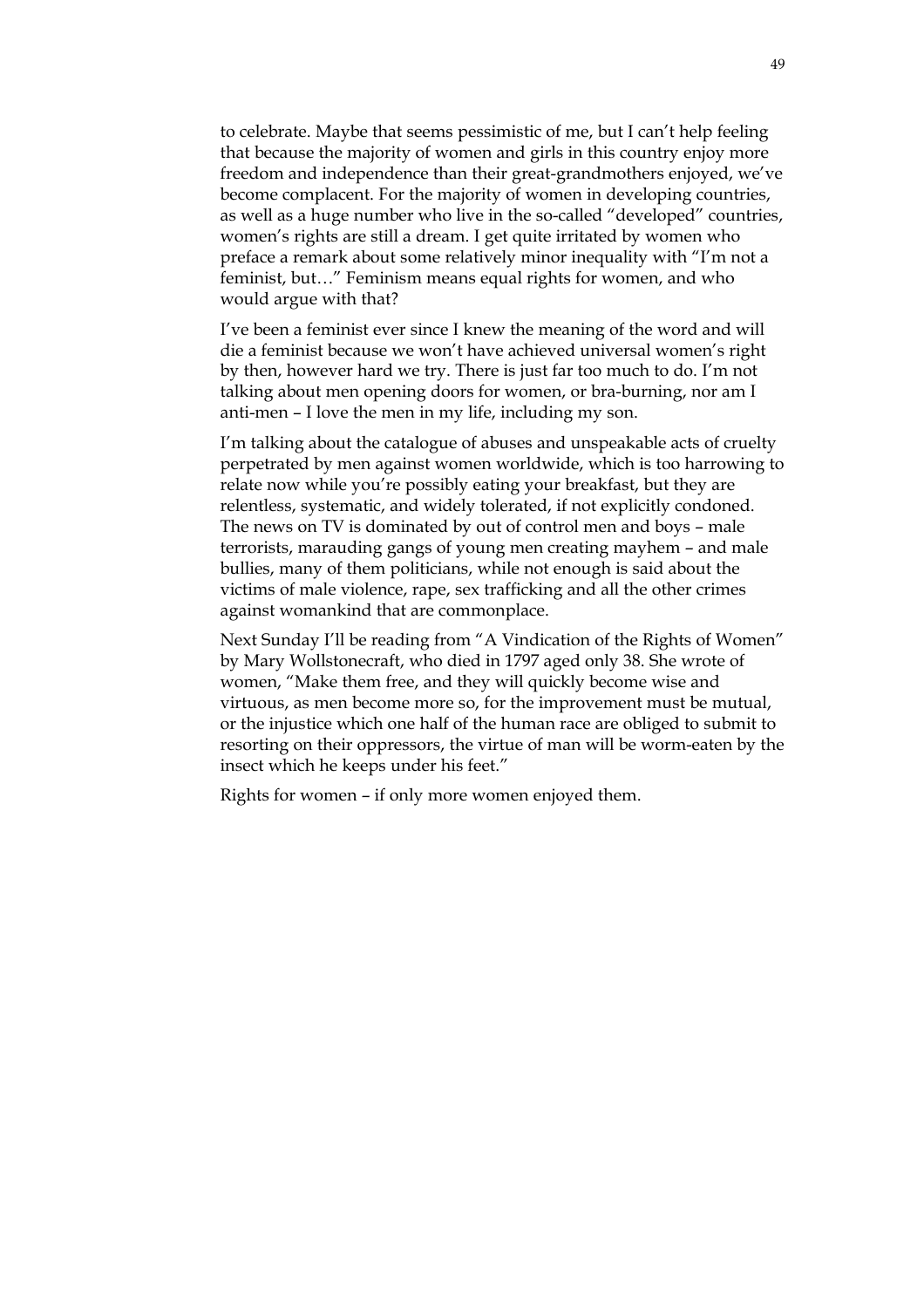to celebrate. Maybe that seems pessimistic of me, but I can't help feeling that because the majority of women and girls in this country enjoy more freedom and independence than their great-grandmothers enjoyed, we've become complacent. For the majority of women in developing countries, as well as a huge number who live in the so-called "developed" countries, women's rights are still a dream. I get quite irritated by women who preface a remark about some relatively minor inequality with "I'm not a feminist, but…" Feminism means equal rights for women, and who would argue with that?

I've been a feminist ever since I knew the meaning of the word and will die a feminist because we won't have achieved universal women's right by then, however hard we try. There is just far too much to do. I'm not talking about men opening doors for women, or bra-burning, nor am I anti-men – I love the men in my life, including my son.

I'm talking about the catalogue of abuses and unspeakable acts of cruelty perpetrated by men against women worldwide, which is too harrowing to relate now while you're possibly eating your breakfast, but they are relentless, systematic, and widely tolerated, if not explicitly condoned. The news on TV is dominated by out of control men and boys – male terrorists, marauding gangs of young men creating mayhem – and male bullies, many of them politicians, while not enough is said about the victims of male violence, rape, sex trafficking and all the other crimes against womankind that are commonplace.

Next Sunday I'll be reading from "A Vindication of the Rights of Women" by Mary Wollstonecraft, who died in 1797 aged only 38. She wrote of women, "Make them free, and they will quickly become wise and virtuous, as men become more so, for the improvement must be mutual, or the injustice which one half of the human race are obliged to submit to resorting on their oppressors, the virtue of man will be worm-eaten by the insect which he keeps under his feet."

Rights for women – if only more women enjoyed them.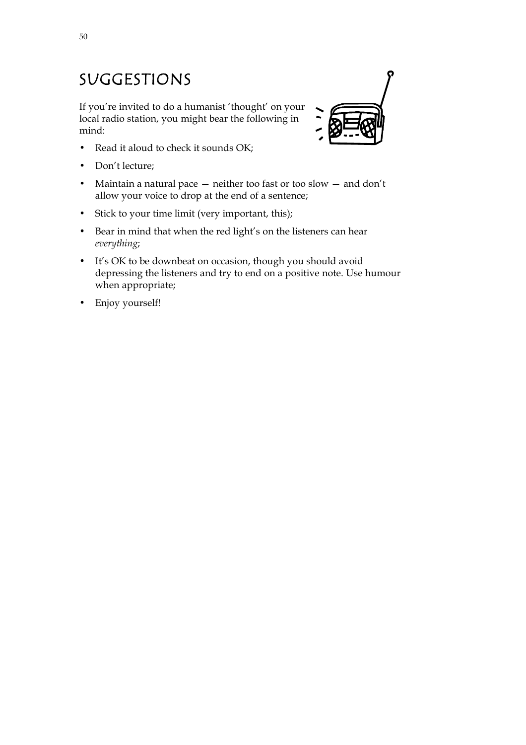# SUGGESTIONS

If you're invited to do a humanist 'thought' on your local radio station, you might bear the following in mind:

- Read it aloud to check it sounds OK;
- Don't lecture;
- Maintain a natural pace — neither too fast or too slow — and don't allow your voice to drop at the end of a sentence;
- Stick to your time limit (very important, this);
- Bear in mind that when the red light's on the listeners can hear *everything*;
- It's OK to be downbeat on occasion, though you should avoid depressing the listeners and try to end on a positive note. Use humour when appropriate;
- Enjoy yourself!